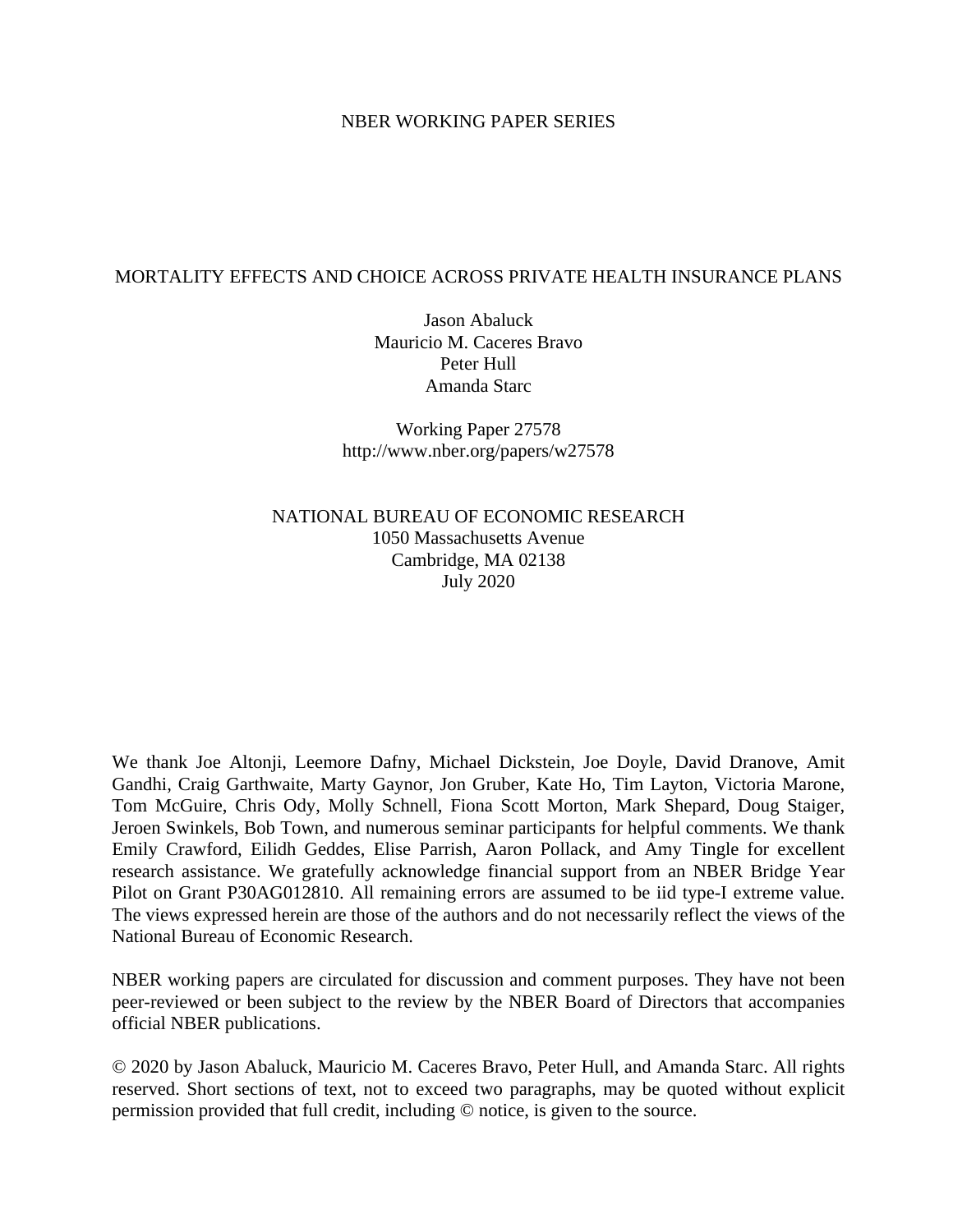NBER WORKING PAPER SERIES

# MORTALITY EFFECTS AND CHOICE ACROSS PRIVATE HEALTH INSURANCE PLANS

Jason Abaluck
Mauricio M. Caceres Bravo
Peter Hull
Amanda Starc

Working Paper 27578
http://www.nber.org/papers/w27578

NATIONAL BUREAU OF ECONOMIC RESEARCH
1050 Massachusetts Avenue
Cambridge, MA 02138
July 2020

We thank Joe Altonji, Leemore Dafny, Michael Dickstein, Joe Doyle, David Dranove, Amit Gandhi, Craig Garthwaite, Marty Gaynor, Jon Gruber, Kate Ho, Tim Layton, Victoria Marone, Tom McGuire, Chris Ody, Molly Schnell, Fiona Scott Morton, Mark Shepard, Doug Staiger, Jeroen Swinkels, Bob Town, and numerous seminar participants for helpful comments. We thank Emily Crawford, Eilidh Geddes, Elise Parrish, Aaron Pollack, and Amy Tingle for excellent research assistance. We gratefully acknowledge financial support from an NBER Bridge Year Pilot on Grant P30AG012810. All remaining errors are assumed to be iid type-I extreme value. The views expressed herein are those of the authors and do not necessarily reflect the views of the National Bureau of Economic Research.

NBER working papers are circulated for discussion and comment purposes. They have not been peer-reviewed or been subject to the review by the NBER Board of Directors that accompanies official NBER publications.

© 2020 by Jason Abaluck, Mauricio M. Caceres Bravo, Peter Hull, and Amanda Starc. All rights reserved. Short sections of text, not to exceed two paragraphs, may be quoted without explicit permission provided that full credit, including © notice, is given to the source.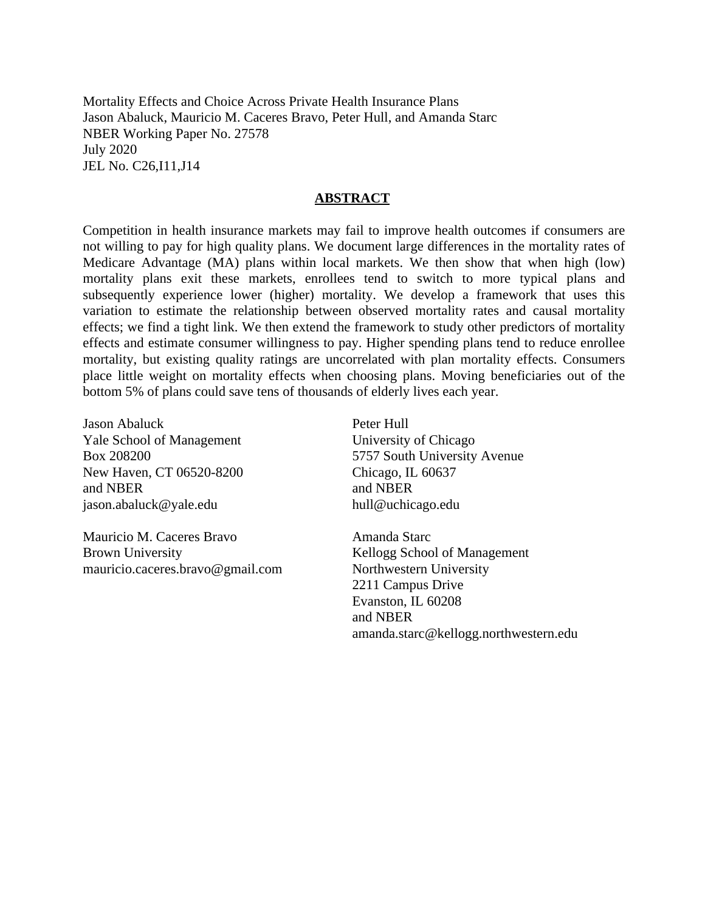Mortality Effects and Choice Across Private Health Insurance Plans
Jason Abaluck, Mauricio M. Caceres Bravo, Peter Hull, and Amanda Starc
NBER Working Paper No. 27578
July 2020
JEL No. C26,I11,J14

## ABSTRACT

Competition in health insurance markets may fail to improve health outcomes if consumers are not willing to pay for high quality plans. We document large differences in the mortality rates of Medicare Advantage (MA) plans within local markets. We then show that when high (low) mortality plans exit these markets, enrollees tend to switch to more typical plans and subsequently experience lower (higher) mortality. We develop a framework that uses this variation to estimate the relationship between observed mortality rates and causal mortality effects; we find a tight link. We then extend the framework to study other predictors of mortality effects and estimate consumer willingness to pay. Higher spending plans tend to reduce enrollee mortality, but existing quality ratings are uncorrelated with plan mortality effects. Consumers place little weight on mortality effects when choosing plans. Moving beneficiaries out of the bottom 5% of plans could save tens of thousands of elderly lives each year.

Jason Abaluck
Yale School of Management
Box 208200
New Haven, CT 06520-8200
and NBER
jason.abaluck@yale.edu

Mauricio M. Caceres Bravo
Brown University
mauricio.caceres.bravo@gmail.com

Peter Hull
University of Chicago
5757 South University Avenue
Chicago, IL 60637
and NBER
hull@uchicago.edu

Amanda Starc
Kellogg School of Management
Northwestern University
2211 Campus Drive
Evanston, IL 60208
and NBER
amanda.starc@kellogg.northwestern.edu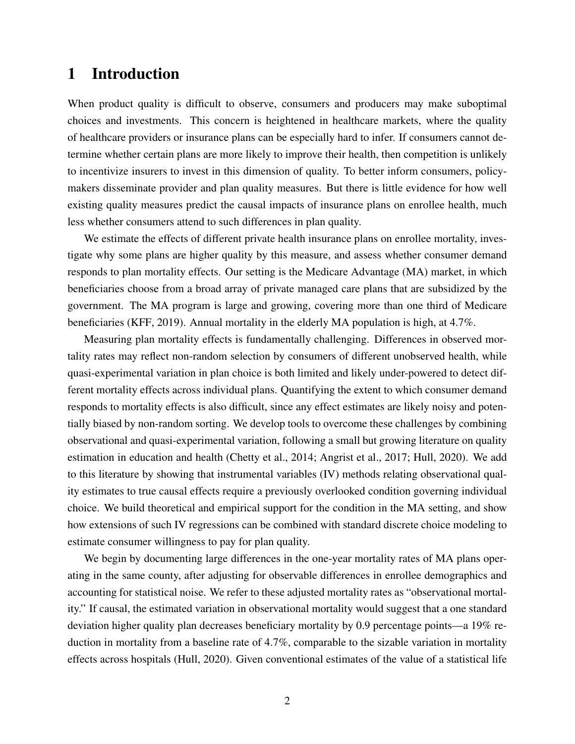# 1 Introduction

When product quality is difficult to observe, consumers and producers may make suboptimal choices and investments. This concern is heightened in healthcare markets, where the quality of healthcare providers or insurance plans can be especially hard to infer. If consumers cannot determine whether certain plans are more likely to improve their health, then competition is unlikely to incentivize insurers to invest in this dimension of quality. To better inform consumers, policymakers disseminate provider and plan quality measures. But there is little evidence for how well existing quality measures predict the causal impacts of insurance plans on enrollee health, much less whether consumers attend to such differences in plan quality.

We estimate the effects of different private health insurance plans on enrollee mortality, investigate why some plans are higher quality by this measure, and assess whether consumer demand responds to plan mortality effects. Our setting is the Medicare Advantage (MA) market, in which beneficiaries choose from a broad array of private managed care plans that are subsidized by the government. The MA program is large and growing, covering more than one third of Medicare beneficiaries (KFF, 2019). Annual mortality in the elderly MA population is high, at 4.7%.

Measuring plan mortality effects is fundamentally challenging. Differences in observed mortality rates may reflect non-random selection by consumers of different unobserved health, while quasi-experimental variation in plan choice is both limited and likely under-powered to detect different mortality effects across individual plans. Quantifying the extent to which consumer demand responds to mortality effects is also difficult, since any effect estimates are likely noisy and potentially biased by non-random sorting. We develop tools to overcome these challenges by combining observational and quasi-experimental variation, following a small but growing literature on quality estimation in education and health (Chetty et al., 2014; Angrist et al., 2017; Hull, 2020). We add to this literature by showing that instrumental variables (IV) methods relating observational quality estimates to true causal effects require a previously overlooked condition governing individual choice. We build theoretical and empirical support for the condition in the MA setting, and show how extensions of such IV regressions can be combined with standard discrete choice modeling to estimate consumer willingness to pay for plan quality.

We begin by documenting large differences in the one-year mortality rates of MA plans operating in the same county, after adjusting for observable differences in enrollee demographics and accounting for statistical noise. We refer to these adjusted mortality rates as "observational mortality." If causal, the estimated variation in observational mortality would suggest that a one standard deviation higher quality plan decreases beneficiary mortality by 0.9 percentage points—a 19% reduction in mortality from a baseline rate of 4.7%, comparable to the sizable variation in mortality effects across hospitals (Hull, 2020). Given conventional estimates of the value of a statistical life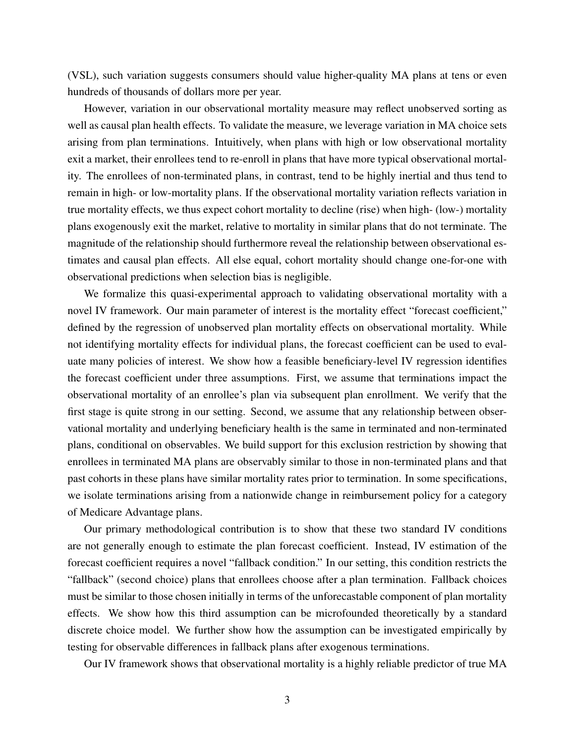(VSL), such variation suggests consumers should value higher-quality MA plans at tens or even hundreds of thousands of dollars more per year.

However, variation in our observational mortality measure may reflect unobserved sorting as well as causal plan health effects. To validate the measure, we leverage variation in MA choice sets arising from plan terminations. Intuitively, when plans with high or low observational mortality exit a market, their enrollees tend to re-enroll in plans that have more typical observational mortality. The enrollees of non-terminated plans, in contrast, tend to be highly inertial and thus tend to remain in high- or low-mortality plans. If the observational mortality variation reflects variation in true mortality effects, we thus expect cohort mortality to decline (rise) when high- (low-) mortality plans exogenously exit the market, relative to mortality in similar plans that do not terminate. The magnitude of the relationship should furthermore reveal the relationship between observational estimates and causal plan effects. All else equal, cohort mortality should change one-for-one with observational predictions when selection bias is negligible.

We formalize this quasi-experimental approach to validating observational mortality with a novel IV framework. Our main parameter of interest is the mortality effect "forecast coefficient," defined by the regression of unobserved plan mortality effects on observational mortality. While not identifying mortality effects for individual plans, the forecast coefficient can be used to evaluate many policies of interest. We show how a feasible beneficiary-level IV regression identifies the forecast coefficient under three assumptions. First, we assume that terminations impact the observational mortality of an enrollee's plan via subsequent plan enrollment. We verify that the first stage is quite strong in our setting. Second, we assume that any relationship between observational mortality and underlying beneficiary health is the same in terminated and non-terminated plans, conditional on observables. We build support for this exclusion restriction by showing that enrollees in terminated MA plans are observably similar to those in non-terminated plans and that past cohorts in these plans have similar mortality rates prior to termination. In some specifications, we isolate terminations arising from a nationwide change in reimbursement policy for a category of Medicare Advantage plans.

Our primary methodological contribution is to show that these two standard IV conditions are not generally enough to estimate the plan forecast coefficient. Instead, IV estimation of the forecast coefficient requires a novel "fallback condition." In our setting, this condition restricts the "fallback" (second choice) plans that enrollees choose after a plan termination. Fallback choices must be similar to those chosen initially in terms of the unforecastable component of plan mortality effects. We show how this third assumption can be microfounded theoretically by a standard discrete choice model. We further show how the assumption can be investigated empirically by testing for observable differences in fallback plans after exogenous terminations.

Our IV framework shows that observational mortality is a highly reliable predictor of true MA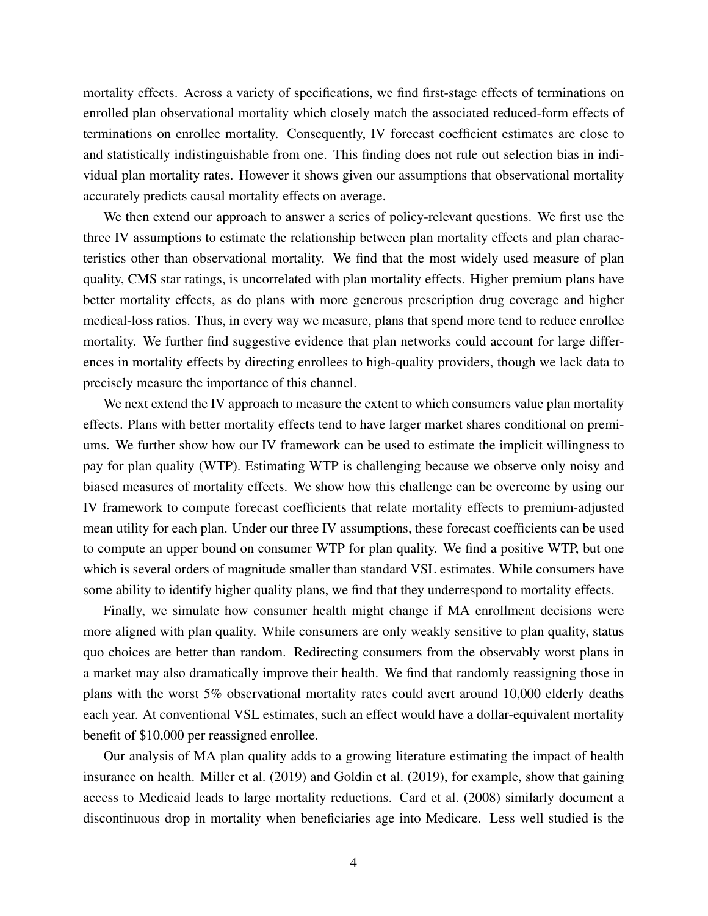mortality effects. Across a variety of specifications, we find first-stage effects of terminations on enrolled plan observational mortality which closely match the associated reduced-form effects of terminations on enrollee mortality. Consequently, IV forecast coefficient estimates are close to and statistically indistinguishable from one. This finding does not rule out selection bias in individual plan mortality rates. However it shows given our assumptions that observational mortality accurately predicts causal mortality effects on average.

We then extend our approach to answer a series of policy-relevant questions. We first use the three IV assumptions to estimate the relationship between plan mortality effects and plan characteristics other than observational mortality. We find that the most widely used measure of plan quality, CMS star ratings, is uncorrelated with plan mortality effects. Higher premium plans have better mortality effects, as do plans with more generous prescription drug coverage and higher medical-loss ratios. Thus, in every way we measure, plans that spend more tend to reduce enrollee mortality. We further find suggestive evidence that plan networks could account for large differences in mortality effects by directing enrollees to high-quality providers, though we lack data to precisely measure the importance of this channel.

We next extend the IV approach to measure the extent to which consumers value plan mortality effects. Plans with better mortality effects tend to have larger market shares conditional on premiums. We further show how our IV framework can be used to estimate the implicit willingness to pay for plan quality (WTP). Estimating WTP is challenging because we observe only noisy and biased measures of mortality effects. We show how this challenge can be overcome by using our IV framework to compute forecast coefficients that relate mortality effects to premium-adjusted mean utility for each plan. Under our three IV assumptions, these forecast coefficients can be used to compute an upper bound on consumer WTP for plan quality. We find a positive WTP, but one which is several orders of magnitude smaller than standard VSL estimates. While consumers have some ability to identify higher quality plans, we find that they underrespond to mortality effects.

Finally, we simulate how consumer health might change if MA enrollment decisions were more aligned with plan quality. While consumers are only weakly sensitive to plan quality, status quo choices are better than random. Redirecting consumers from the observably worst plans in a market may also dramatically improve their health. We find that randomly reassigning those in plans with the worst 5% observational mortality rates could avert around 10,000 elderly deaths each year. At conventional VSL estimates, such an effect would have a dollar-equivalent mortality benefit of $10,000 per reassigned enrollee.

Our analysis of MA plan quality adds to a growing literature estimating the impact of health insurance on health. Miller et al. (2019) and Goldin et al. (2019), for example, show that gaining access to Medicaid leads to large mortality reductions. Card et al. (2008) similarly document a discontinuous drop in mortality when beneficiaries age into Medicare. Less well studied is the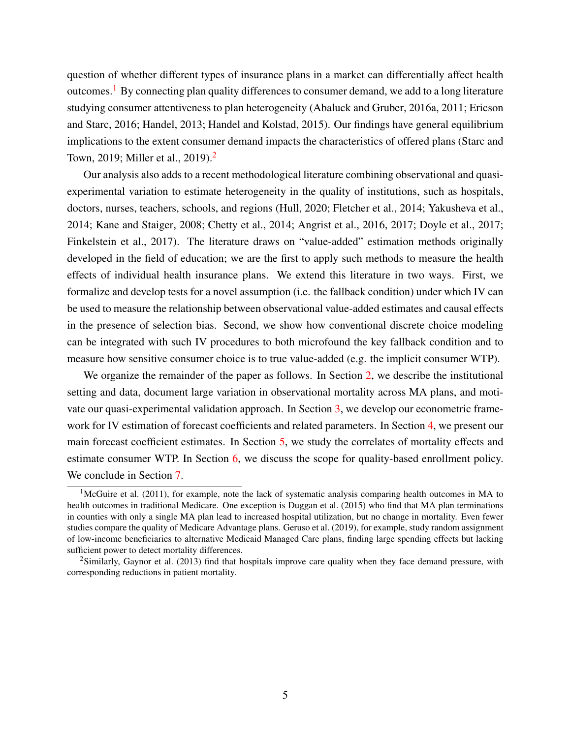question of whether different types of insurance plans in a market can differentially affect health outcomes.[1] By connecting plan quality differences to consumer demand, we add to a long literature studying consumer attentiveness to plan heterogeneity (Abaluck and Gruber, 2016a, 2011; Ericson and Starc, 2016; Handel, 2013; Handel and Kolstad, 2015). Our findings have general equilibrium implications to the extent consumer demand impacts the characteristics of offered plans (Starc and Town, 2019; Miller et al., 2019).[2]

Our analysis also adds to a recent methodological literature combining observational and quasi-experimental variation to estimate heterogeneity in the quality of institutions, such as hospitals, doctors, nurses, teachers, schools, and regions (Hull, 2020; Fletcher et al., 2014; Yakusheva et al., 2014; Kane and Staiger, 2008; Chetty et al., 2014; Angrist et al., 2016, 2017; Doyle et al., 2017; Finkelstein et al., 2017). The literature draws on "value-added" estimation methods originally developed in the field of education; we are the first to apply such methods to measure the health effects of individual health insurance plans. We extend this literature in two ways. First, we formalize and develop tests for a novel assumption (i.e. the fallback condition) under which IV can be used to measure the relationship between observational value-added estimates and causal effects in the presence of selection bias. Second, we show how conventional discrete choice modeling can be integrated with such IV procedures to both microfound the key fallback condition and to measure how sensitive consumer choice is to true value-added (e.g. the implicit consumer WTP).

We organize the remainder of the paper as follows. In Section 2, we describe the institutional setting and data, document large variation in observational mortality across MA plans, and motivate our quasi-experimental validation approach. In Section 3, we develop our econometric framework for IV estimation of forecast coefficients and related parameters. In Section 4, we present our main forecast coefficient estimates. In Section 5, we study the correlates of mortality effects and estimate consumer WTP. In Section 6, we discuss the scope for quality-based enrollment policy. We conclude in Section 7.

[1] McGuire et al. (2011), for example, note the lack of systematic analysis comparing health outcomes in MA to health outcomes in traditional Medicare. One exception is Duggan et al. (2015) who find that MA plan terminations in counties with only a single MA plan lead to increased hospital utilization, but no change in mortality. Even fewer studies compare the quality of Medicare Advantage plans. Geruso et al. (2019), for example, study random assignment of low-income beneficiaries to alternative Medicaid Managed Care plans, finding large spending effects but lacking sufficient power to detect mortality differences.

[2] Similarly, Gaynor et al. (2013) find that hospitals improve care quality when they face demand pressure, with corresponding reductions in patient mortality.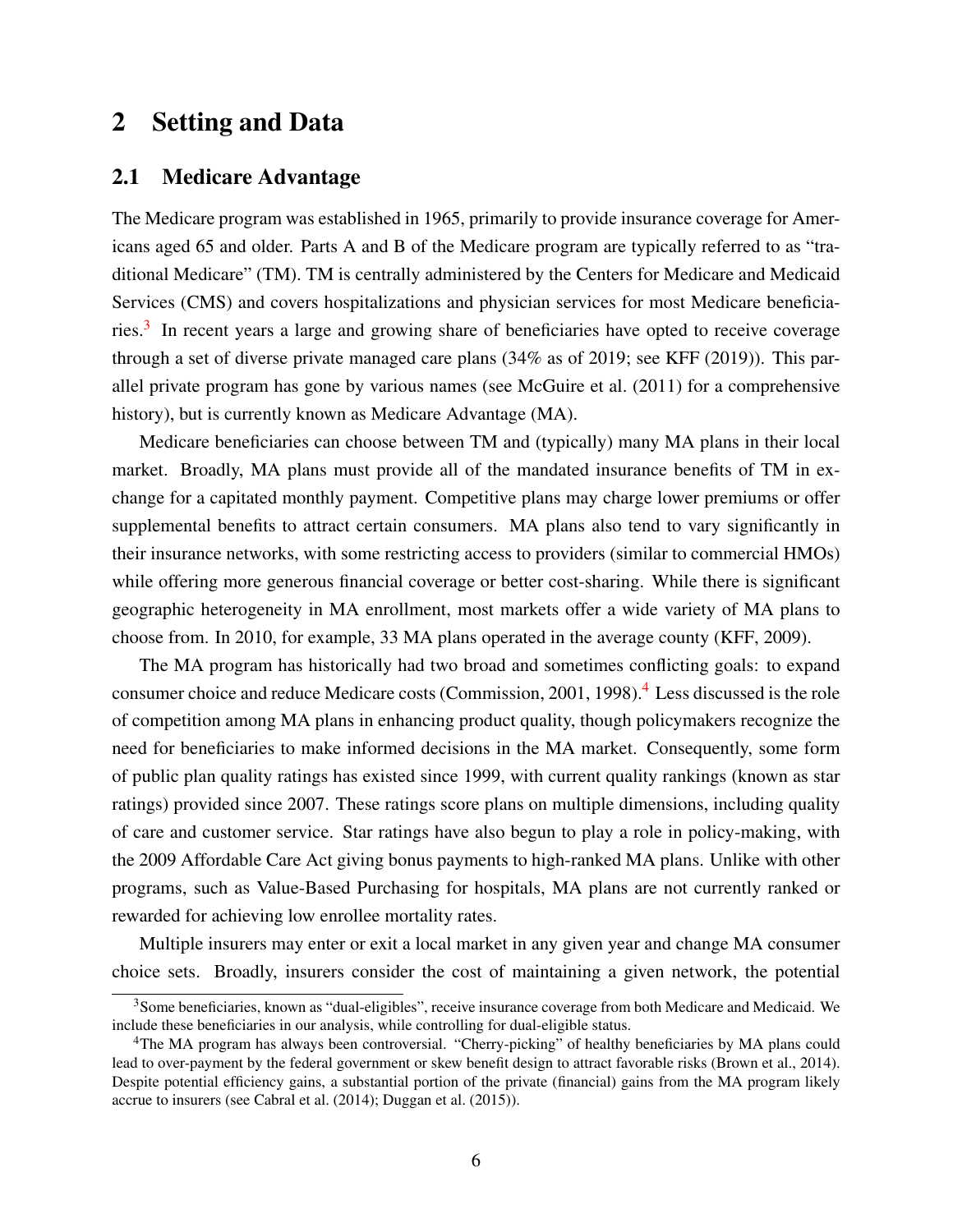# 2 Setting and Data

## 2.1 Medicare Advantage

The Medicare program was established in 1965, primarily to provide insurance coverage for Americans aged 65 and older. Parts A and B of the Medicare program are typically referred to as "traditional Medicare" (TM). TM is centrally administered by the Centers for Medicare and Medicaid Services (CMS) and covers hospitalizations and physician services for most Medicare beneficiaries.[3] In recent years a large and growing share of beneficiaries have opted to receive coverage through a set of diverse private managed care plans (34% as of 2019; see KFF (2019)). This parallel private program has gone by various names (see McGuire et al. (2011) for a comprehensive history), but is currently known as Medicare Advantage (MA).

Medicare beneficiaries can choose between TM and (typically) many MA plans in their local market. Broadly, MA plans must provide all of the mandated insurance benefits of TM in exchange for a capitated monthly payment. Competitive plans may charge lower premiums or offer supplemental benefits to attract certain consumers. MA plans also tend to vary significantly in their insurance networks, with some restricting access to providers (similar to commercial HMOs) while offering more generous financial coverage or better cost-sharing. While there is significant geographic heterogeneity in MA enrollment, most markets offer a wide variety of MA plans to choose from. In 2010, for example, 33 MA plans operated in the average county (KFF, 2009).

The MA program has historically had two broad and sometimes conflicting goals: to expand consumer choice and reduce Medicare costs (Commission, 2001, 1998).[4] Less discussed is the role of competition among MA plans in enhancing product quality, though policymakers recognize the need for beneficiaries to make informed decisions in the MA market. Consequently, some form of public plan quality ratings has existed since 1999, with current quality rankings (known as star ratings) provided since 2007. These ratings score plans on multiple dimensions, including quality of care and customer service. Star ratings have also begun to play a role in policy-making, with the 2009 Affordable Care Act giving bonus payments to high-ranked MA plans. Unlike with other programs, such as Value-Based Purchasing for hospitals, MA plans are not currently ranked or rewarded for achieving low enrollee mortality rates.

Multiple insurers may enter or exit a local market in any given year and change MA consumer choice sets. Broadly, insurers consider the cost of maintaining a given network, the potential

[3] Some beneficiaries, known as "dual-eligibles", receive insurance coverage from both Medicare and Medicaid. We include these beneficiaries in our analysis, while controlling for dual-eligible status.

[4] The MA program has always been controversial. "Cherry-picking" of healthy beneficiaries by MA plans could lead to over-payment by the federal government or skew benefit design to attract favorable risks (Brown et al., 2014). Despite potential efficiency gains, a substantial portion of the private (financial) gains from the MA program likely accrue to insurers (see Cabral et al. (2014); Duggan et al. (2015)).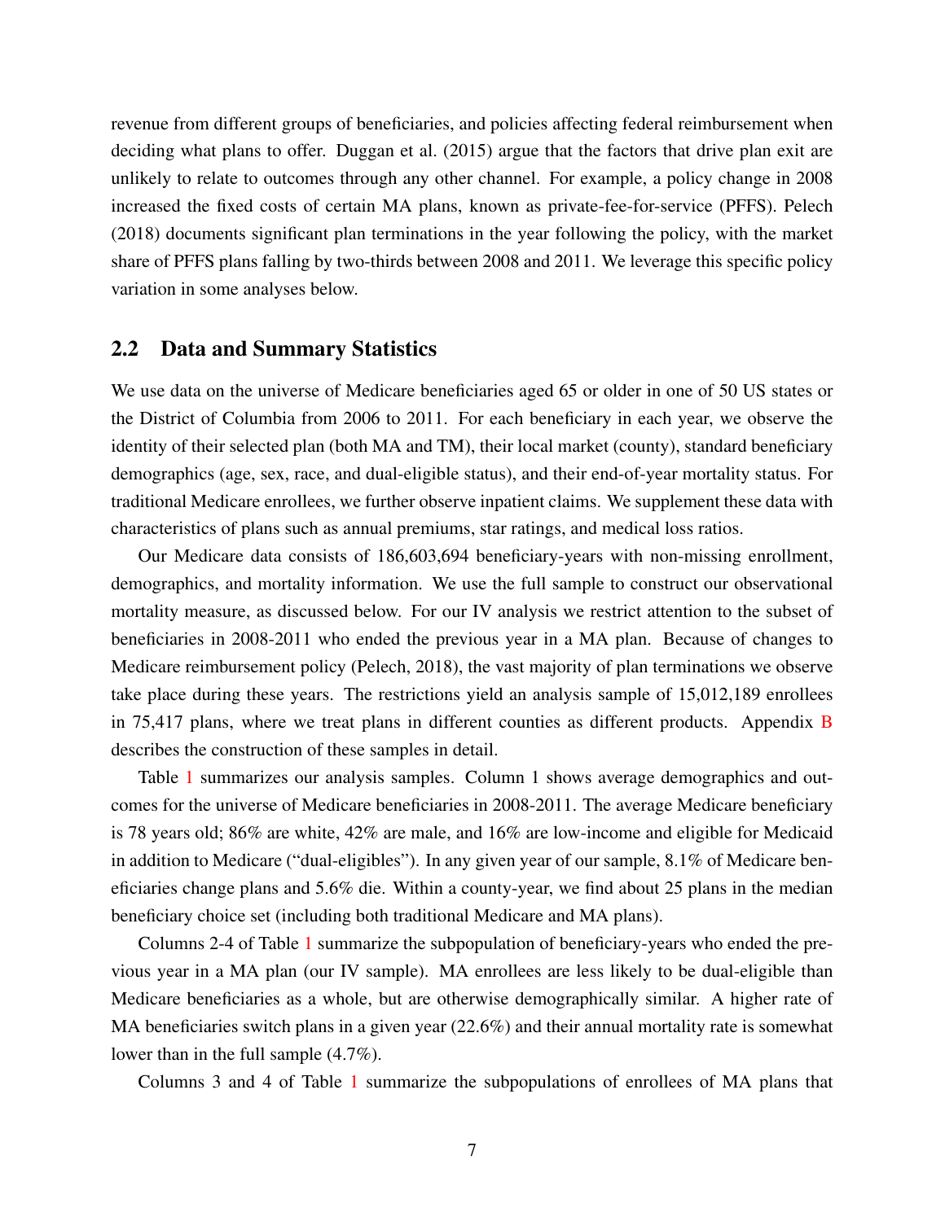revenue from different groups of beneficiaries, and policies affecting federal reimbursement when deciding what plans to offer. Duggan et al. (2015) argue that the factors that drive plan exit are unlikely to relate to outcomes through any other channel. For example, a policy change in 2008 increased the fixed costs of certain MA plans, known as private-fee-for-service (PFFS). Pelech (2018) documents significant plan terminations in the year following the policy, with the market share of PFFS plans falling by two-thirds between 2008 and 2011. We leverage this specific policy variation in some analyses below.

## 2.2 Data and Summary Statistics

We use data on the universe of Medicare beneficiaries aged 65 or older in one of 50 US states or the District of Columbia from 2006 to 2011. For each beneficiary in each year, we observe the identity of their selected plan (both MA and TM), their local market (county), standard beneficiary demographics (age, sex, race, and dual-eligible status), and their end-of-year mortality status. For traditional Medicare enrollees, we further observe inpatient claims. We supplement these data with characteristics of plans such as annual premiums, star ratings, and medical loss ratios.

Our Medicare data consists of 186,603,694 beneficiary-years with non-missing enrollment, demographics, and mortality information. We use the full sample to construct our observational mortality measure, as discussed below. For our IV analysis we restrict attention to the subset of beneficiaries in 2008-2011 who ended the previous year in a MA plan. Because of changes to Medicare reimbursement policy (Pelech, 2018), the vast majority of plan terminations we observe take place during these years. The restrictions yield an analysis sample of 15,012,189 enrollees in 75,417 plans, where we treat plans in different counties as different products. Appendix B describes the construction of these samples in detail.

Table 1 summarizes our analysis samples. Column 1 shows average demographics and outcomes for the universe of Medicare beneficiaries in 2008-2011. The average Medicare beneficiary is 78 years old; 86% are white, 42% are male, and 16% are low-income and eligible for Medicaid in addition to Medicare ("dual-eligibles"). In any given year of our sample, 8.1% of Medicare beneficiaries change plans and 5.6% die. Within a county-year, we find about 25 plans in the median beneficiary choice set (including both traditional Medicare and MA plans).

Columns 2-4 of Table 1 summarize the subpopulation of beneficiary-years who ended the previous year in a MA plan (our IV sample). MA enrollees are less likely to be dual-eligible than Medicare beneficiaries as a whole, but are otherwise demographically similar. A higher rate of MA beneficiaries switch plans in a given year (22.6%) and their annual mortality rate is somewhat lower than in the full sample (4.7%).

Columns 3 and 4 of Table 1 summarize the subpopulations of enrollees of MA plans that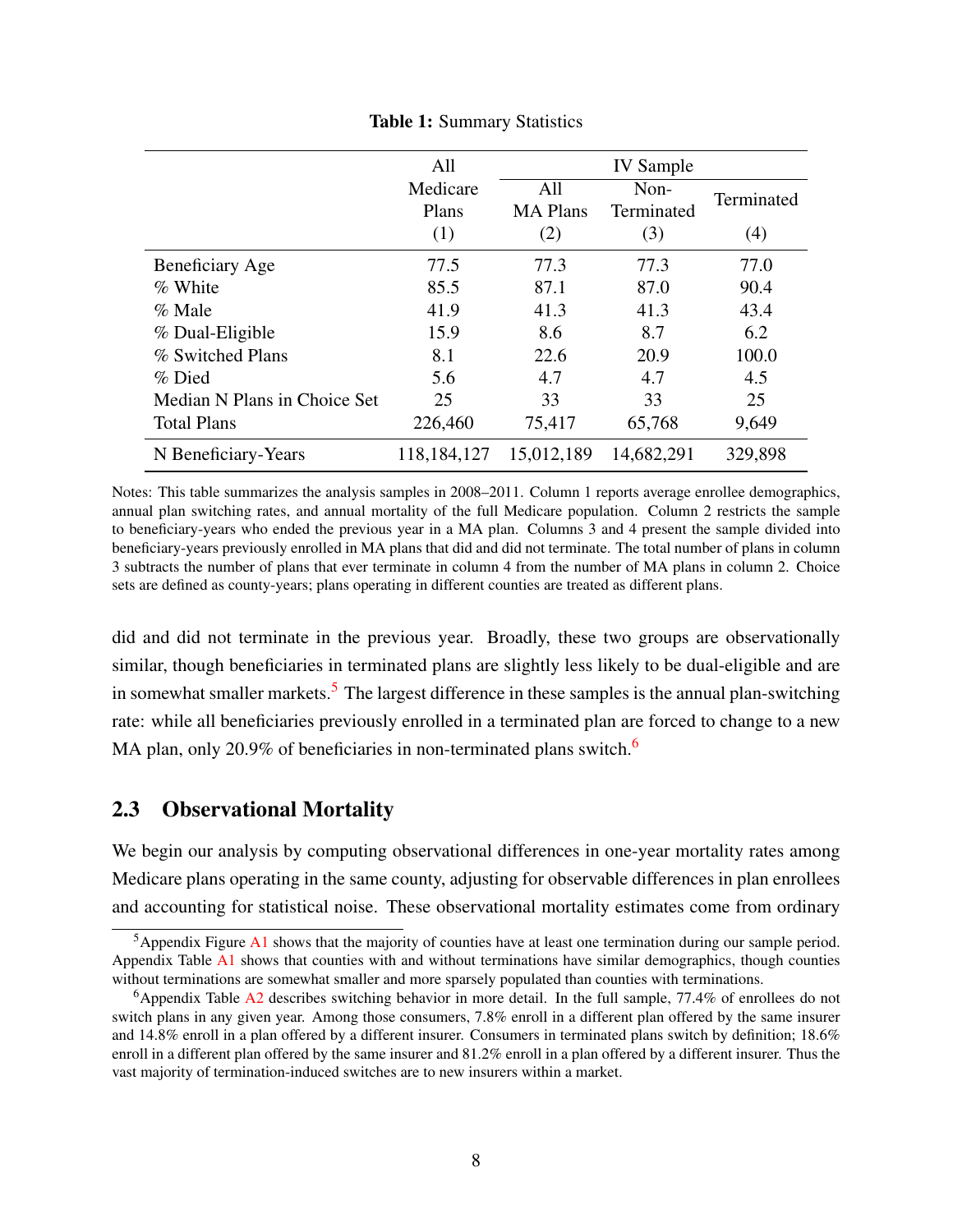**Table 1:** Summary Statistics

| | All Medicare Plans (1) | IV Sample: All MA Plans (2) | IV Sample: Non-Terminated (3) | IV Sample: Terminated (4) |
|---|---|---|---|---|
| Beneficiary Age | 77.5 | 77.3 | 77.3 | 77.0 |
| % White | 85.5 | 87.1 | 87.0 | 90.4 |
| % Male | 41.9 | 41.3 | 41.3 | 43.4 |
| % Dual-Eligible | 15.9 | 8.6 | 8.7 | 6.2 |
| % Switched Plans | 8.1 | 22.6 | 20.9 | 100.0 |
| % Died | 5.6 | 4.7 | 4.7 | 4.5 |
| Median N Plans in Choice Set | 25 | 33 | 33 | 25 |
| Total Plans | 226,460 | 75,417 | 65,768 | 9,649 |
| N Beneficiary-Years | 118,184,127 | 15,012,189 | 14,682,291 | 329,898 |

Notes: This table summarizes the analysis samples in 2008–2011. Column 1 reports average enrollee demographics, annual plan switching rates, and annual mortality of the full Medicare population. Column 2 restricts the sample to beneficiary-years who ended the previous year in a MA plan. Columns 3 and 4 present the sample divided into beneficiary-years previously enrolled in MA plans that did and did not terminate. The total number of plans in column 3 subtracts the number of plans that ever terminate in column 4 from the number of MA plans in column 2. Choice sets are defined as county-years; plans operating in different counties are treated as different plans.

did and did not terminate in the previous year. Broadly, these two groups are observationally similar, though beneficiaries in terminated plans are slightly less likely to be dual-eligible and are in somewhat smaller markets.[5] The largest difference in these samples is the annual plan-switching rate: while all beneficiaries previously enrolled in a terminated plan are forced to change to a new MA plan, only 20.9% of beneficiaries in non-terminated plans switch.[6]

## 2.3 Observational Mortality

We begin our analysis by computing observational differences in one-year mortality rates among Medicare plans operating in the same county, adjusting for observable differences in plan enrollees and accounting for statistical noise. These observational mortality estimates come from ordinary

[5] Appendix Figure A1 shows that the majority of counties have at least one termination during our sample period. Appendix Table A1 shows that counties with and without terminations have similar demographics, though counties without terminations are somewhat smaller and more sparsely populated than counties with terminations.

[6] Appendix Table A2 describes switching behavior in more detail. In the full sample, 77.4% of enrollees do not switch plans in any given year. Among those consumers, 7.8% enroll in a different plan offered by the same insurer and 14.8% enroll in a plan offered by a different insurer. Consumers in terminated plans switch by definition; 18.6% enroll in a different plan offered by the same insurer and 81.2% enroll in a plan offered by a different insurer. Thus the vast majority of termination-induced switches are to new insurers within a market.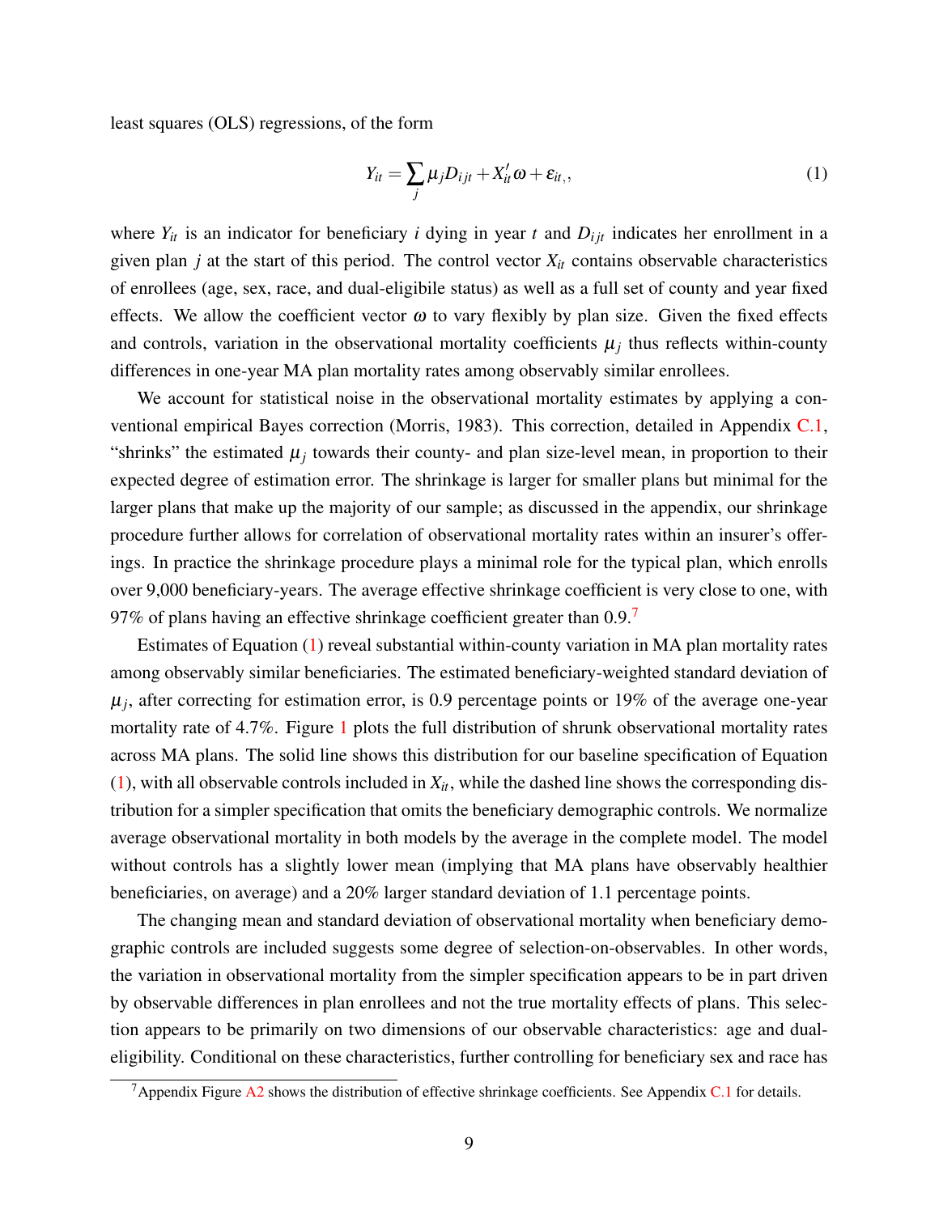least squares (OLS) regressions, of the form

$$Y_{it} = \sum_{j} \mu_j D_{ijt} + X_{it}' \omega + \varepsilon_{it,}, \tag{1}$$

where $Y_{it}$ is an indicator for beneficiary $i$ dying in year $t$ and $D_{ijt}$ indicates her enrollment in a given plan $j$ at the start of this period. The control vector $X_{it}$ contains observable characteristics of enrollees (age, sex, race, and dual-eligibile status) as well as a full set of county and year fixed effects. We allow the coefficient vector $\omega$ to vary flexibly by plan size. Given the fixed effects and controls, variation in the observational mortality coefficients $\mu_j$ thus reflects within-county differences in one-year MA plan mortality rates among observably similar enrollees.

We account for statistical noise in the observational mortality estimates by applying a conventional empirical Bayes correction (Morris, 1983). This correction, detailed in Appendix C.1, "shrinks" the estimated $\mu_j$ towards their county- and plan size-level mean, in proportion to their expected degree of estimation error. The shrinkage is larger for smaller plans but minimal for the larger plans that make up the majority of our sample; as discussed in the appendix, our shrinkage procedure further allows for correlation of observational mortality rates within an insurer's offerings. In practice the shrinkage procedure plays a minimal role for the typical plan, which enrolls over 9,000 beneficiary-years. The average effective shrinkage coefficient is very close to one, with 97% of plans having an effective shrinkage coefficient greater than 0.9.[7]

Estimates of Equation (1) reveal substantial within-county variation in MA plan mortality rates among observably similar beneficiaries. The estimated beneficiary-weighted standard deviation of $\mu_j$, after correcting for estimation error, is 0.9 percentage points or 19% of the average one-year mortality rate of 4.7%. Figure 1 plots the full distribution of shrunk observational mortality rates across MA plans. The solid line shows this distribution for our baseline specification of Equation (1), with all observable controls included in $X_{it}$, while the dashed line shows the corresponding distribution for a simpler specification that omits the beneficiary demographic controls. We normalize average observational mortality in both models by the average in the complete model. The model without controls has a slightly lower mean (implying that MA plans have observably healthier beneficiaries, on average) and a 20% larger standard deviation of 1.1 percentage points.

The changing mean and standard deviation of observational mortality when beneficiary demographic controls are included suggests some degree of selection-on-observables. In other words, the variation in observational mortality from the simpler specification appears to be in part driven by observable differences in plan enrollees and not the true mortality effects of plans. This selection appears to be primarily on two dimensions of our observable characteristics: age and dual-eligibility. Conditional on these characteristics, further controlling for beneficiary sex and race has

[7] Appendix Figure A2 shows the distribution of effective shrinkage coefficients. See Appendix C.1 for details.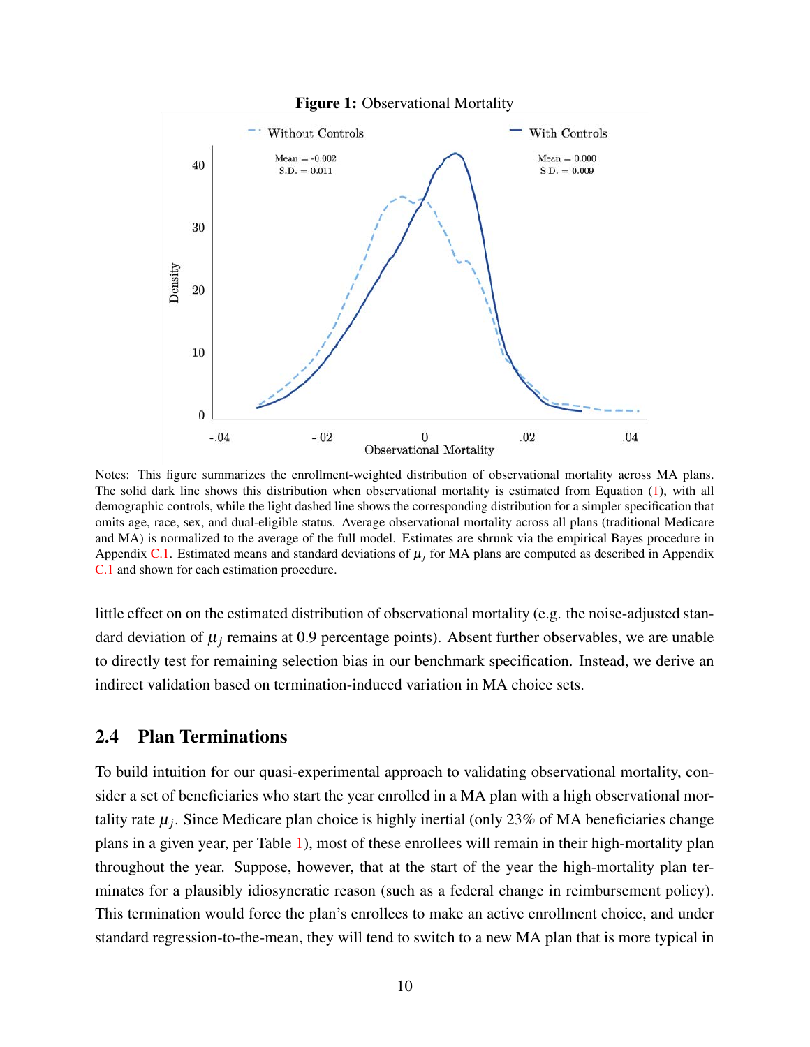**Figure 1:** Observational Mortality

Notes: This figure summarizes the enrollment-weighted distribution of observational mortality across MA plans. The solid dark line shows this distribution when observational mortality is estimated from Equation (1), with all demographic controls, while the light dashed line shows the corresponding distribution for a simpler specification that omits age, race, sex, and dual-eligible status. Average observational mortality across all plans (traditional Medicare and MA) is normalized to the average of the full model. Estimates are shrunk via the empirical Bayes procedure in Appendix C.1. Estimated means and standard deviations of $\mu_j$ for MA plans are computed as described in Appendix C.1 and shown for each estimation procedure.

little effect on on the estimated distribution of observational mortality (e.g. the noise-adjusted standard deviation of $\mu_j$ remains at 0.9 percentage points). Absent further observables, we are unable to directly test for remaining selection bias in our benchmark specification. Instead, we derive an indirect validation based on termination-induced variation in MA choice sets.

## 2.4 Plan Terminations

To build intuition for our quasi-experimental approach to validating observational mortality, consider a set of beneficiaries who start the year enrolled in a MA plan with a high observational mortality rate $\mu_j$. Since Medicare plan choice is highly inertial (only 23% of MA beneficiaries change plans in a given year, per Table 1), most of these enrollees will remain in their high-mortality plan throughout the year. Suppose, however, that at the start of the year the high-mortality plan terminates for a plausibly idiosyncratic reason (such as a federal change in reimbursement policy). This termination would force the plan's enrollees to make an active enrollment choice, and under standard regression-to-the-mean, they will tend to switch to a new MA plan that is more typical in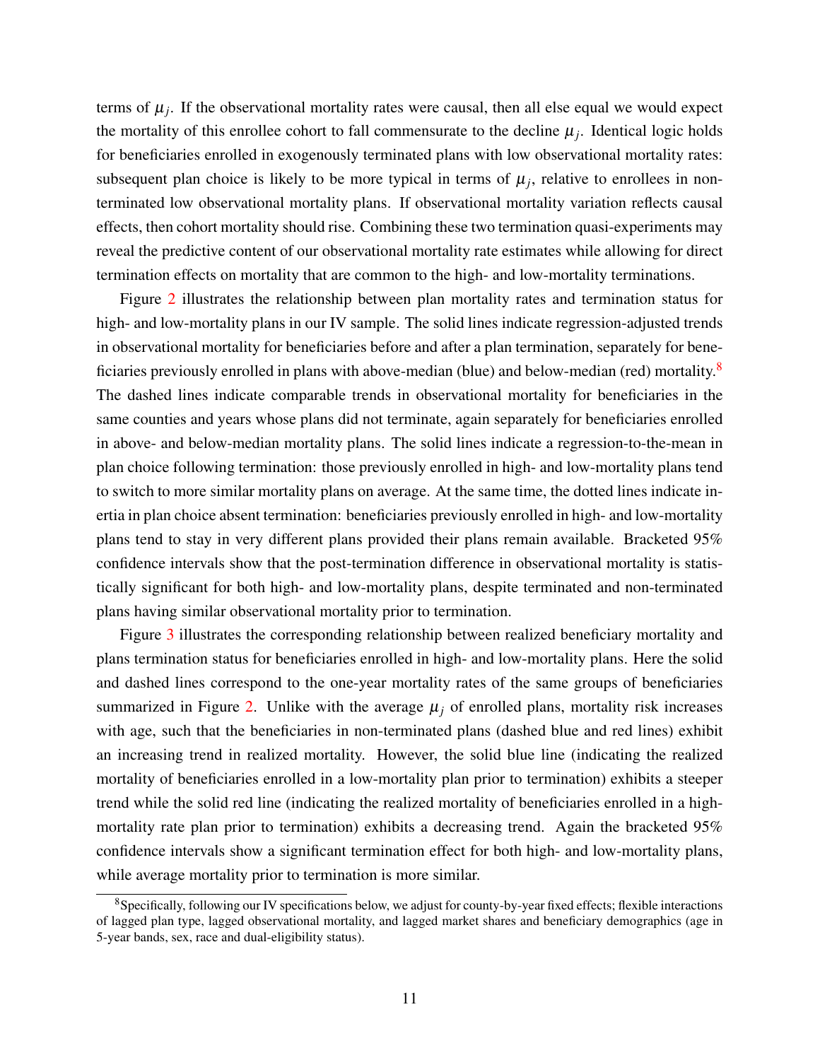terms of $\mu_j$. If the observational mortality rates were causal, then all else equal we would expect the mortality of this enrollee cohort to fall commensurate to the decline $\mu_j$. Identical logic holds for beneficiaries enrolled in exogenously terminated plans with low observational mortality rates: subsequent plan choice is likely to be more typical in terms of $\mu_j$, relative to enrollees in non-terminated low observational mortality plans. If observational mortality variation reflects causal effects, then cohort mortality should rise. Combining these two termination quasi-experiments may reveal the predictive content of our observational mortality rate estimates while allowing for direct termination effects on mortality that are common to the high- and low-mortality terminations.

Figure 2 illustrates the relationship between plan mortality rates and termination status for high- and low-mortality plans in our IV sample. The solid lines indicate regression-adjusted trends in observational mortality for beneficiaries before and after a plan termination, separately for beneficiaries previously enrolled in plans with above-median (blue) and below-median (red) mortality.[8] The dashed lines indicate comparable trends in observational mortality for beneficiaries in the same counties and years whose plans did not terminate, again separately for beneficiaries enrolled in above- and below-median mortality plans. The solid lines indicate a regression-to-the-mean in plan choice following termination: those previously enrolled in high- and low-mortality plans tend to switch to more similar mortality plans on average. At the same time, the dotted lines indicate inertia in plan choice absent termination: beneficiaries previously enrolled in high- and low-mortality plans tend to stay in very different plans provided their plans remain available. Bracketed 95% confidence intervals show that the post-termination difference in observational mortality is statistically significant for both high- and low-mortality plans, despite terminated and non-terminated plans having similar observational mortality prior to termination.

Figure 3 illustrates the corresponding relationship between realized beneficiary mortality and plans termination status for beneficiaries enrolled in high- and low-mortality plans. Here the solid and dashed lines correspond to the one-year mortality rates of the same groups of beneficiaries summarized in Figure 2. Unlike with the average $\mu_j$ of enrolled plans, mortality risk increases with age, such that the beneficiaries in non-terminated plans (dashed blue and red lines) exhibit an increasing trend in realized mortality. However, the solid blue line (indicating the realized mortality of beneficiaries enrolled in a low-mortality plan prior to termination) exhibits a steeper trend while the solid red line (indicating the realized mortality of beneficiaries enrolled in a high-mortality rate plan prior to termination) exhibits a decreasing trend. Again the bracketed 95% confidence intervals show a significant termination effect for both high- and low-mortality plans, while average mortality prior to termination is more similar.

[8] Specifically, following our IV specifications below, we adjust for county-by-year fixed effects; flexible interactions of lagged plan type, lagged observational mortality, and lagged market shares and beneficiary demographics (age in 5-year bands, sex, race and dual-eligibility status).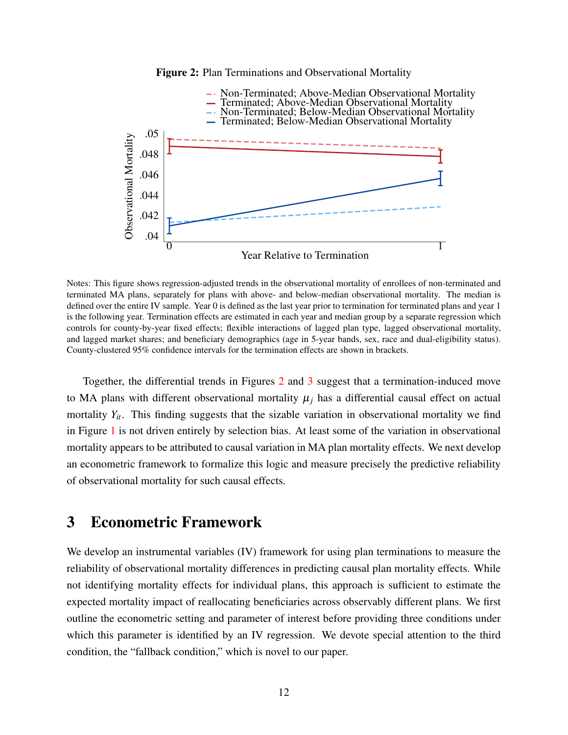**Figure 2:** Plan Terminations and Observational Mortality

Notes: This figure shows regression-adjusted trends in the observational mortality of enrollees of non-terminated and terminated MA plans, separately for plans with above- and below-median observational mortality. The median is defined over the entire IV sample. Year 0 is defined as the last year prior to termination for terminated plans and year 1 is the following year. Termination effects are estimated in each year and median group by a separate regression which controls for county-by-year fixed effects; flexible interactions of lagged plan type, lagged observational mortality, and lagged market shares; and beneficiary demographics (age in 5-year bands, sex, race and dual-eligibility status). County-clustered 95% confidence intervals for the termination effects are shown in brackets.

Together, the differential trends in Figures 2 and 3 suggest that a termination-induced move to MA plans with different observational mortality $\mu_j$ has a differential causal effect on actual mortality $Y_{it}$. This finding suggests that the sizable variation in observational mortality we find in Figure 1 is not driven entirely by selection bias. At least some of the variation in observational mortality appears to be attributed to causal variation in MA plan mortality effects. We next develop an econometric framework to formalize this logic and measure precisely the predictive reliability of observational mortality for such causal effects.

## 3 Econometric Framework

We develop an instrumental variables (IV) framework for using plan terminations to measure the reliability of observational mortality differences in predicting causal plan mortality effects. While not identifying mortality effects for individual plans, this approach is sufficient to estimate the expected mortality impact of reallocating beneficiaries across observably different plans. We first outline the econometric setting and parameter of interest before providing three conditions under which this parameter is identified by an IV regression. We devote special attention to the third condition, the "fallback condition," which is novel to our paper.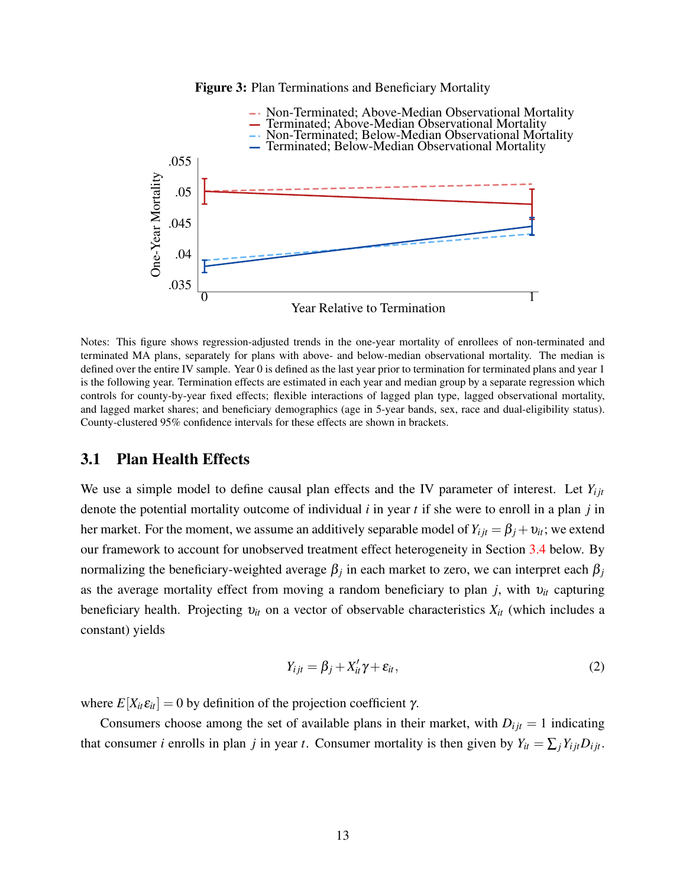**Figure 3:** Plan Terminations and Beneficiary Mortality

Notes: This figure shows regression-adjusted trends in the one-year mortality of enrollees of non-terminated and terminated MA plans, separately for plans with above- and below-median observational mortality. The median is defined over the entire IV sample. Year 0 is defined as the last year prior to termination for terminated plans and year 1 is the following year. Termination effects are estimated in each year and median group by a separate regression which controls for county-by-year fixed effects; flexible interactions of lagged plan type, lagged observational mortality, and lagged market shares; and beneficiary demographics (age in 5-year bands, sex, race and dual-eligibility status). County-clustered 95% confidence intervals for these effects are shown in brackets.

## 3.1 Plan Health Effects

We use a simple model to define causal plan effects and the IV parameter of interest. Let $Y_{ijt}$ denote the potential mortality outcome of individual $i$ in year $t$ if she were to enroll in a plan $j$ in her market. For the moment, we assume an additively separable model of $Y_{ijt} = \beta_j + \upsilon_{it}$; we extend our framework to account for unobserved treatment effect heterogeneity in Section 3.4 below. By normalizing the beneficiary-weighted average $\beta_j$ in each market to zero, we can interpret each $\beta_j$ as the average mortality effect from moving a random beneficiary to plan $j$, with $\upsilon_{it}$ capturing beneficiary health. Projecting $\upsilon_{it}$ on a vector of observable characteristics $X_{it}$ (which includes a constant) yields

$$Y_{ijt} = \beta_j + X_{it}'\gamma + \varepsilon_{it}, \tag{2}$$

where $E[X_{it}\varepsilon_{it}] = 0$ by definition of the projection coefficient $\gamma$.

Consumers choose among the set of available plans in their market, with $D_{ijt} = 1$ indicating that consumer $i$ enrolls in plan $j$ in year $t$. Consumer mortality is then given by $Y_{it} = \sum_j Y_{ijt} D_{ijt}$.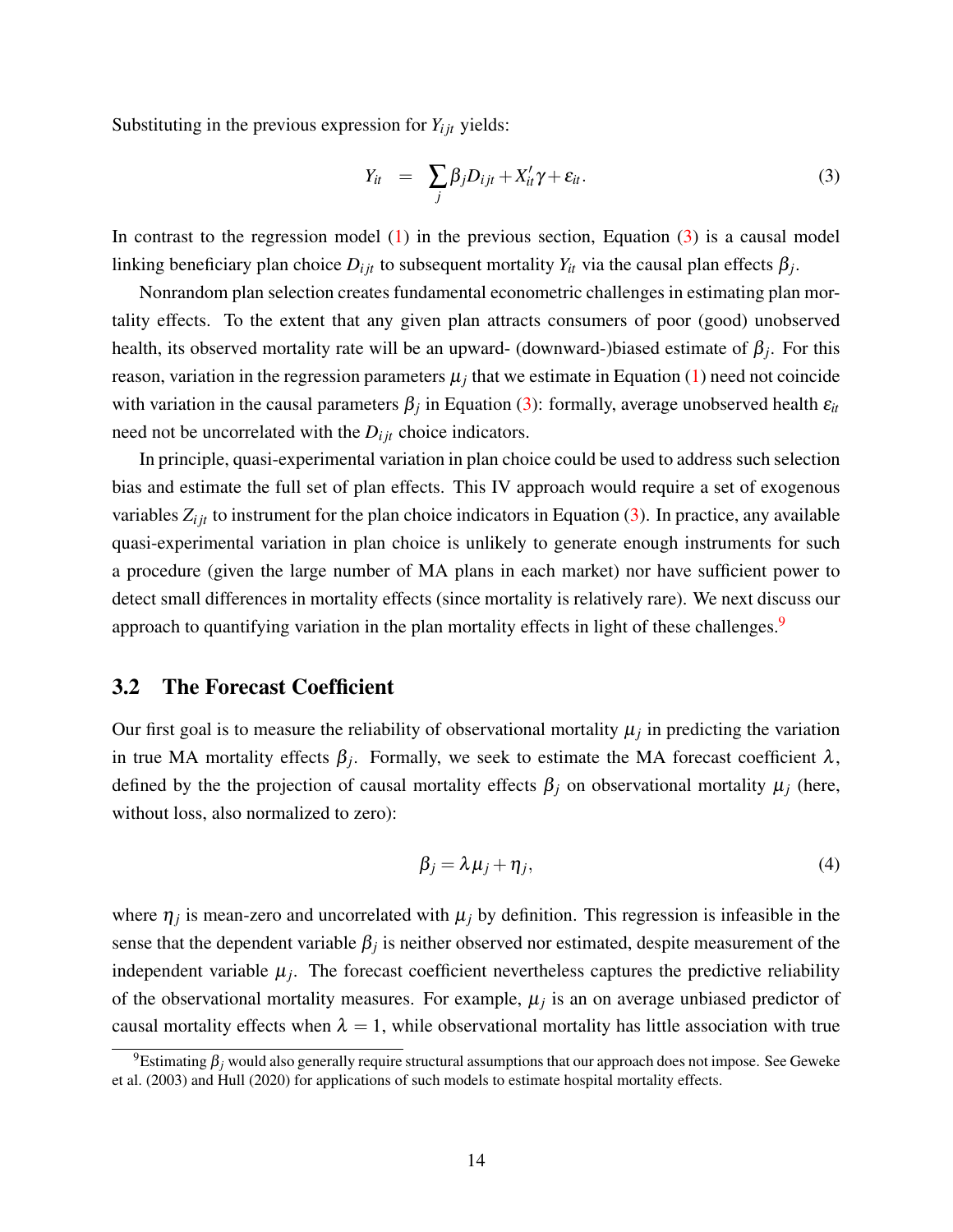Substituting in the previous expression for $Y_{ijt}$ yields:

$$Y_{it} = \sum_j \beta_j D_{ijt} + X_{it}'\gamma + \varepsilon_{it}. \tag{3}$$

In contrast to the regression model (1) in the previous section, Equation (3) is a causal model linking beneficiary plan choice $D_{ijt}$ to subsequent mortality $Y_{it}$ via the causal plan effects $\beta_j$.

Nonrandom plan selection creates fundamental econometric challenges in estimating plan mortality effects. To the extent that any given plan attracts consumers of poor (good) unobserved health, its observed mortality rate will be an upward- (downward-)biased estimate of $\beta_j$. For this reason, variation in the regression parameters $\mu_j$ that we estimate in Equation (1) need not coincide with variation in the causal parameters $\beta_j$ in Equation (3): formally, average unobserved health $\varepsilon_{it}$ need not be uncorrelated with the $D_{ijt}$ choice indicators.

In principle, quasi-experimental variation in plan choice could be used to address such selection bias and estimate the full set of plan effects. This IV approach would require a set of exogenous variables $Z_{ijt}$ to instrument for the plan choice indicators in Equation (3). In practice, any available quasi-experimental variation in plan choice is unlikely to generate enough instruments for such a procedure (given the large number of MA plans in each market) nor have sufficient power to detect small differences in mortality effects (since mortality is relatively rare). We next discuss our approach to quantifying variation in the plan mortality effects in light of these challenges.[9]

## 3.2 The Forecast Coefficient

Our first goal is to measure the reliability of observational mortality $\mu_j$ in predicting the variation in true MA mortality effects $\beta_j$. Formally, we seek to estimate the MA forecast coefficient $\lambda$, defined by the the projection of causal mortality effects $\beta_j$ on observational mortality $\mu_j$ (here, without loss, also normalized to zero):

$$\beta_j = \lambda \mu_j + \eta_j, \tag{4}$$

where $\eta_j$ is mean-zero and uncorrelated with $\mu_j$ by definition. This regression is infeasible in the sense that the dependent variable $\beta_j$ is neither observed nor estimated, despite measurement of the independent variable $\mu_j$. The forecast coefficient nevertheless captures the predictive reliability of the observational mortality measures. For example, $\mu_j$ is an on average unbiased predictor of causal mortality effects when $\lambda = 1$, while observational mortality has little association with true

[9] Estimating $\beta_j$ would also generally require structural assumptions that our approach does not impose. See Geweke et al. (2003) and Hull (2020) for applications of such models to estimate hospital mortality effects.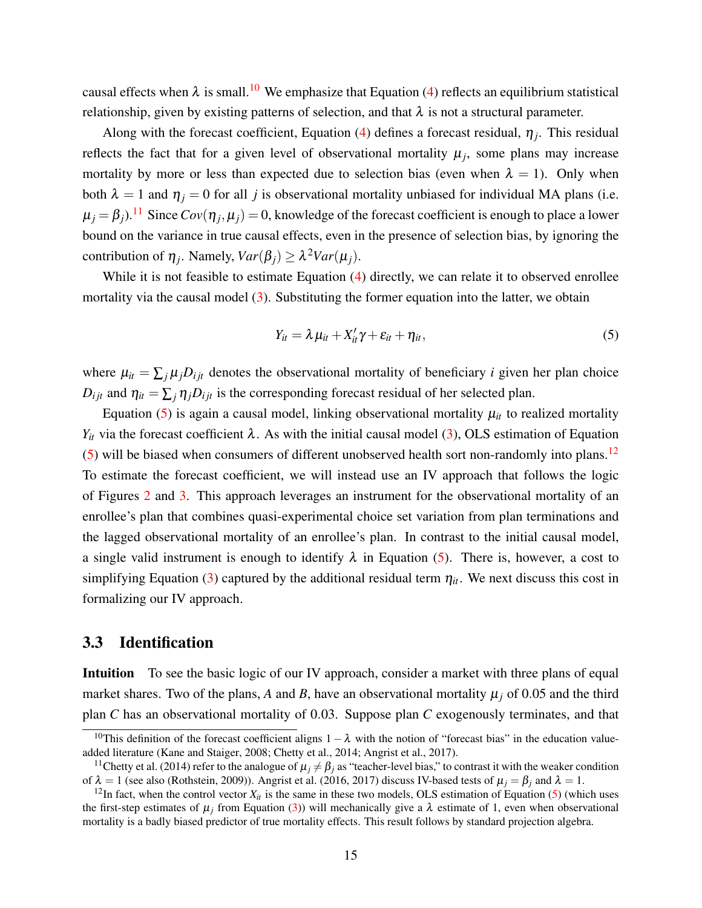causal effects when $\lambda$ is small.[10] We emphasize that Equation (4) reflects an equilibrium statistical relationship, given by existing patterns of selection, and that $\lambda$ is not a structural parameter.

Along with the forecast coefficient, Equation (4) defines a forecast residual, $\eta_j$. This residual reflects the fact that for a given level of observational mortality $\mu_j$, some plans may increase mortality by more or less than expected due to selection bias (even when $\lambda = 1$). Only when both $\lambda = 1$ and $\eta_j = 0$ for all $j$ is observational mortality unbiased for individual MA plans (i.e. $\mu_j = \beta_j$).[11] Since $Cov(\eta_j, \mu_j) = 0$, knowledge of the forecast coefficient is enough to place a lower bound on the variance in true causal effects, even in the presence of selection bias, by ignoring the contribution of $\eta_j$. Namely, $Var(\beta_j) \geq \lambda^2 Var(\mu_j)$.

While it is not feasible to estimate Equation (4) directly, we can relate it to observed enrollee mortality via the causal model (3). Substituting the former equation into the latter, we obtain

$$Y_{it} = \lambda \mu_{it} + X_{it}'\gamma + \varepsilon_{it} + \eta_{it}, \tag{5}$$

where $\mu_{it} = \sum_j \mu_j D_{ijt}$ denotes the observational mortality of beneficiary $i$ given her plan choice $D_{ijt}$ and $\eta_{it} = \sum_j \eta_j D_{ijt}$ is the corresponding forecast residual of her selected plan.

Equation (5) is again a causal model, linking observational mortality $\mu_{it}$ to realized mortality $Y_{it}$ via the forecast coefficient $\lambda$. As with the initial causal model (3), OLS estimation of Equation (5) will be biased when consumers of different unobserved health sort non-randomly into plans.[12] To estimate the forecast coefficient, we will instead use an IV approach that follows the logic of Figures 2 and 3. This approach leverages an instrument for the observational mortality of an enrollee's plan that combines quasi-experimental choice set variation from plan terminations and the lagged observational mortality of an enrollee's plan. In contrast to the initial causal model, a single valid instrument is enough to identify $\lambda$ in Equation (5). There is, however, a cost to simplifying Equation (3) captured by the additional residual term $\eta_{it}$. We next discuss this cost in formalizing our IV approach.

## 3.3 Identification

**Intuition** To see the basic logic of our IV approach, consider a market with three plans of equal market shares. Two of the plans, $A$ and $B$, have an observational mortality $\mu_j$ of 0.05 and the third plan $C$ has an observational mortality of 0.03. Suppose plan $C$ exogenously terminates, and that

---

[10] This definition of the forecast coefficient aligns $1-\lambda$ with the notion of "forecast bias" in the education value-added literature (Kane and Staiger, 2008; Chetty et al., 2014; Angrist et al., 2017).

[11] Chetty et al. (2014) refer to the analogue of $\mu_j \neq \beta_j$ as "teacher-level bias," to contrast it with the weaker condition of $\lambda = 1$ (see also (Rothstein, 2009)). Angrist et al. (2016, 2017) discuss IV-based tests of $\mu_j = \beta_j$ and $\lambda = 1$.

[12] In fact, when the control vector $X_{it}$ is the same in these two models, OLS estimation of Equation (5) (which uses the first-step estimates of $\mu_j$ from Equation (3)) will mechanically give a $\lambda$ estimate of 1, even when observational mortality is a badly biased predictor of true mortality effects. This result follows by standard projection algebra.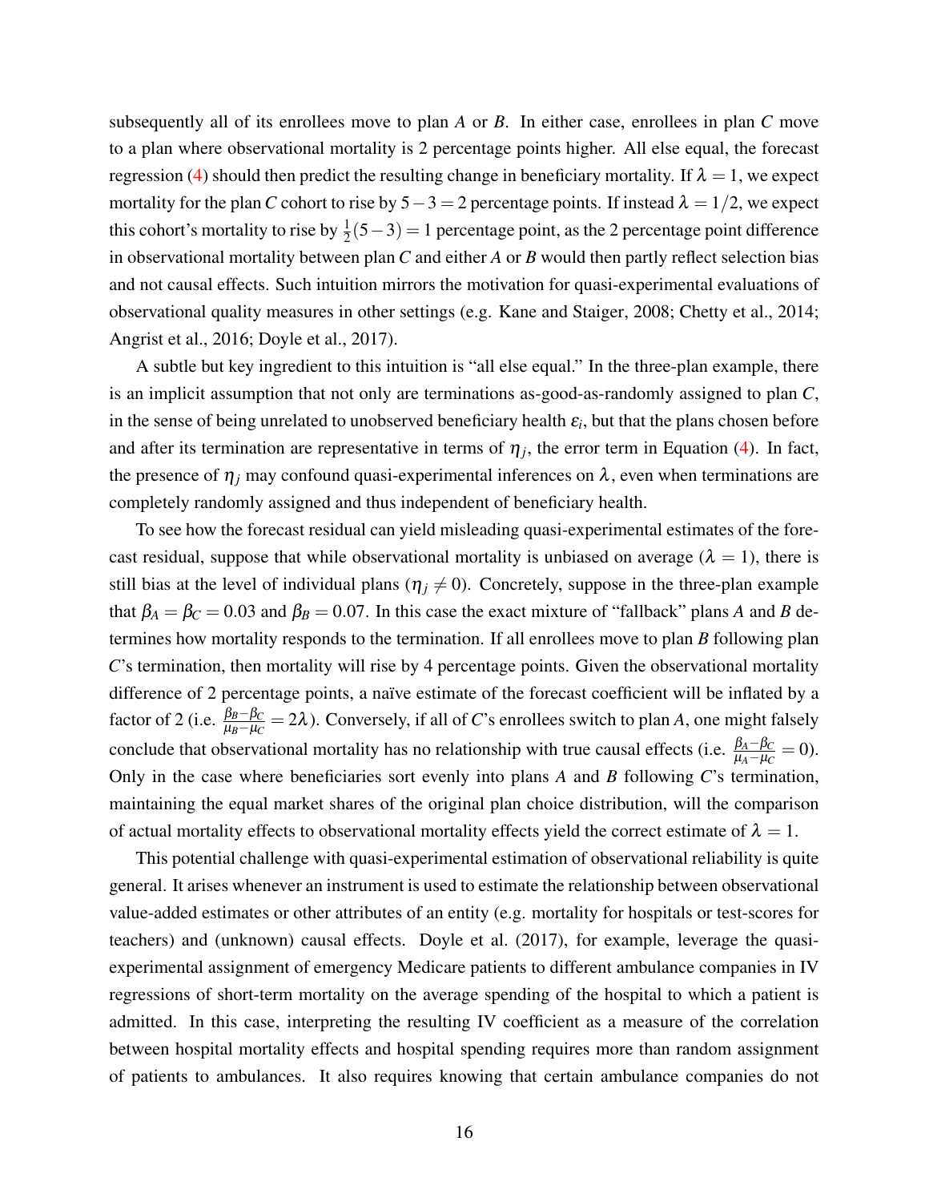subsequently all of its enrollees move to plan $A$ or $B$. In either case, enrollees in plan $C$ move to a plan where observational mortality is 2 percentage points higher. All else equal, the forecast regression (4) should then predict the resulting change in beneficiary mortality. If $\lambda = 1$, we expect mortality for the plan $C$ cohort to rise by $5-3=2$ percentage points. If instead $\lambda = 1/2$, we expect this cohort's mortality to rise by $\frac{1}{2}(5-3) = 1$ percentage point, as the 2 percentage point difference in observational mortality between plan $C$ and either $A$ or $B$ would then partly reflect selection bias and not causal effects. Such intuition mirrors the motivation for quasi-experimental evaluations of observational quality measures in other settings (e.g. Kane and Staiger, 2008; Chetty et al., 2014; Angrist et al., 2016; Doyle et al., 2017).

A subtle but key ingredient to this intuition is "all else equal." In the three-plan example, there is an implicit assumption that not only are terminations as-good-as-randomly assigned to plan $C$, in the sense of being unrelated to unobserved beneficiary health $\varepsilon_i$, but that the plans chosen before and after its termination are representative in terms of $\eta_j$, the error term in Equation (4). In fact, the presence of $\eta_j$ may confound quasi-experimental inferences on $\lambda$, even when terminations are completely randomly assigned and thus independent of beneficiary health.

To see how the forecast residual can yield misleading quasi-experimental estimates of the forecast residual, suppose that while observational mortality is unbiased on average ($\lambda = 1$), there is still bias at the level of individual plans ($\eta_j \neq 0$). Concretely, suppose in the three-plan example that $\beta_A = \beta_C = 0.03$ and $\beta_B = 0.07$. In this case the exact mixture of "fallback" plans $A$ and $B$ determines how mortality responds to the termination. If all enrollees move to plan $B$ following plan $C$'s termination, then mortality will rise by 4 percentage points. Given the observational mortality difference of 2 percentage points, a naïve estimate of the forecast coefficient will be inflated by a factor of 2 (i.e. $\frac{\beta_B - \beta_C}{\mu_B - \mu_C} = 2\lambda$). Conversely, if all of $C$'s enrollees switch to plan $A$, one might falsely conclude that observational mortality has no relationship with true causal effects (i.e. $\frac{\beta_A - \beta_C}{\mu_A - \mu_C} = 0$). Only in the case where beneficiaries sort evenly into plans $A$ and $B$ following $C$'s termination, maintaining the equal market shares of the original plan choice distribution, will the comparison of actual mortality effects to observational mortality effects yield the correct estimate of $\lambda = 1$.

This potential challenge with quasi-experimental estimation of observational reliability is quite general. It arises whenever an instrument is used to estimate the relationship between observational value-added estimates or other attributes of an entity (e.g. mortality for hospitals or test-scores for teachers) and (unknown) causal effects. Doyle et al. (2017), for example, leverage the quasi-experimental assignment of emergency Medicare patients to different ambulance companies in IV regressions of short-term mortality on the average spending of the hospital to which a patient is admitted. In this case, interpreting the resulting IV coefficient as a measure of the correlation between hospital mortality effects and hospital spending requires more than random assignment of patients to ambulances. It also requires knowing that certain ambulance companies do not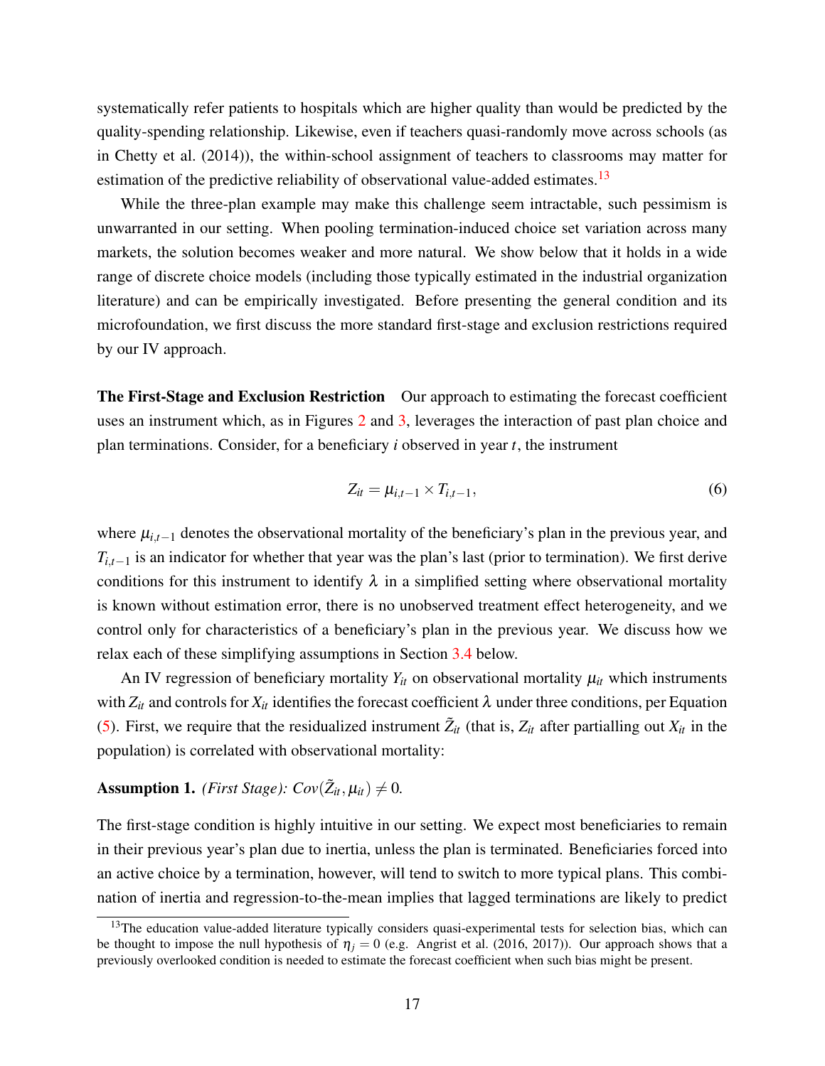systematically refer patients to hospitals which are higher quality than would be predicted by the quality-spending relationship. Likewise, even if teachers quasi-randomly move across schools (as in Chetty et al. (2014)), the within-school assignment of teachers to classrooms may matter for estimation of the predictive reliability of observational value-added estimates.[13]

While the three-plan example may make this challenge seem intractable, such pessimism is unwarranted in our setting. When pooling termination-induced choice set variation across many markets, the solution becomes weaker and more natural. We show below that it holds in a wide range of discrete choice models (including those typically estimated in the industrial organization literature) and can be empirically investigated. Before presenting the general condition and its microfoundation, we first discuss the more standard first-stage and exclusion restrictions required by our IV approach.

**The First-Stage and Exclusion Restriction** Our approach to estimating the forecast coefficient uses an instrument which, as in Figures 2 and 3, leverages the interaction of past plan choice and plan terminations. Consider, for a beneficiary $i$ observed in year $t$, the instrument

$$Z_{it} = \mu_{i,t-1} \times T_{i,t-1}, \tag{6}$$

where $\mu_{i,t-1}$ denotes the observational mortality of the beneficiary's plan in the previous year, and $T_{i,t-1}$ is an indicator for whether that year was the plan's last (prior to termination). We first derive conditions for this instrument to identify $\lambda$ in a simplified setting where observational mortality is known without estimation error, there is no unobserved treatment effect heterogeneity, and we control only for characteristics of a beneficiary's plan in the previous year. We discuss how we relax each of these simplifying assumptions in Section 3.4 below.

An IV regression of beneficiary mortality $Y_{it}$ on observational mortality $\mu_{it}$ which instruments with $Z_{it}$ and controls for $X_{it}$ identifies the forecast coefficient $\lambda$ under three conditions, per Equation (5). First, we require that the residualized instrument $\tilde{Z}_{it}$ (that is, $Z_{it}$ after partialling out $X_{it}$ in the population) is correlated with observational mortality:

**Assumption 1.** *(First Stage): $Cov(\tilde{Z}_{it}, \mu_{it}) \neq 0$.*

The first-stage condition is highly intuitive in our setting. We expect most beneficiaries to remain in their previous year's plan due to inertia, unless the plan is terminated. Beneficiaries forced into an active choice by a termination, however, will tend to switch to more typical plans. This combination of inertia and regression-to-the-mean implies that lagged terminations are likely to predict

[13] The education value-added literature typically considers quasi-experimental tests for selection bias, which can be thought to impose the null hypothesis of $\eta_j = 0$ (e.g. Angrist et al. (2016, 2017)). Our approach shows that a previously overlooked condition is needed to estimate the forecast coefficient when such bias might be present.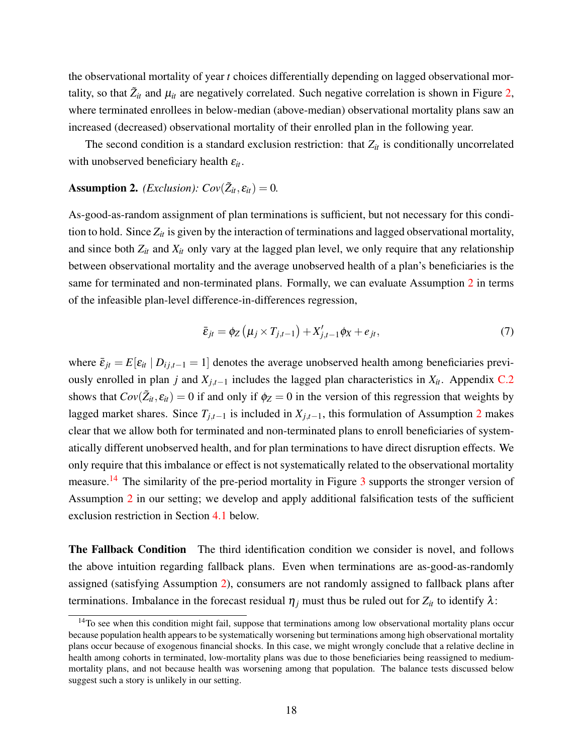the observational mortality of year $t$ choices differentially depending on lagged observational mortality, so that $\tilde{Z}_{it}$ and $\mu_{it}$ are negatively correlated. Such negative correlation is shown in Figure 2, where terminated enrollees in below-median (above-median) observational mortality plans saw an increased (decreased) observational mortality of their enrolled plan in the following year.

The second condition is a standard exclusion restriction: that $Z_{it}$ is conditionally uncorrelated with unobserved beneficiary health $\varepsilon_{it}$.

**Assumption 2.** *(Exclusion): $Cov(\tilde{Z}_{it}, \varepsilon_{it}) = 0$.*

As-good-as-random assignment of plan terminations is sufficient, but not necessary for this condition to hold. Since $Z_{it}$ is given by the interaction of terminations and lagged observational mortality, and since both $Z_{it}$ and $X_{it}$ only vary at the lagged plan level, we only require that any relationship between observational mortality and the average unobserved health of a plan's beneficiaries is the same for terminated and non-terminated plans. Formally, we can evaluate Assumption 2 in terms of the infeasible plan-level difference-in-differences regression,

$$\bar{\varepsilon}_{jt} = \phi_Z \left(\mu_j \times T_{j,t-1}\right) + X'_{j,t-1}\phi_X + e_{jt}, \tag{7}$$

where $\bar{\varepsilon}_{jt} = E[\varepsilon_{it} \mid D_{ij,t-1} = 1]$ denotes the average unobserved health among beneficiaries previously enrolled in plan $j$ and $X_{j,t-1}$ includes the lagged plan characteristics in $X_{it}$. Appendix C.2 shows that $Cov(\tilde{Z}_{it}, \varepsilon_{it}) = 0$ if and only if $\phi_Z = 0$ in the version of this regression that weights by lagged market shares. Since $T_{j,t-1}$ is included in $X_{j,t-1}$, this formulation of Assumption 2 makes clear that we allow both for terminated and non-terminated plans to enroll beneficiaries of systematically different unobserved health, and for plan terminations to have direct disruption effects. We only require that this imbalance or effect is not systematically related to the observational mortality measure.[14] The similarity of the pre-period mortality in Figure 3 supports the stronger version of Assumption 2 in our setting; we develop and apply additional falsification tests of the sufficient exclusion restriction in Section 4.1 below.

**The Fallback Condition** The third identification condition we consider is novel, and follows the above intuition regarding fallback plans. Even when terminations are as-good-as-randomly assigned (satisfying Assumption 2), consumers are not randomly assigned to fallback plans after terminations. Imbalance in the forecast residual $\eta_j$ must thus be ruled out for $Z_{it}$ to identify $\lambda$:

[14] To see when this condition might fail, suppose that terminations among low observational mortality plans occur because population health appears to be systematically worsening but terminations among high observational mortality plans occur because of exogenous financial shocks. In this case, we might wrongly conclude that a relative decline in health among cohorts in terminated, low-mortality plans was due to those beneficiaries being reassigned to medium-mortality plans, and not because health was worsening among that population. The balance tests discussed below suggest such a story is unlikely in our setting.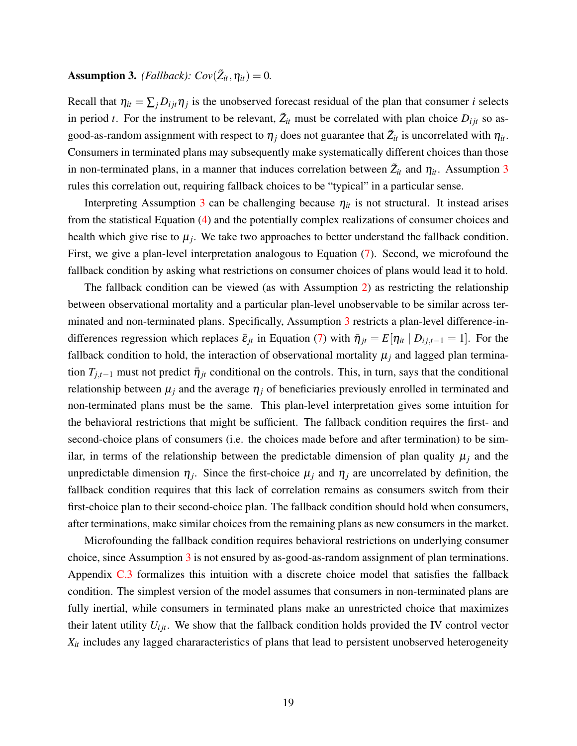**Assumption 3.** *(Fallback): $Cov(\tilde{Z}_{it}, \eta_{it}) = 0$.*

Recall that $\eta_{it} = \sum_j D_{ijt} \eta_j$ is the unobserved forecast residual of the plan that consumer $i$ selects in period $t$. For the instrument to be relevant, $\tilde{Z}_{it}$ must be correlated with plan choice $D_{ijt}$ so as-good-as-random assignment with respect to $\eta_j$ does not guarantee that $\tilde{Z}_{it}$ is uncorrelated with $\eta_{it}$. Consumers in terminated plans may subsequently make systematically different choices than those in non-terminated plans, in a manner that induces correlation between $\tilde{Z}_{it}$ and $\eta_{it}$. Assumption 3 rules this correlation out, requiring fallback choices to be "typical" in a particular sense.

Interpreting Assumption 3 can be challenging because $\eta_{it}$ is not structural. It instead arises from the statistical Equation (4) and the potentially complex realizations of consumer choices and health which give rise to $\mu_j$. We take two approaches to better understand the fallback condition. First, we give a plan-level interpretation analogous to Equation (7). Second, we microfound the fallback condition by asking what restrictions on consumer choices of plans would lead it to hold.

The fallback condition can be viewed (as with Assumption 2) as restricting the relationship between observational mortality and a particular plan-level unobservable to be similar across terminated and non-terminated plans. Specifically, Assumption 3 restricts a plan-level difference-in-differences regression which replaces $\bar{\varepsilon}_{jt}$ in Equation (7) with $\bar{\eta}_{jt} = E[\eta_{it} \mid D_{ij,t-1} = 1]$. For the fallback condition to hold, the interaction of observational mortality $\mu_j$ and lagged plan termination $T_{j,t-1}$ must not predict $\bar{\eta}_{jt}$ conditional on the controls. This, in turn, says that the conditional relationship between $\mu_j$ and the average $\eta_j$ of beneficiaries previously enrolled in terminated and non-terminated plans must be the same. This plan-level interpretation gives some intuition for the behavioral restrictions that might be sufficient. The fallback condition requires the first- and second-choice plans of consumers (i.e. the choices made before and after termination) to be similar, in terms of the relationship between the predictable dimension of plan quality $\mu_j$ and the unpredictable dimension $\eta_j$. Since the first-choice $\mu_j$ and $\eta_j$ are uncorrelated by definition, the fallback condition requires that this lack of correlation remains as consumers switch from their first-choice plan to their second-choice plan. The fallback condition should hold when consumers, after terminations, make similar choices from the remaining plans as new consumers in the market.

Microfounding the fallback condition requires behavioral restrictions on underlying consumer choice, since Assumption 3 is not ensured by as-good-as-random assignment of plan terminations. Appendix C.3 formalizes this intuition with a discrete choice model that satisfies the fallback condition. The simplest version of the model assumes that consumers in non-terminated plans are fully inertial, while consumers in terminated plans make an unrestricted choice that maximizes their latent utility $U_{ijt}$. We show that the fallback condition holds provided the IV control vector $X_{it}$ includes any lagged chararacteristics of plans that lead to persistent unobserved heterogeneity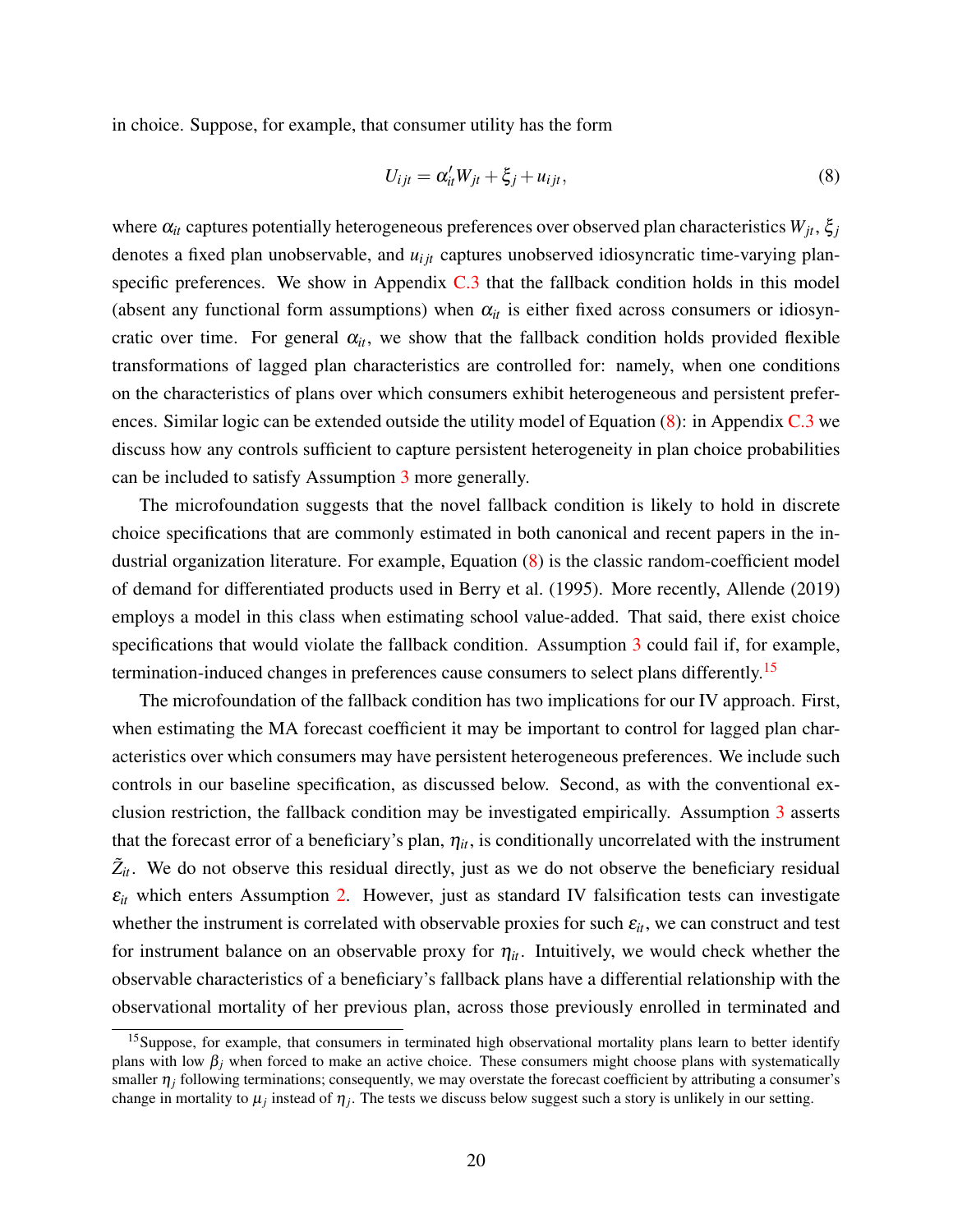in choice. Suppose, for example, that consumer utility has the form

$$U_{ijt} = \alpha_{it}' W_{jt} + \xi_j + u_{ijt}, \tag{8}$$

where $\alpha_{it}$ captures potentially heterogeneous preferences over observed plan characteristics $W_{jt}$, $\xi_j$ denotes a fixed plan unobservable, and $u_{ijt}$ captures unobserved idiosyncratic time-varying plan-specific preferences. We show in Appendix C.3 that the fallback condition holds in this model (absent any functional form assumptions) when $\alpha_{it}$ is either fixed across consumers or idiosyncratic over time. For general $\alpha_{it}$, we show that the fallback condition holds provided flexible transformations of lagged plan characteristics are controlled for: namely, when one conditions on the characteristics of plans over which consumers exhibit heterogeneous and persistent preferences. Similar logic can be extended outside the utility model of Equation (8): in Appendix C.3 we discuss how any controls sufficient to capture persistent heterogeneity in plan choice probabilities can be included to satisfy Assumption 3 more generally.

The microfoundation suggests that the novel fallback condition is likely to hold in discrete choice specifications that are commonly estimated in both canonical and recent papers in the industrial organization literature. For example, Equation (8) is the classic random-coefficient model of demand for differentiated products used in Berry et al. (1995). More recently, Allende (2019) employs a model in this class when estimating school value-added. That said, there exist choice specifications that would violate the fallback condition. Assumption 3 could fail if, for example, termination-induced changes in preferences cause consumers to select plans differently.[15]

The microfoundation of the fallback condition has two implications for our IV approach. First, when estimating the MA forecast coefficient it may be important to control for lagged plan characteristics over which consumers may have persistent heterogeneous preferences. We include such controls in our baseline specification, as discussed below. Second, as with the conventional exclusion restriction, the fallback condition may be investigated empirically. Assumption 3 asserts that the forecast error of a beneficiary's plan, $\eta_{it}$, is conditionally uncorrelated with the instrument $\tilde{Z}_{it}$. We do not observe this residual directly, just as we do not observe the beneficiary residual $\varepsilon_{it}$ which enters Assumption 2. However, just as standard IV falsification tests can investigate whether the instrument is correlated with observable proxies for such $\varepsilon_{it}$, we can construct and test for instrument balance on an observable proxy for $\eta_{it}$. Intuitively, we would check whether the observable characteristics of a beneficiary's fallback plans have a differential relationship with the observational mortality of her previous plan, across those previously enrolled in terminated and

[15] Suppose, for example, that consumers in terminated high observational mortality plans learn to better identify plans with low $\beta_j$ when forced to make an active choice. These consumers might choose plans with systematically smaller $\eta_j$ following terminations; consequently, we may overstate the forecast coefficient by attributing a consumer's change in mortality to $\mu_j$ instead of $\eta_j$. The tests we discuss below suggest such a story is unlikely in our setting.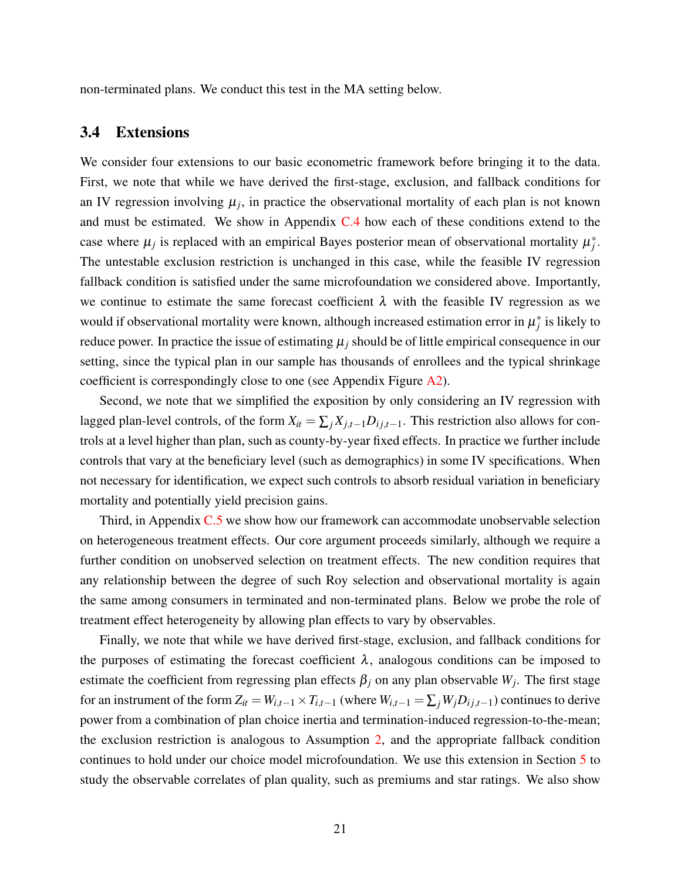non-terminated plans. We conduct this test in the MA setting below.

### 3.4 Extensions

We consider four extensions to our basic econometric framework before bringing it to the data. First, we note that while we have derived the first-stage, exclusion, and fallback conditions for an IV regression involving $\mu_j$, in practice the observational mortality of each plan is not known and must be estimated. We show in Appendix C.4 how each of these conditions extend to the case where $\mu_j$ is replaced with an empirical Bayes posterior mean of observational mortality $\mu_j^*$. The untestable exclusion restriction is unchanged in this case, while the feasible IV regression fallback condition is satisfied under the same microfoundation we considered above. Importantly, we continue to estimate the same forecast coefficient $\lambda$ with the feasible IV regression as we would if observational mortality were known, although increased estimation error in $\mu_j^*$ is likely to reduce power. In practice the issue of estimating $\mu_j$ should be of little empirical consequence in our setting, since the typical plan in our sample has thousands of enrollees and the typical shrinkage coefficient is correspondingly close to one (see Appendix Figure A2).

Second, we note that we simplified the exposition by only considering an IV regression with lagged plan-level controls, of the form $X_{it} = \sum_j X_{j,t-1} D_{ij,t-1}$. This restriction also allows for controls at a level higher than plan, such as county-by-year fixed effects. In practice we further include controls that vary at the beneficiary level (such as demographics) in some IV specifications. When not necessary for identification, we expect such controls to absorb residual variation in beneficiary mortality and potentially yield precision gains.

Third, in Appendix C.5 we show how our framework can accommodate unobservable selection on heterogeneous treatment effects. Our core argument proceeds similarly, although we require a further condition on unobserved selection on treatment effects. The new condition requires that any relationship between the degree of such Roy selection and observational mortality is again the same among consumers in terminated and non-terminated plans. Below we probe the role of treatment effect heterogeneity by allowing plan effects to vary by observables.

Finally, we note that while we have derived first-stage, exclusion, and fallback conditions for the purposes of estimating the forecast coefficient $\lambda$, analogous conditions can be imposed to estimate the coefficient from regressing plan effects $\beta_j$ on any plan observable $W_j$. The first stage for an instrument of the form $Z_{it} = W_{i,t-1} \times T_{i,t-1}$ (where $W_{i,t-1} = \sum_j W_j D_{ij,t-1}$) continues to derive power from a combination of plan choice inertia and termination-induced regression-to-the-mean; the exclusion restriction is analogous to Assumption 2, and the appropriate fallback condition continues to hold under our choice model microfoundation. We use this extension in Section 5 to study the observable correlates of plan quality, such as premiums and star ratings. We also show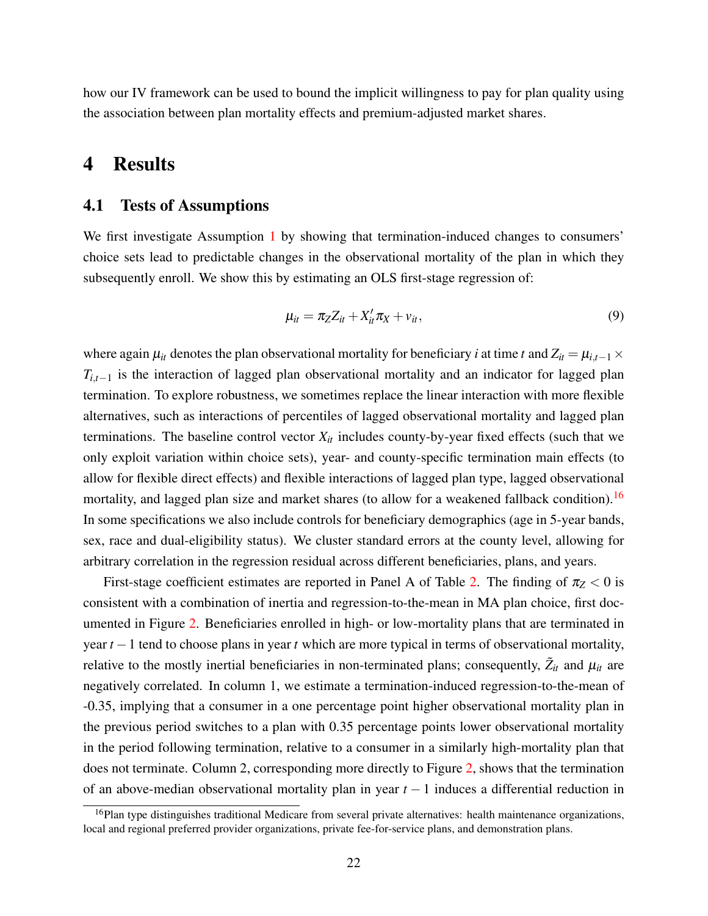how our IV framework can be used to bound the implicit willingness to pay for plan quality using the association between plan mortality effects and premium-adjusted market shares.

# 4 Results

## 4.1 Tests of Assumptions

We first investigate Assumption 1 by showing that termination-induced changes to consumers' choice sets lead to predictable changes in the observational mortality of the plan in which they subsequently enroll. We show this by estimating an OLS first-stage regression of:

$$\mu_{it} = \pi_Z Z_{it} + X_{it}'\pi_X + v_{it}, \tag{9}$$

where again $\mu_{it}$ denotes the plan observational mortality for beneficiary $i$ at time $t$ and $Z_{it} = \mu_{i,t-1} \times T_{i,t-1}$ is the interaction of lagged plan observational mortality and an indicator for lagged plan termination. To explore robustness, we sometimes replace the linear interaction with more flexible alternatives, such as interactions of percentiles of lagged observational mortality and lagged plan terminations. The baseline control vector $X_{it}$ includes county-by-year fixed effects (such that we only exploit variation within choice sets), year- and county-specific termination main effects (to allow for flexible direct effects) and flexible interactions of lagged plan type, lagged observational mortality, and lagged plan size and market shares (to allow for a weakened fallback condition).[16] In some specifications we also include controls for beneficiary demographics (age in 5-year bands, sex, race and dual-eligibility status). We cluster standard errors at the county level, allowing for arbitrary correlation in the regression residual across different beneficiaries, plans, and years.

First-stage coefficient estimates are reported in Panel A of Table 2. The finding of $\pi_Z < 0$ is consistent with a combination of inertia and regression-to-the-mean in MA plan choice, first documented in Figure 2. Beneficiaries enrolled in high- or low-mortality plans that are terminated in year $t-1$ tend to choose plans in year $t$ which are more typical in terms of observational mortality, relative to the mostly inertial beneficiaries in non-terminated plans; consequently, $\tilde{Z}_{it}$ and $\mu_{it}$ are negatively correlated. In column 1, we estimate a termination-induced regression-to-the-mean of -0.35, implying that a consumer in a one percentage point higher observational mortality plan in the previous period switches to a plan with 0.35 percentage points lower observational mortality in the period following termination, relative to a consumer in a similarly high-mortality plan that does not terminate. Column 2, corresponding more directly to Figure 2, shows that the termination of an above-median observational mortality plan in year $t-1$ induces a differential reduction in

[16] Plan type distinguishes traditional Medicare from several private alternatives: health maintenance organizations, local and regional preferred provider organizations, private fee-for-service plans, and demonstration plans.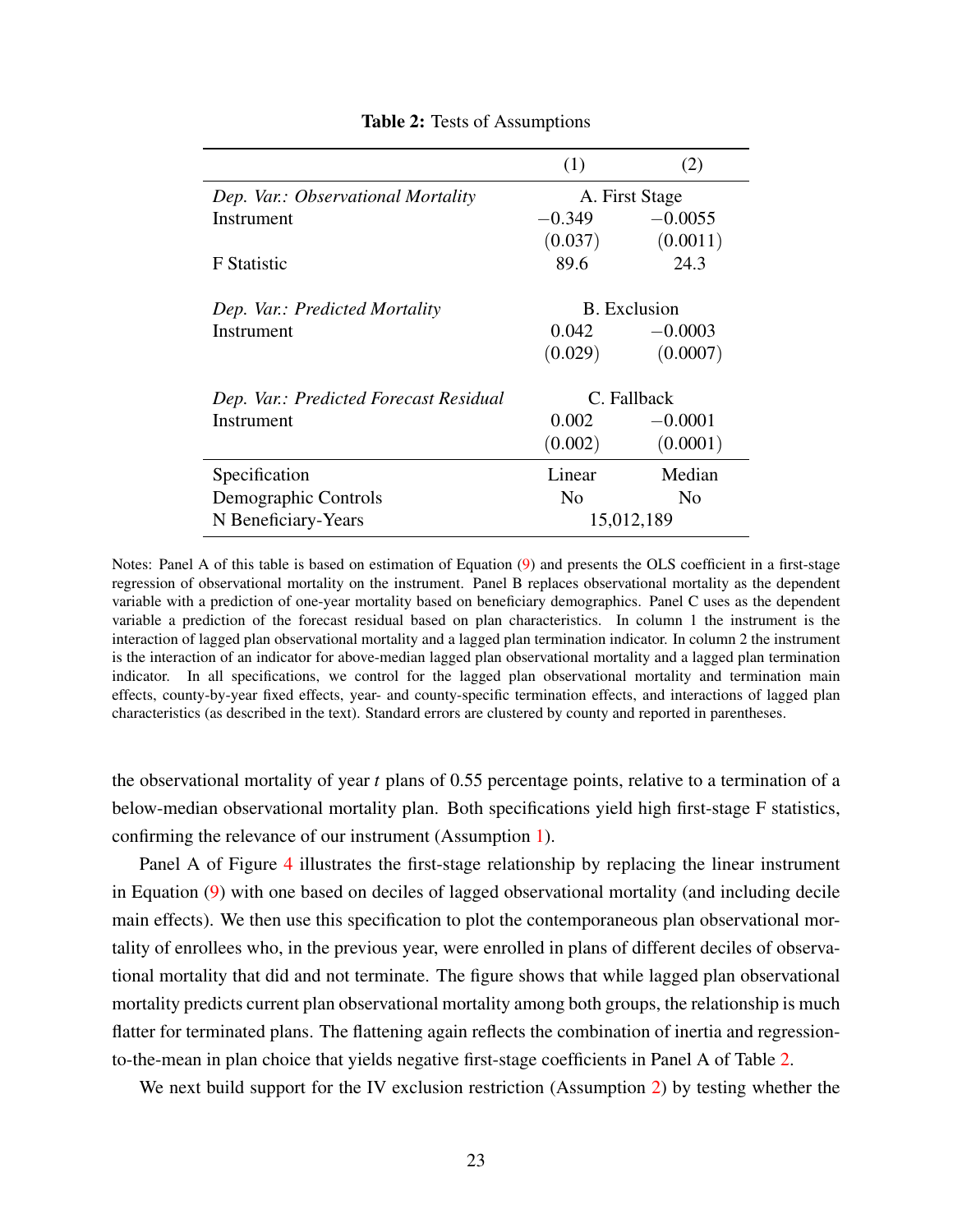**Table 2:** Tests of Assumptions

| | (1) | (2) |
|---|---|---|
| *Dep. Var.: Observational Mortality* | A. First Stage | |
| Instrument | $-0.349$ | $-0.0055$ |
| | $(0.037)$ | $(0.0011)$ |
| F Statistic | 89.6 | 24.3 |
| *Dep. Var.: Predicted Mortality* | B. Exclusion | |
| Instrument | $0.042$ | $-0.0003$ |
| | $(0.029)$ | $(0.0007)$ |
| *Dep. Var.: Predicted Forecast Residual* | C. Fallback | |
| Instrument | $0.002$ | $-0.0001$ |
| | $(0.002)$ | $(0.0001)$ |
| Specification | Linear | Median |
| Demographic Controls | No | No |
| N Beneficiary-Years | 15,012,189 | |

Notes: Panel A of this table is based on estimation of Equation (9) and presents the OLS coefficient in a first-stage regression of observational mortality on the instrument. Panel B replaces observational mortality as the dependent variable with a prediction of one-year mortality based on beneficiary demographics. Panel C uses as the dependent variable a prediction of the forecast residual based on plan characteristics. In column 1 the instrument is the interaction of lagged plan observational mortality and a lagged plan termination indicator. In column 2 the instrument is the interaction of an indicator for above-median lagged plan observational mortality and a lagged plan termination indicator. In all specifications, we control for the lagged plan observational mortality and termination main effects, county-by-year fixed effects, year- and county-specific termination effects, and interactions of lagged plan characteristics (as described in the text). Standard errors are clustered by county and reported in parentheses.

the observational mortality of year $t$ plans of 0.55 percentage points, relative to a termination of a below-median observational mortality plan. Both specifications yield high first-stage F statistics, confirming the relevance of our instrument (Assumption 1).

Panel A of Figure 4 illustrates the first-stage relationship by replacing the linear instrument in Equation (9) with one based on deciles of lagged observational mortality (and including decile main effects). We then use this specification to plot the contemporaneous plan observational mortality of enrollees who, in the previous year, were enrolled in plans of different deciles of observational mortality that did and not terminate. The figure shows that while lagged plan observational mortality predicts current plan observational mortality among both groups, the relationship is much flatter for terminated plans. The flattening again reflects the combination of inertia and regression-to-the-mean in plan choice that yields negative first-stage coefficients in Panel A of Table 2.

We next build support for the IV exclusion restriction (Assumption 2) by testing whether the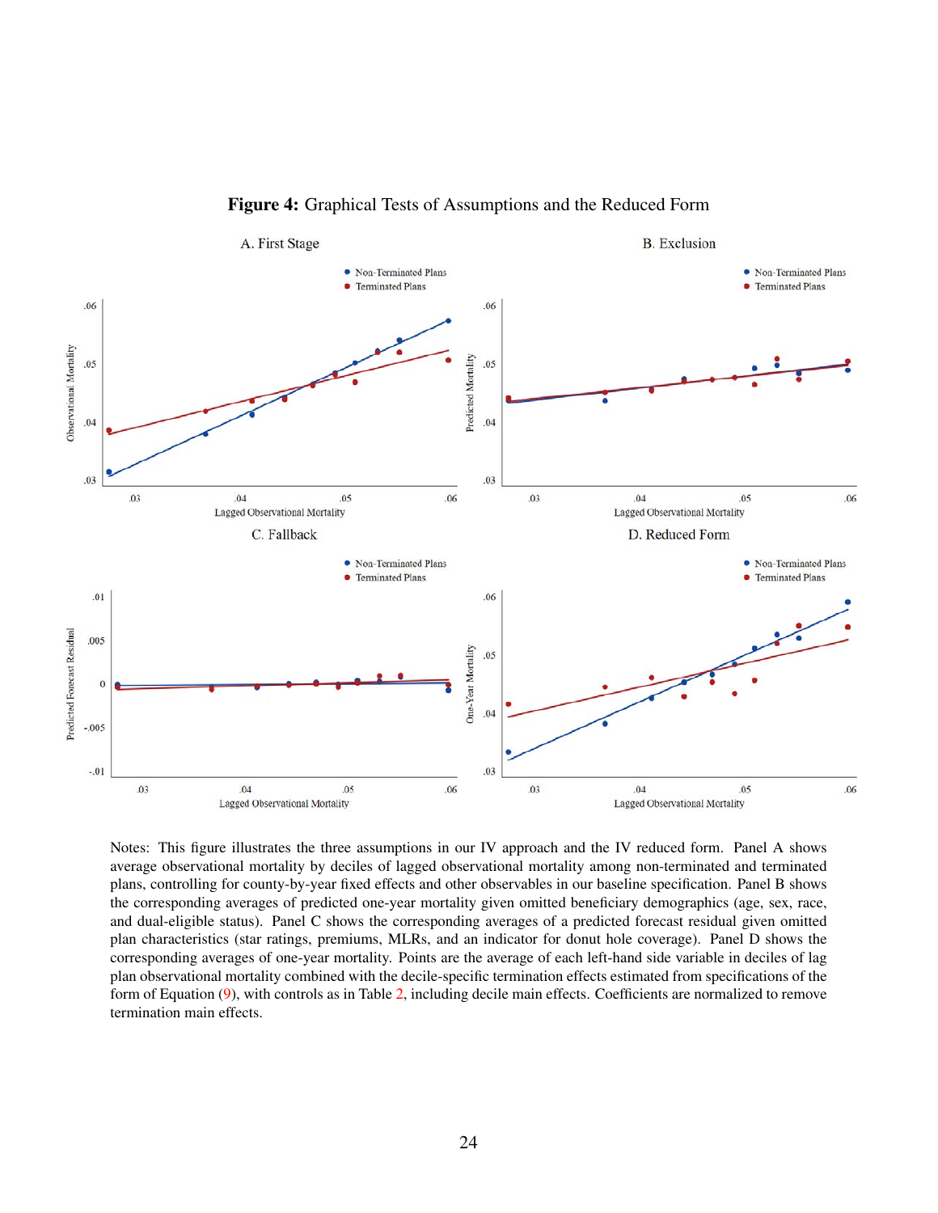**Figure 4:** Graphical Tests of Assumptions and the Reduced Form

Notes: This figure illustrates the three assumptions in our IV approach and the IV reduced form. Panel A shows average observational mortality by deciles of lagged observational mortality among non-terminated and terminated plans, controlling for county-by-year fixed effects and other observables in our baseline specification. Panel B shows the corresponding averages of predicted one-year mortality given omitted beneficiary demographics (age, sex, race, and dual-eligible status). Panel C shows the corresponding averages of a predicted forecast residual given omitted plan characteristics (star ratings, premiums, MLRs, and an indicator for donut hole coverage). Panel D shows the corresponding averages of one-year mortality. Points are the average of each left-hand side variable in deciles of lag plan observational mortality combined with the decile-specific termination effects estimated from specifications of the form of Equation (9), with controls as in Table 2, including decile main effects. Coefficients are normalized to remove termination main effects.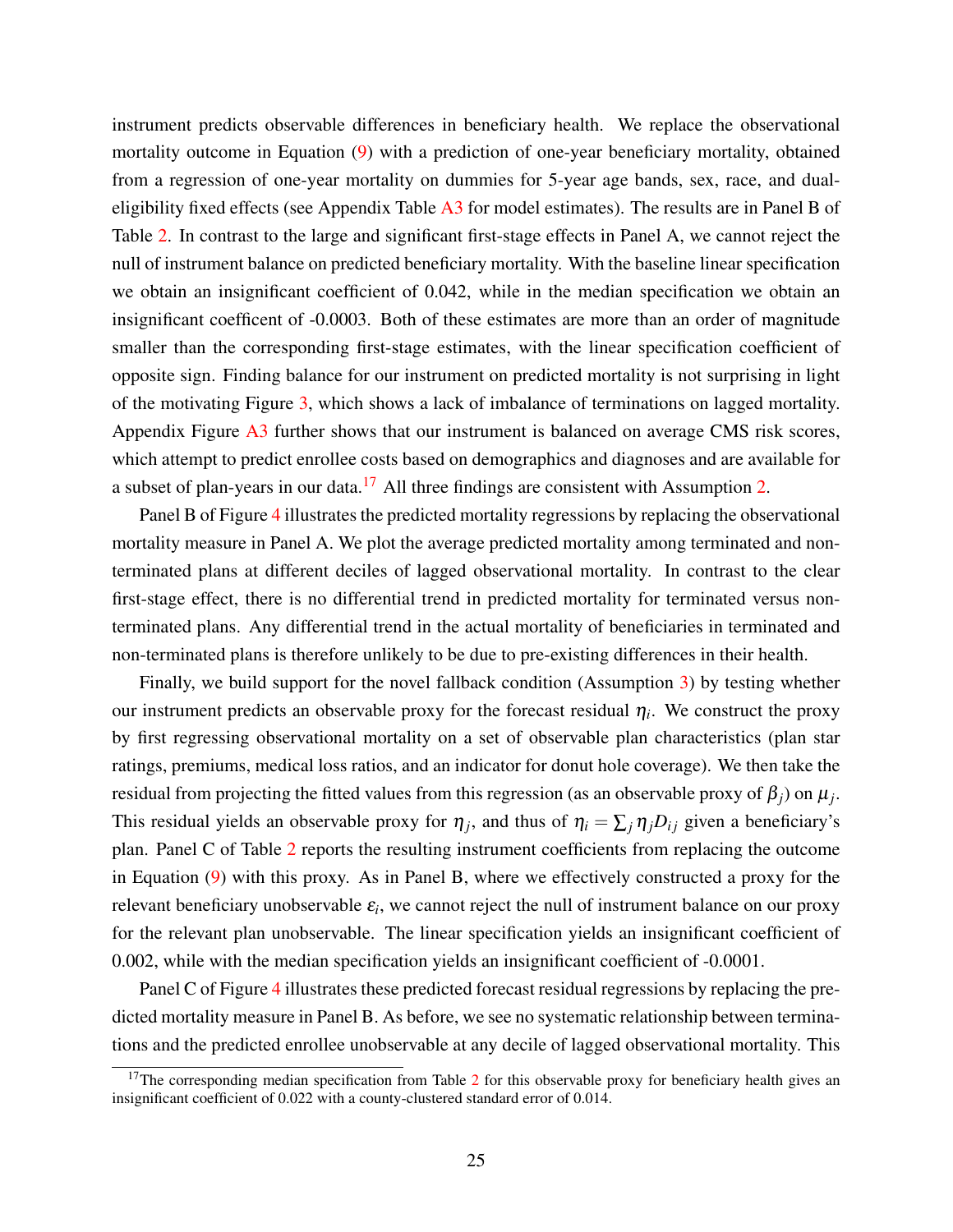instrument predicts observable differences in beneficiary health. We replace the observational mortality outcome in Equation (9) with a prediction of one-year beneficiary mortality, obtained from a regression of one-year mortality on dummies for 5-year age bands, sex, race, and dual-eligibility fixed effects (see Appendix Table A3 for model estimates). The results are in Panel B of Table 2. In contrast to the large and significant first-stage effects in Panel A, we cannot reject the null of instrument balance on predicted beneficiary mortality. With the baseline linear specification we obtain an insignificant coefficient of 0.042, while in the median specification we obtain an insignificant coefficent of -0.0003. Both of these estimates are more than an order of magnitude smaller than the corresponding first-stage estimates, with the linear specification coefficient of opposite sign. Finding balance for our instrument on predicted mortality is not surprising in light of the motivating Figure 3, which shows a lack of imbalance of terminations on lagged mortality. Appendix Figure A3 further shows that our instrument is balanced on average CMS risk scores, which attempt to predict enrollee costs based on demographics and diagnoses and are available for a subset of plan-years in our data.[17] All three findings are consistent with Assumption 2.

Panel B of Figure 4 illustrates the predicted mortality regressions by replacing the observational mortality measure in Panel A. We plot the average predicted mortality among terminated and non-terminated plans at different deciles of lagged observational mortality. In contrast to the clear first-stage effect, there is no differential trend in predicted mortality for terminated versus non-terminated plans. Any differential trend in the actual mortality of beneficiaries in terminated and non-terminated plans is therefore unlikely to be due to pre-existing differences in their health.

Finally, we build support for the novel fallback condition (Assumption 3) by testing whether our instrument predicts an observable proxy for the forecast residual $\eta_i$. We construct the proxy by first regressing observational mortality on a set of observable plan characteristics (plan star ratings, premiums, medical loss ratios, and an indicator for donut hole coverage). We then take the residual from projecting the fitted values from this regression (as an observable proxy of $\beta_j$) on $\mu_j$. This residual yields an observable proxy for $\eta_j$, and thus of $\eta_i = \sum_j \eta_j D_{ij}$ given a beneficiary's plan. Panel C of Table 2 reports the resulting instrument coefficients from replacing the outcome in Equation (9) with this proxy. As in Panel B, where we effectively constructed a proxy for the relevant beneficiary unobservable $\varepsilon_i$, we cannot reject the null of instrument balance on our proxy for the relevant plan unobservable. The linear specification yields an insignificant coefficient of 0.002, while with the median specification yields an insignificant coefficient of -0.0001.

Panel C of Figure 4 illustrates these predicted forecast residual regressions by replacing the predicted mortality measure in Panel B. As before, we see no systematic relationship between terminations and the predicted enrollee unobservable at any decile of lagged observational mortality. This

[17] The corresponding median specification from Table 2 for this observable proxy for beneficiary health gives an insignificant coefficient of 0.022 with a county-clustered standard error of 0.014.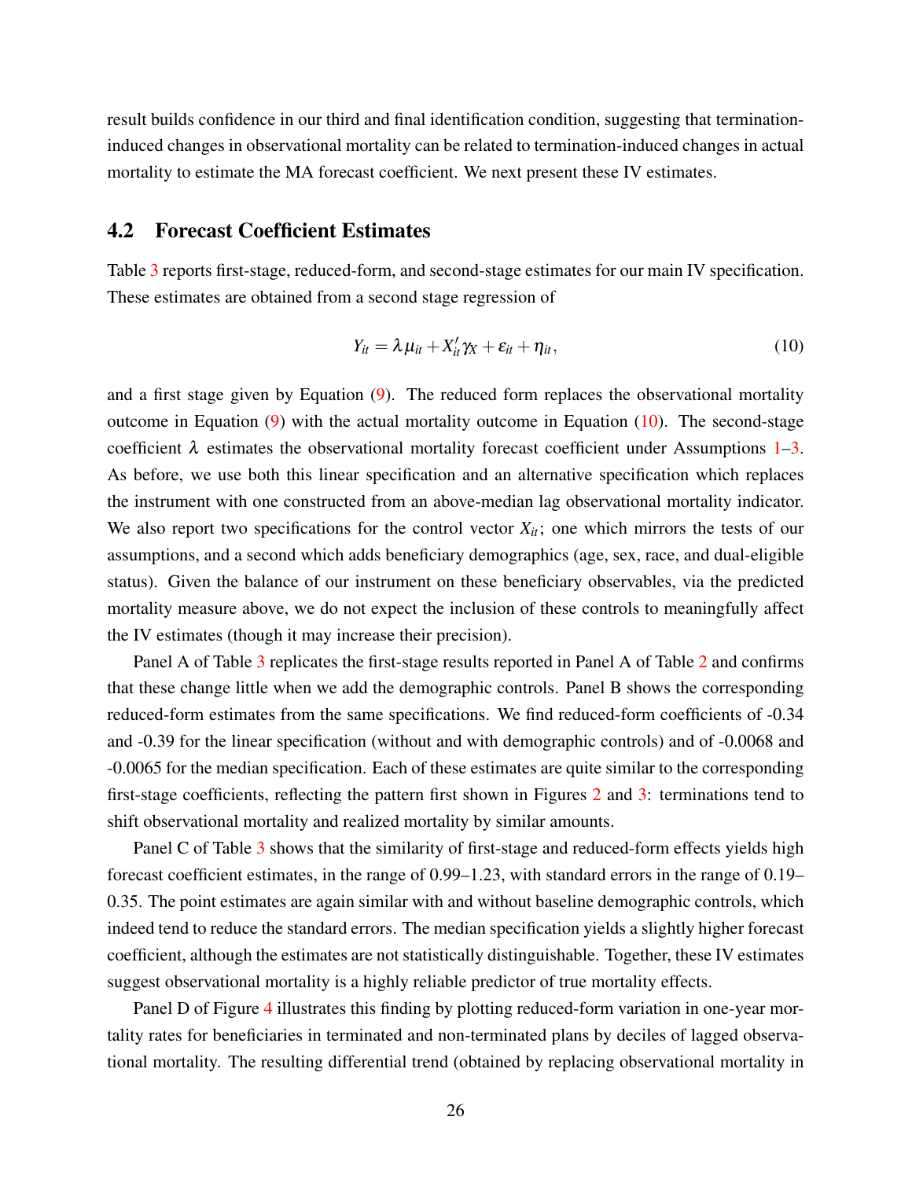result builds confidence in our third and final identification condition, suggesting that termination-induced changes in observational mortality can be related to termination-induced changes in actual mortality to estimate the MA forecast coefficient. We next present these IV estimates.

## 4.2 Forecast Coefficient Estimates

Table 3 reports first-stage, reduced-form, and second-stage estimates for our main IV specification. These estimates are obtained from a second stage regression of

$$Y_{it} = \lambda \mu_{it} + X_{it}' \gamma_X + \varepsilon_{it} + \eta_{it}, \tag{10}$$

and a first stage given by Equation (9). The reduced form replaces the observational mortality outcome in Equation (9) with the actual mortality outcome in Equation (10). The second-stage coefficient $\lambda$ estimates the observational mortality forecast coefficient under Assumptions 1–3. As before, we use both this linear specification and an alternative specification which replaces the instrument with one constructed from an above-median lag observational mortality indicator. We also report two specifications for the control vector $X_{it}$; one which mirrors the tests of our assumptions, and a second which adds beneficiary demographics (age, sex, race, and dual-eligible status). Given the balance of our instrument on these beneficiary observables, via the predicted mortality measure above, we do not expect the inclusion of these controls to meaningfully affect the IV estimates (though it may increase their precision).

Panel A of Table 3 replicates the first-stage results reported in Panel A of Table 2 and confirms that these change little when we add the demographic controls. Panel B shows the corresponding reduced-form estimates from the same specifications. We find reduced-form coefficients of -0.34 and -0.39 for the linear specification (without and with demographic controls) and of -0.0068 and -0.0065 for the median specification. Each of these estimates are quite similar to the corresponding first-stage coefficients, reflecting the pattern first shown in Figures 2 and 3: terminations tend to shift observational mortality and realized mortality by similar amounts.

Panel C of Table 3 shows that the similarity of first-stage and reduced-form effects yields high forecast coefficient estimates, in the range of 0.99–1.23, with standard errors in the range of 0.19–0.35. The point estimates are again similar with and without baseline demographic controls, which indeed tend to reduce the standard errors. The median specification yields a slightly higher forecast coefficient, although the estimates are not statistically distinguishable. Together, these IV estimates suggest observational mortality is a highly reliable predictor of true mortality effects.

Panel D of Figure 4 illustrates this finding by plotting reduced-form variation in one-year mortality rates for beneficiaries in terminated and non-terminated plans by deciles of lagged observational mortality. The resulting differential trend (obtained by replacing observational mortality in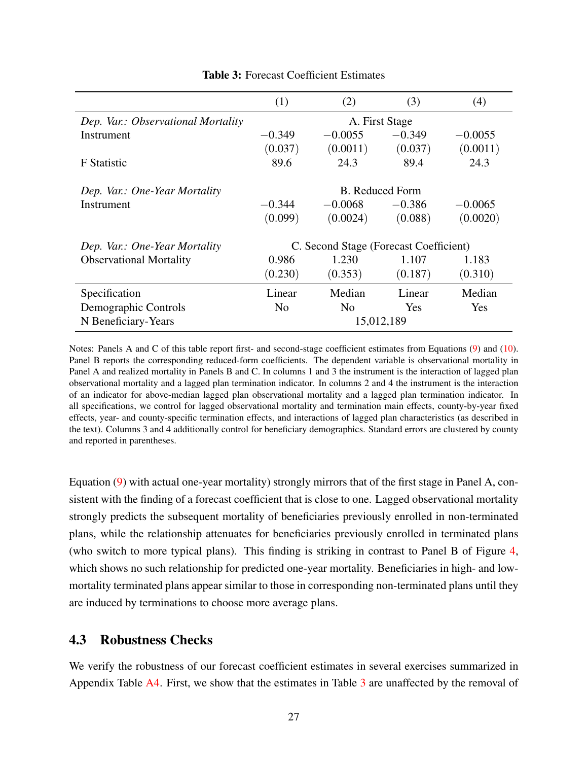**Table 3:** Forecast Coefficient Estimates

| | (1) | (2) | (3) | (4) |
|---|---|---|---|---|
| *Dep. Var.: Observational Mortality* | A. First Stage | | | |
| Instrument | −0.349 | −0.0055 | −0.349 | −0.0055 |
| | (0.037) | (0.0011) | (0.037) | (0.0011) |
| F Statistic | 89.6 | 24.3 | 89.4 | 24.3 |
| *Dep. Var.: One-Year Mortality* | B. Reduced Form | | | |
| Instrument | −0.344 | −0.0068 | −0.386 | −0.0065 |
| | (0.099) | (0.0024) | (0.088) | (0.0020) |
| *Dep. Var.: One-Year Mortality* | C. Second Stage (Forecast Coefficient) | | | |
| Observational Mortality | 0.986 | 1.230 | 1.107 | 1.183 |
| | (0.230) | (0.353) | (0.187) | (0.310) |
| Specification | Linear | Median | Linear | Median |
| Demographic Controls | No | No | Yes | Yes |
| N Beneficiary-Years | 15,012,189 | | | |

Notes: Panels A and C of this table report first- and second-stage coefficient estimates from Equations (9) and (10). Panel B reports the corresponding reduced-form coefficients. The dependent variable is observational mortality in Panel A and realized mortality in Panels B and C. In columns 1 and 3 the instrument is the interaction of lagged plan observational mortality and a lagged plan termination indicator. In columns 2 and 4 the instrument is the interaction of an indicator for above-median lagged plan observational mortality and a lagged plan termination indicator. In all specifications, we control for lagged observational mortality and termination main effects, county-by-year fixed effects, year- and county-specific termination effects, and interactions of lagged plan characteristics (as described in the text). Columns 3 and 4 additionally control for beneficiary demographics. Standard errors are clustered by county and reported in parentheses.

Equation (9) with actual one-year mortality) strongly mirrors that of the first stage in Panel A, consistent with the finding of a forecast coefficient that is close to one. Lagged observational mortality strongly predicts the subsequent mortality of beneficiaries previously enrolled in non-terminated plans, while the relationship attenuates for beneficiaries previously enrolled in terminated plans (who switch to more typical plans). This finding is striking in contrast to Panel B of Figure 4, which shows no such relationship for predicted one-year mortality. Beneficiaries in high- and low-mortality terminated plans appear similar to those in corresponding non-terminated plans until they are induced by terminations to choose more average plans.

## 4.3 Robustness Checks

We verify the robustness of our forecast coefficient estimates in several exercises summarized in Appendix Table A4. First, we show that the estimates in Table 3 are unaffected by the removal of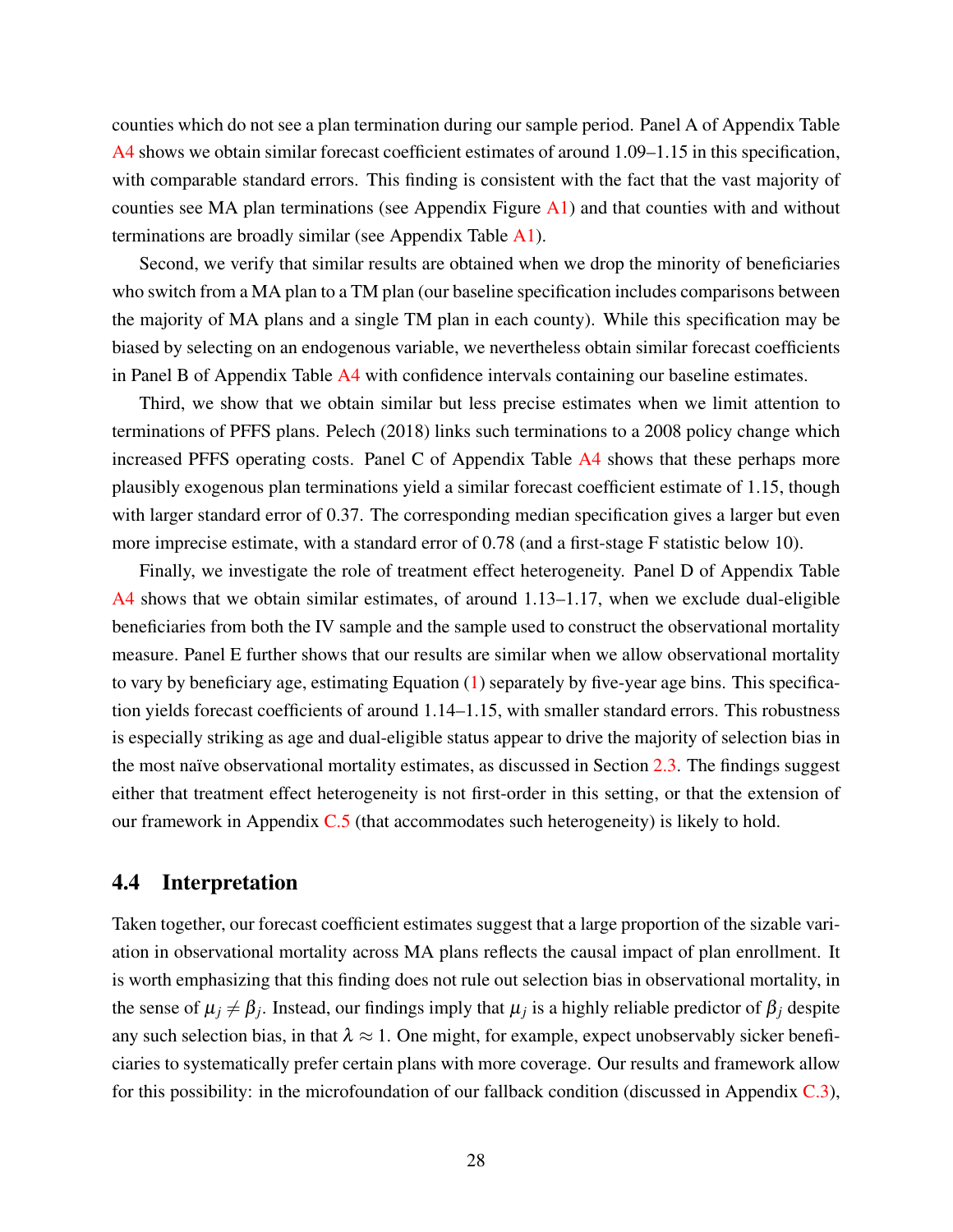counties which do not see a plan termination during our sample period. Panel A of Appendix Table A4 shows we obtain similar forecast coefficient estimates of around 1.09–1.15 in this specification, with comparable standard errors. This finding is consistent with the fact that the vast majority of counties see MA plan terminations (see Appendix Figure A1) and that counties with and without terminations are broadly similar (see Appendix Table A1).

Second, we verify that similar results are obtained when we drop the minority of beneficiaries who switch from a MA plan to a TM plan (our baseline specification includes comparisons between the majority of MA plans and a single TM plan in each county). While this specification may be biased by selecting on an endogenous variable, we nevertheless obtain similar forecast coefficients in Panel B of Appendix Table A4 with confidence intervals containing our baseline estimates.

Third, we show that we obtain similar but less precise estimates when we limit attention to terminations of PFFS plans. Pelech (2018) links such terminations to a 2008 policy change which increased PFFS operating costs. Panel C of Appendix Table A4 shows that these perhaps more plausibly exogenous plan terminations yield a similar forecast coefficient estimate of 1.15, though with larger standard error of 0.37. The corresponding median specification gives a larger but even more imprecise estimate, with a standard error of 0.78 (and a first-stage F statistic below 10).

Finally, we investigate the role of treatment effect heterogeneity. Panel D of Appendix Table A4 shows that we obtain similar estimates, of around 1.13–1.17, when we exclude dual-eligible beneficiaries from both the IV sample and the sample used to construct the observational mortality measure. Panel E further shows that our results are similar when we allow observational mortality to vary by beneficiary age, estimating Equation (1) separately by five-year age bins. This specification yields forecast coefficients of around 1.14–1.15, with smaller standard errors. This robustness is especially striking as age and dual-eligible status appear to drive the majority of selection bias in the most naïve observational mortality estimates, as discussed in Section 2.3. The findings suggest either that treatment effect heterogeneity is not first-order in this setting, or that the extension of our framework in Appendix C.5 (that accommodates such heterogeneity) is likely to hold.

## 4.4 Interpretation

Taken together, our forecast coefficient estimates suggest that a large proportion of the sizable variation in observational mortality across MA plans reflects the causal impact of plan enrollment. It is worth emphasizing that this finding does not rule out selection bias in observational mortality, in the sense of $\mu_j \neq \beta_j$. Instead, our findings imply that $\mu_j$ is a highly reliable predictor of $\beta_j$ despite any such selection bias, in that $\lambda \approx 1$. One might, for example, expect unobservably sicker beneficiaries to systematically prefer certain plans with more coverage. Our results and framework allow for this possibility: in the microfoundation of our fallback condition (discussed in Appendix C.3),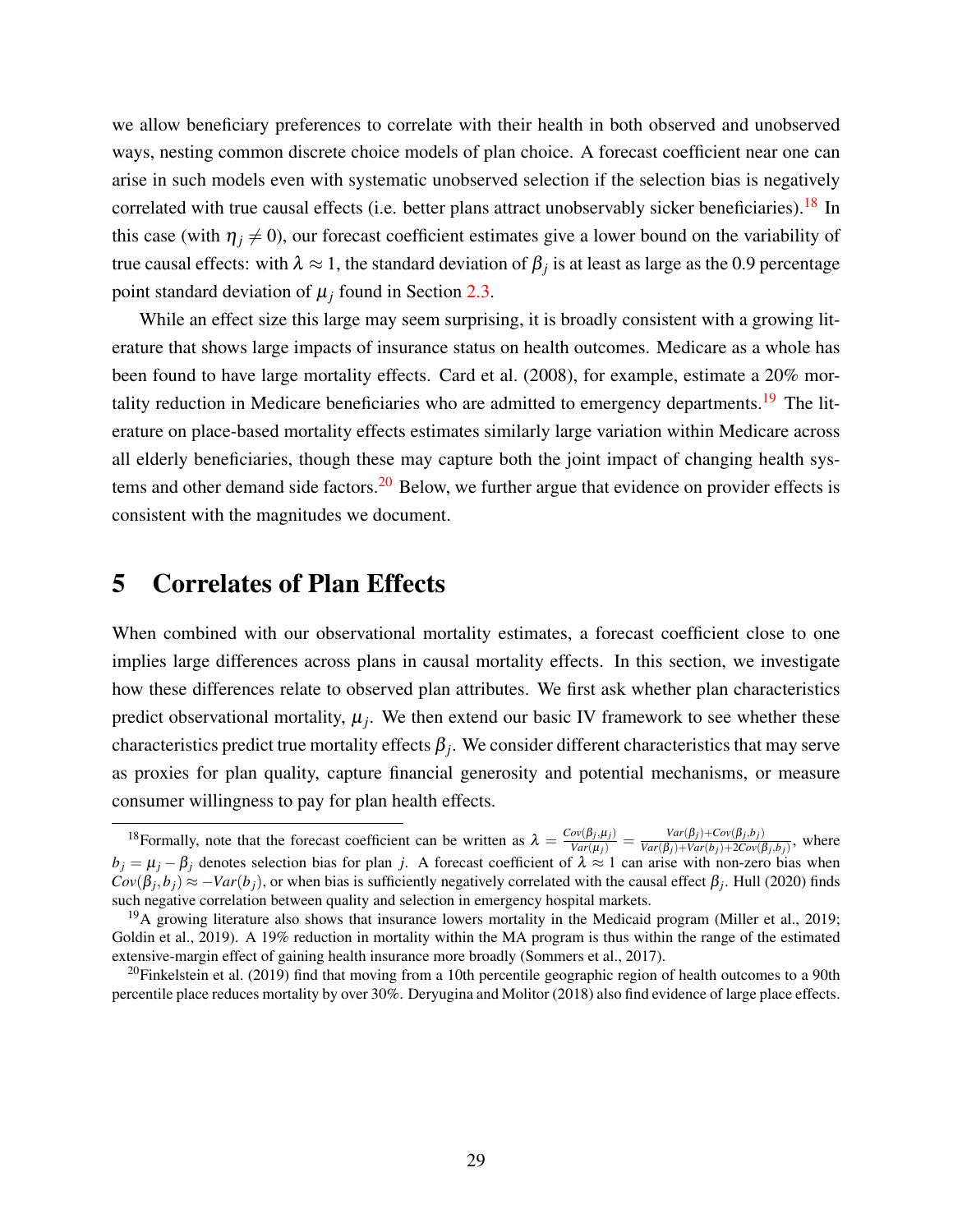we allow beneficiary preferences to correlate with their health in both observed and unobserved ways, nesting common discrete choice models of plan choice. A forecast coefficient near one can arise in such models even with systematic unobserved selection if the selection bias is negatively correlated with true causal effects (i.e. better plans attract unobservably sicker beneficiaries).[18] In this case (with $\eta_j \neq 0$), our forecast coefficient estimates give a lower bound on the variability of true causal effects: with $\lambda \approx 1$, the standard deviation of $\beta_j$ is at least as large as the 0.9 percentage point standard deviation of $\mu_j$ found in Section 2.3.

While an effect size this large may seem surprising, it is broadly consistent with a growing literature that shows large impacts of insurance status on health outcomes. Medicare as a whole has been found to have large mortality effects. Card et al. (2008), for example, estimate a 20% mortality reduction in Medicare beneficiaries who are admitted to emergency departments.[19] The literature on place-based mortality effects estimates similarly large variation within Medicare across all elderly beneficiaries, though these may capture both the joint impact of changing health systems and other demand side factors.[20] Below, we further argue that evidence on provider effects is consistent with the magnitudes we document.

# 5 Correlates of Plan Effects

When combined with our observational mortality estimates, a forecast coefficient close to one implies large differences across plans in causal mortality effects. In this section, we investigate how these differences relate to observed plan attributes. We first ask whether plan characteristics predict observational mortality, $\mu_j$. We then extend our basic IV framework to see whether these characteristics predict true mortality effects $\beta_j$. We consider different characteristics that may serve as proxies for plan quality, capture financial generosity and potential mechanisms, or measure consumer willingness to pay for plan health effects.

[18] Formally, note that the forecast coefficient can be written as $\lambda = \frac{Cov(\beta_j,\mu_j)}{Var(\mu_j)} = \frac{Var(\beta_j)+Cov(\beta_j,b_j)}{Var(\beta_j)+Var(b_j)+2Cov(\beta_j,b_j)}$, where $b_j = \mu_j - \beta_j$ denotes selection bias for plan $j$. A forecast coefficient of $\lambda \approx 1$ can arise with non-zero bias when $Cov(\beta_j, b_j) \approx -Var(b_j)$, or when bias is sufficiently negatively correlated with the causal effect $\beta_j$. Hull (2020) finds such negative correlation between quality and selection in emergency hospital markets.

[19] A growing literature also shows that insurance lowers mortality in the Medicaid program (Miller et al., 2019; Goldin et al., 2019). A 19% reduction in mortality within the MA program is thus within the range of the estimated extensive-margin effect of gaining health insurance more broadly (Sommers et al., 2017).

[20] Finkelstein et al. (2019) find that moving from a 10th percentile geographic region of health outcomes to a 90th percentile place reduces mortality by over 30%. Deryugina and Molitor (2018) also find evidence of large place effects.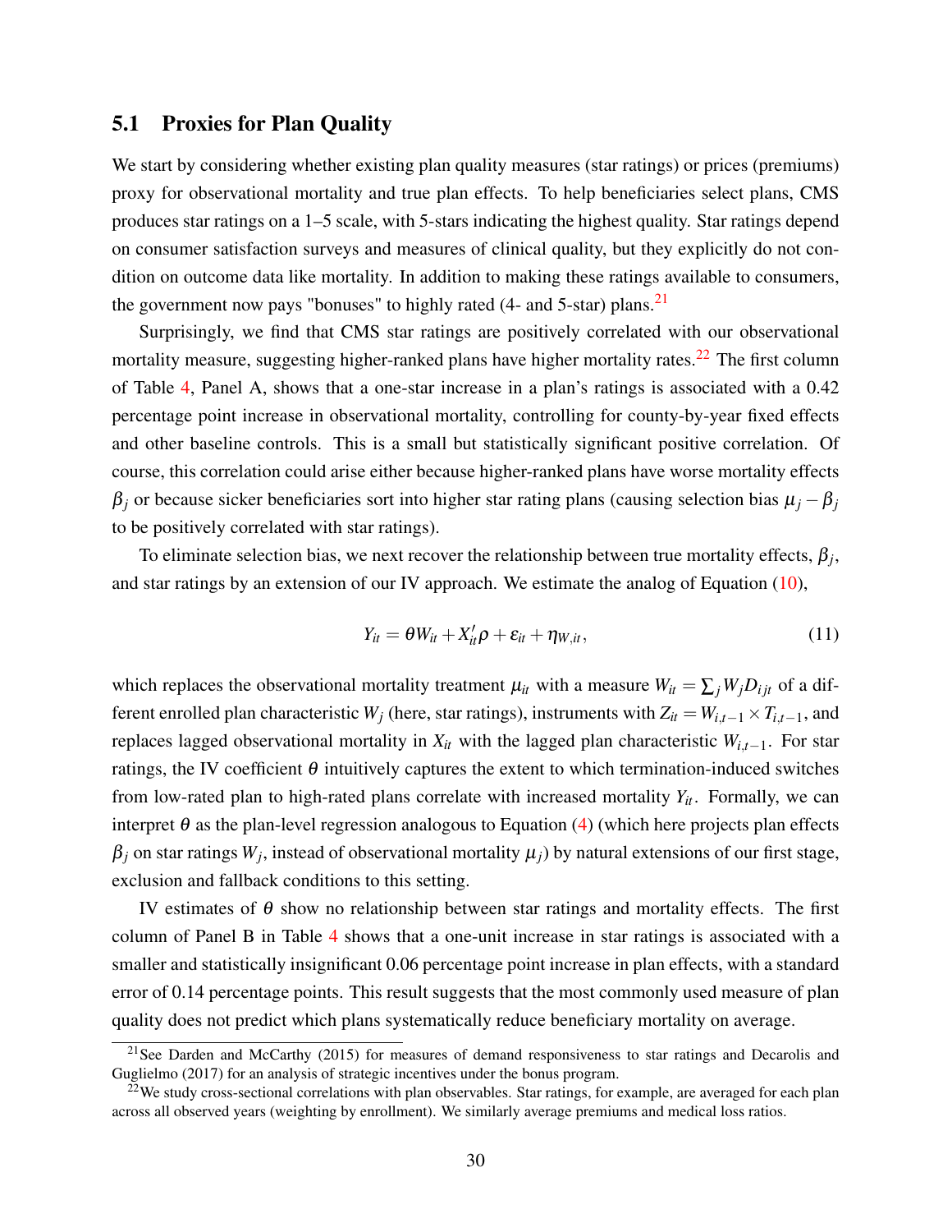## 5.1 Proxies for Plan Quality

We start by considering whether existing plan quality measures (star ratings) or prices (premiums) proxy for observational mortality and true plan effects. To help beneficiaries select plans, CMS produces star ratings on a 1–5 scale, with 5-stars indicating the highest quality. Star ratings depend on consumer satisfaction surveys and measures of clinical quality, but they explicitly do not condition on outcome data like mortality. In addition to making these ratings available to consumers, the government now pays "bonuses" to highly rated (4- and 5-star) plans.[21]

Surprisingly, we find that CMS star ratings are positively correlated with our observational mortality measure, suggesting higher-ranked plans have higher mortality rates.[22] The first column of Table 4, Panel A, shows that a one-star increase in a plan's ratings is associated with a 0.42 percentage point increase in observational mortality, controlling for county-by-year fixed effects and other baseline controls. This is a small but statistically significant positive correlation. Of course, this correlation could arise either because higher-ranked plans have worse mortality effects $\beta_j$ or because sicker beneficiaries sort into higher star rating plans (causing selection bias $\mu_j - \beta_j$ to be positively correlated with star ratings).

To eliminate selection bias, we next recover the relationship between true mortality effects, $\beta_j$, and star ratings by an extension of our IV approach. We estimate the analog of Equation (10),

$$Y_{it} = \theta W_{it} + X_{it}'\rho + \varepsilon_{it} + \eta_{W,it}, \tag{11}$$

which replaces the observational mortality treatment $\mu_{it}$ with a measure $W_{it} = \sum_j W_j D_{ijt}$ of a different enrolled plan characteristic $W_j$ (here, star ratings), instruments with $Z_{it} = W_{i,t-1} \times T_{i,t-1}$, and replaces lagged observational mortality in $X_{it}$ with the lagged plan characteristic $W_{i,t-1}$. For star ratings, the IV coefficient $\theta$ intuitively captures the extent to which termination-induced switches from low-rated plan to high-rated plans correlate with increased mortality $Y_{it}$. Formally, we can interpret $\theta$ as the plan-level regression analogous to Equation (4) (which here projects plan effects $\beta_j$ on star ratings $W_j$, instead of observational mortality $\mu_j$) by natural extensions of our first stage, exclusion and fallback conditions to this setting.

IV estimates of $\theta$ show no relationship between star ratings and mortality effects. The first column of Panel B in Table 4 shows that a one-unit increase in star ratings is associated with a smaller and statistically insignificant 0.06 percentage point increase in plan effects, with a standard error of 0.14 percentage points. This result suggests that the most commonly used measure of plan quality does not predict which plans systematically reduce beneficiary mortality on average.

[21] See Darden and McCarthy (2015) for measures of demand responsiveness to star ratings and Decarolis and Guglielmo (2017) for an analysis of strategic incentives under the bonus program.

[22] We study cross-sectional correlations with plan observables. Star ratings, for example, are averaged for each plan across all observed years (weighting by enrollment). We similarly average premiums and medical loss ratios.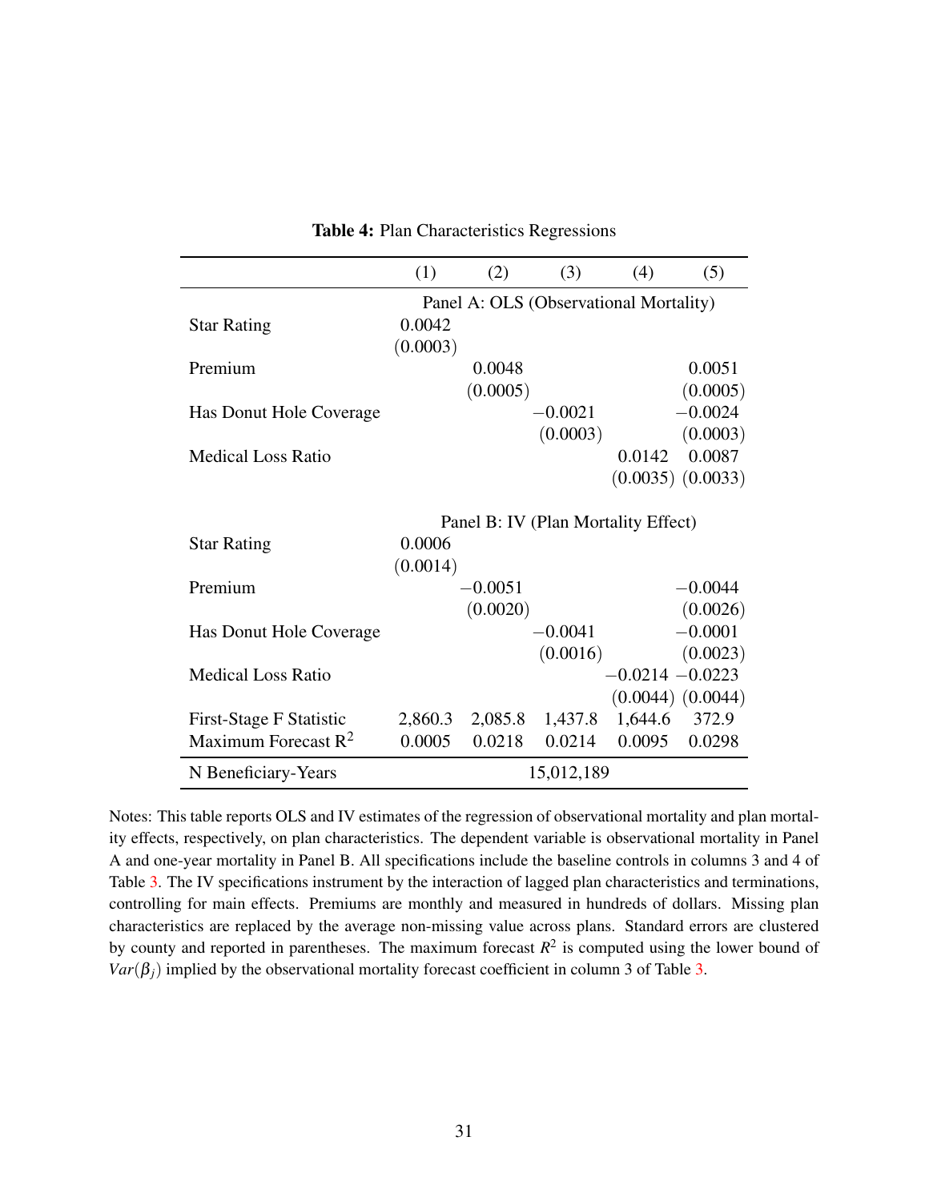**Table 4:** Plan Characteristics Regressions

| | (1) | (2) | (3) | (4) | (5) |
|---|---|---|---|---|---|
| | Panel A: OLS (Observational Mortality) | | | | |
| Star Rating | 0.0042 | | | | |
| | (0.0003) | | | | |
| Premium | | 0.0048 | | | 0.0051 |
| | | (0.0005) | | | (0.0005) |
| Has Donut Hole Coverage | | | −0.0021 | | −0.0024 |
| | | | (0.0003) | | (0.0003) |
| Medical Loss Ratio | | | | 0.0142 | 0.0087 |
| | | | | (0.0035) | (0.0033) |
| | Panel B: IV (Plan Mortality Effect) | | | | |
| Star Rating | 0.0006 | | | | |
| | (0.0014) | | | | |
| Premium | | −0.0051 | | | −0.0044 |
| | | (0.0020) | | | (0.0026) |
| Has Donut Hole Coverage | | | −0.0041 | | −0.0001 |
| | | | (0.0016) | | (0.0023) |
| Medical Loss Ratio | | | | −0.0214 | −0.0223 |
| | | | | (0.0044) | (0.0044) |
| First-Stage F Statistic | 2,860.3 | 2,085.8 | 1,437.8 | 1,644.6 | 372.9 |
| Maximum Forecast $R^2$ | 0.0005 | 0.0218 | 0.0214 | 0.0095 | 0.0298 |
| N Beneficiary-Years | | | 15,012,189 | | |

Notes: This table reports OLS and IV estimates of the regression of observational mortality and plan mortality effects, respectively, on plan characteristics. The dependent variable is observational mortality in Panel A and one-year mortality in Panel B. All specifications include the baseline controls in columns 3 and 4 of Table 3. The IV specifications instrument by the interaction of lagged plan characteristics and terminations, controlling for main effects. Premiums are monthly and measured in hundreds of dollars. Missing plan characteristics are replaced by the average non-missing value across plans. Standard errors are clustered by county and reported in parentheses. The maximum forecast $R^2$ is computed using the lower bound of $Var(\beta_j)$ implied by the observational mortality forecast coefficient in column 3 of Table 3.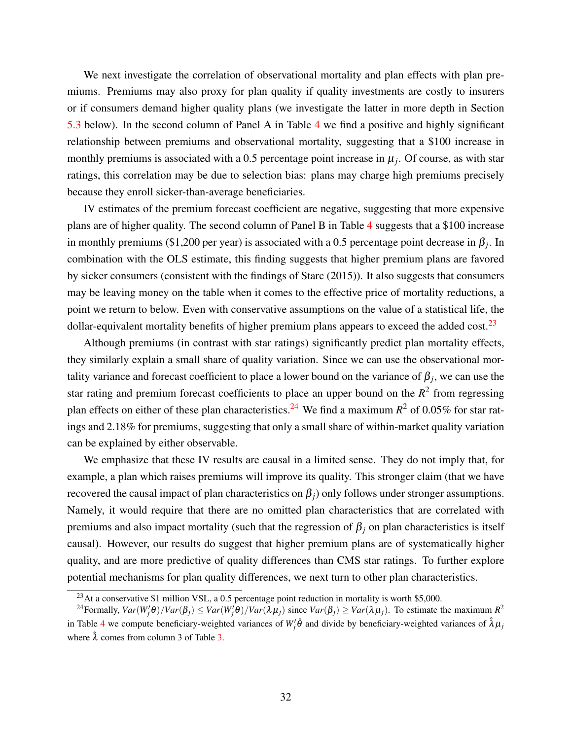We next investigate the correlation of observational mortality and plan effects with plan premiums. Premiums may also proxy for plan quality if quality investments are costly to insurers or if consumers demand higher quality plans (we investigate the latter in more depth in Section 5.3 below). In the second column of Panel A in Table 4 we find a positive and highly significant relationship between premiums and observational mortality, suggesting that a \$100 increase in monthly premiums is associated with a 0.5 percentage point increase in $\mu_j$. Of course, as with star ratings, this correlation may be due to selection bias: plans may charge high premiums precisely because they enroll sicker-than-average beneficiaries.

IV estimates of the premium forecast coefficient are negative, suggesting that more expensive plans are of higher quality. The second column of Panel B in Table 4 suggests that a \$100 increase in monthly premiums (\$1,200 per year) is associated with a 0.5 percentage point decrease in $\beta_j$. In combination with the OLS estimate, this finding suggests that higher premium plans are favored by sicker consumers (consistent with the findings of Starc (2015)). It also suggests that consumers may be leaving money on the table when it comes to the effective price of mortality reductions, a point we return to below. Even with conservative assumptions on the value of a statistical life, the dollar-equivalent mortality benefits of higher premium plans appears to exceed the added cost.[23]

Although premiums (in contrast with star ratings) significantly predict plan mortality effects, they similarly explain a small share of quality variation. Since we can use the observational mortality variance and forecast coefficient to place a lower bound on the variance of $\beta_j$, we can use the star rating and premium forecast coefficients to place an upper bound on the $R^2$ from regressing plan effects on either of these plan characteristics.[24] We find a maximum $R^2$ of 0.05% for star ratings and 2.18% for premiums, suggesting that only a small share of within-market quality variation can be explained by either observable.

We emphasize that these IV results are causal in a limited sense. They do not imply that, for example, a plan which raises premiums will improve its quality. This stronger claim (that we have recovered the causal impact of plan characteristics on $\beta_j$) only follows under stronger assumptions. Namely, it would require that there are no omitted plan characteristics that are correlated with premiums and also impact mortality (such that the regression of $\beta_j$ on plan characteristics is itself causal). However, our results do suggest that higher premium plans are of systematically higher quality, and are more predictive of quality differences than CMS star ratings. To further explore potential mechanisms for plan quality differences, we next turn to other plan characteristics.

---

[23] At a conservative \$1 million VSL, a 0.5 percentage point reduction in mortality is worth \$5,000.

[24] Formally, $Var(W_j'\theta)/Var(\beta_j) \leq Var(W_j'\theta)/Var(\lambda\mu_j)$ since $Var(\beta_j) \geq Var(\lambda\mu_j)$. To estimate the maximum $R^2$ in Table 4 we compute beneficiary-weighted variances of $W_j'\hat{\theta}$ and divide by beneficiary-weighted variances of $\hat{\lambda}\mu_j$ where $\hat{\lambda}$ comes from column 3 of Table 3.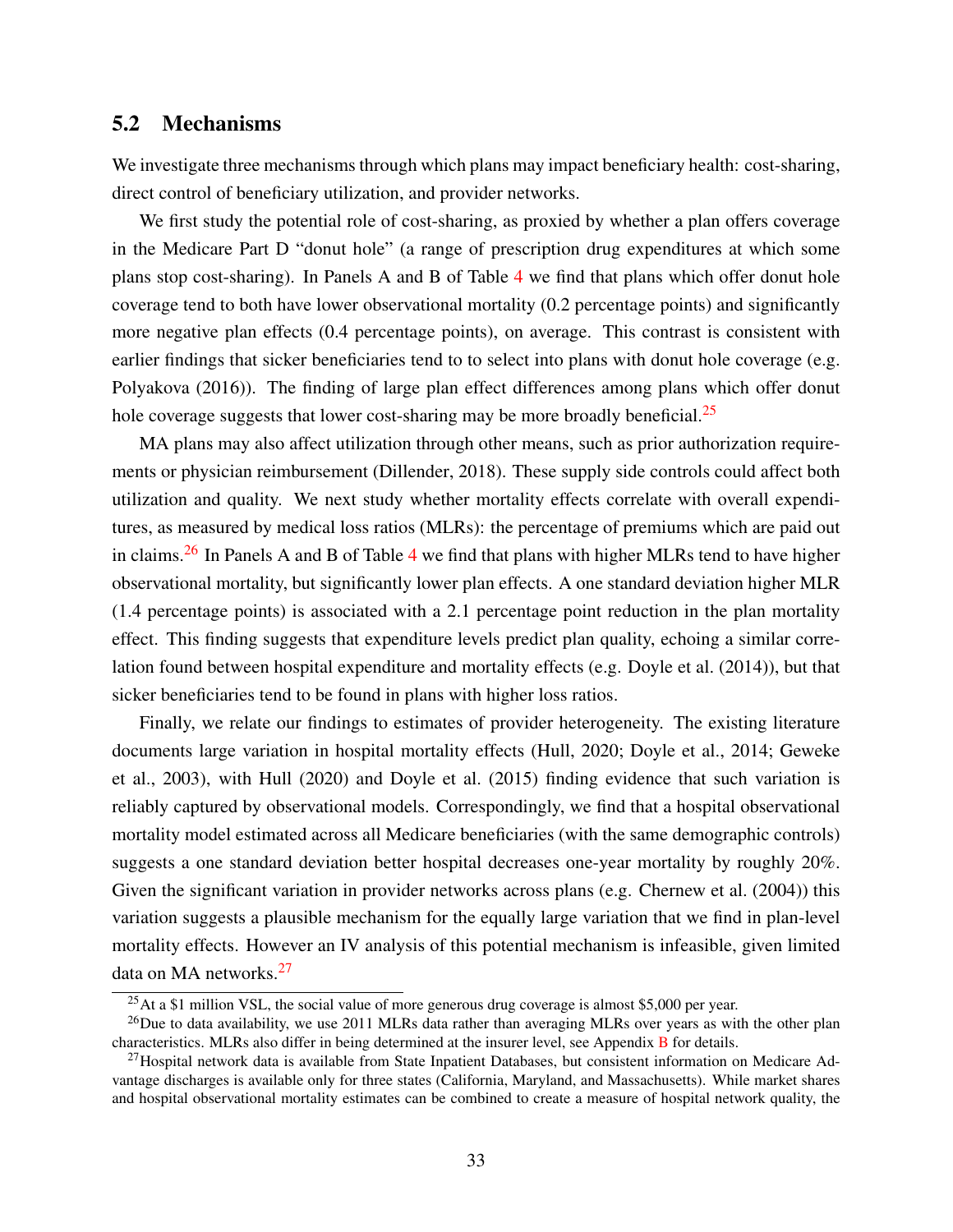## 5.2 Mechanisms

We investigate three mechanisms through which plans may impact beneficiary health: cost-sharing, direct control of beneficiary utilization, and provider networks.

We first study the potential role of cost-sharing, as proxied by whether a plan offers coverage in the Medicare Part D "donut hole" (a range of prescription drug expenditures at which some plans stop cost-sharing). In Panels A and B of Table 4 we find that plans which offer donut hole coverage tend to both have lower observational mortality (0.2 percentage points) and significantly more negative plan effects (0.4 percentage points), on average. This contrast is consistent with earlier findings that sicker beneficiaries tend to to select into plans with donut hole coverage (e.g. Polyakova (2016)). The finding of large plan effect differences among plans which offer donut hole coverage suggests that lower cost-sharing may be more broadly beneficial.[25]

MA plans may also affect utilization through other means, such as prior authorization requirements or physician reimbursement (Dillender, 2018). These supply side controls could affect both utilization and quality. We next study whether mortality effects correlate with overall expenditures, as measured by medical loss ratios (MLRs): the percentage of premiums which are paid out in claims.[26] In Panels A and B of Table 4 we find that plans with higher MLRs tend to have higher observational mortality, but significantly lower plan effects. A one standard deviation higher MLR (1.4 percentage points) is associated with a 2.1 percentage point reduction in the plan mortality effect. This finding suggests that expenditure levels predict plan quality, echoing a similar correlation found between hospital expenditure and mortality effects (e.g. Doyle et al. (2014)), but that sicker beneficiaries tend to be found in plans with higher loss ratios.

Finally, we relate our findings to estimates of provider heterogeneity. The existing literature documents large variation in hospital mortality effects (Hull, 2020; Doyle et al., 2014; Geweke et al., 2003), with Hull (2020) and Doyle et al. (2015) finding evidence that such variation is reliably captured by observational models. Correspondingly, we find that a hospital observational mortality model estimated across all Medicare beneficiaries (with the same demographic controls) suggests a one standard deviation better hospital decreases one-year mortality by roughly 20%. Given the significant variation in provider networks across plans (e.g. Chernew et al. (2004)) this variation suggests a plausible mechanism for the equally large variation that we find in plan-level mortality effects. However an IV analysis of this potential mechanism is infeasible, given limited data on MA networks.[27]

[25] At a $1 million VSL, the social value of more generous drug coverage is almost $5,000 per year.

[26] Due to data availability, we use 2011 MLRs data rather than averaging MLRs over years as with the other plan characteristics. MLRs also differ in being determined at the insurer level, see Appendix B for details.

[27] Hospital network data is available from State Inpatient Databases, but consistent information on Medicare Advantage discharges is available only for three states (California, Maryland, and Massachusetts). While market shares and hospital observational mortality estimates can be combined to create a measure of hospital network quality, the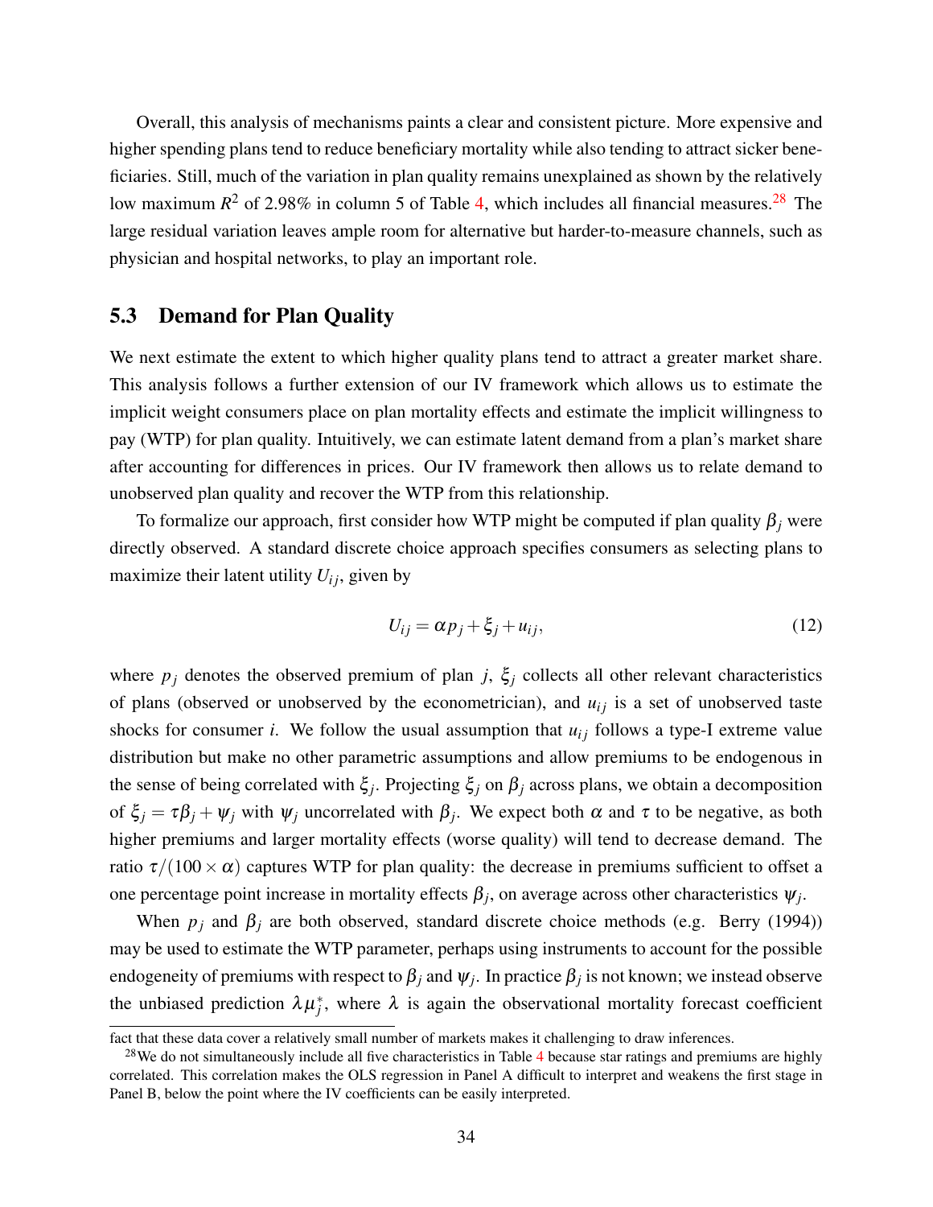Overall, this analysis of mechanisms paints a clear and consistent picture. More expensive and higher spending plans tend to reduce beneficiary mortality while also tending to attract sicker beneficiaries. Still, much of the variation in plan quality remains unexplained as shown by the relatively low maximum $R^2$ of 2.98% in column 5 of Table 4, which includes all financial measures.[28] The large residual variation leaves ample room for alternative but harder-to-measure channels, such as physician and hospital networks, to play an important role.

## 5.3 Demand for Plan Quality

We next estimate the extent to which higher quality plans tend to attract a greater market share. This analysis follows a further extension of our IV framework which allows us to estimate the implicit weight consumers place on plan mortality effects and estimate the implicit willingness to pay (WTP) for plan quality. Intuitively, we can estimate latent demand from a plan's market share after accounting for differences in prices. Our IV framework then allows us to relate demand to unobserved plan quality and recover the WTP from this relationship.

To formalize our approach, first consider how WTP might be computed if plan quality $\beta_j$ were directly observed. A standard discrete choice approach specifies consumers as selecting plans to maximize their latent utility $U_{ij}$, given by

$$U_{ij} = \alpha p_j + \xi_j + u_{ij}, \tag{12}$$

where $p_j$ denotes the observed premium of plan $j$, $\xi_j$ collects all other relevant characteristics of plans (observed or unobserved by the econometrician), and $u_{ij}$ is a set of unobserved taste shocks for consumer $i$. We follow the usual assumption that $u_{ij}$ follows a type-I extreme value distribution but make no other parametric assumptions and allow premiums to be endogenous in the sense of being correlated with $\xi_j$. Projecting $\xi_j$ on $\beta_j$ across plans, we obtain a decomposition of $\xi_j = \tau\beta_j + \psi_j$ with $\psi_j$ uncorrelated with $\beta_j$. We expect both $\alpha$ and $\tau$ to be negative, as both higher premiums and larger mortality effects (worse quality) will tend to decrease demand. The ratio $\tau/(100 \times \alpha)$ captures WTP for plan quality: the decrease in premiums sufficient to offset a one percentage point increase in mortality effects $\beta_j$, on average across other characteristics $\psi_j$.

When $p_j$ and $\beta_j$ are both observed, standard discrete choice methods (e.g. Berry (1994)) may be used to estimate the WTP parameter, perhaps using instruments to account for the possible endogeneity of premiums with respect to $\beta_j$ and $\psi_j$. In practice $\beta_j$ is not known; we instead observe the unbiased prediction $\lambda\mu_j^*$, where $\lambda$ is again the observational mortality forecast coefficient

fact that these data cover a relatively small number of markets makes it challenging to draw inferences.

[28] We do not simultaneously include all five characteristics in Table 4 because star ratings and premiums are highly correlated. This correlation makes the OLS regression in Panel A difficult to interpret and weakens the first stage in Panel B, below the point where the IV coefficients can be easily interpreted.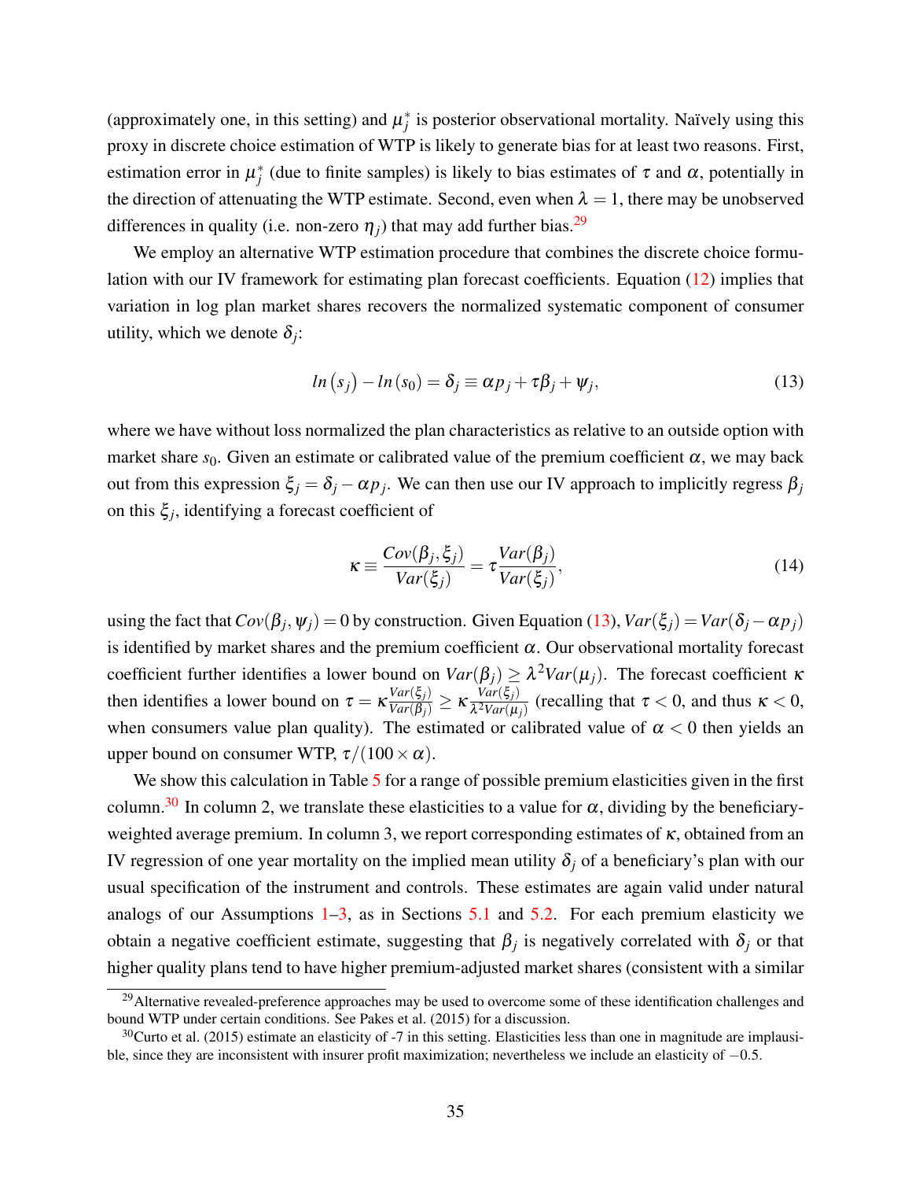(approximately one, in this setting) and $\mu_j^*$ is posterior observational mortality. Naïvely using this proxy in discrete choice estimation of WTP is likely to generate bias for at least two reasons. First, estimation error in $\mu_j^*$ (due to finite samples) is likely to bias estimates of $\tau$ and $\alpha$, potentially in the direction of attenuating the WTP estimate. Second, even when $\lambda = 1$, there may be unobserved differences in quality (i.e. non-zero $\eta_j$) that may add further bias.[29]

We employ an alternative WTP estimation procedure that combines the discrete choice formulation with our IV framework for estimating plan forecast coefficients. Equation (12) implies that variation in log plan market shares recovers the normalized systematic component of consumer utility, which we denote $\delta_j$:

$$ln(s_j) - ln(s_0) = \delta_j \equiv \alpha p_j + \tau \beta_j + \psi_j, \tag{13}$$

where we have without loss normalized the plan characteristics as relative to an outside option with market share $s_0$. Given an estimate or calibrated value of the premium coefficient $\alpha$, we may back out from this expression $\xi_j = \delta_j - \alpha p_j$. We can then use our IV approach to implicitly regress $\beta_j$ on this $\xi_j$, identifying a forecast coefficient of

$$\kappa \equiv \frac{Cov(\beta_j, \xi_j)}{Var(\xi_j)} = \tau \frac{Var(\beta_j)}{Var(\xi_j)}, \tag{14}$$

using the fact that $Cov(\beta_j, \psi_j) = 0$ by construction. Given Equation (13), $Var(\xi_j) = Var(\delta_j - \alpha p_j)$ is identified by market shares and the premium coefficient $\alpha$. Our observational mortality forecast coefficient further identifies a lower bound on $Var(\beta_j) \geq \lambda^2 Var(\mu_j)$. The forecast coefficient $\kappa$ then identifies a lower bound on $\tau = \kappa \frac{Var(\xi_j)}{Var(\beta_j)} \geq \kappa \frac{Var(\xi_j)}{\lambda^2 Var(\mu_j)}$ (recalling that $\tau < 0$, and thus $\kappa < 0$, when consumers value plan quality). The estimated or calibrated value of $\alpha < 0$ then yields an upper bound on consumer WTP, $\tau/(100 \times \alpha)$.

We show this calculation in Table 5 for a range of possible premium elasticities given in the first column.[30] In column 2, we translate these elasticities to a value for $\alpha$, dividing by the beneficiary-weighted average premium. In column 3, we report corresponding estimates of $\kappa$, obtained from an IV regression of one year mortality on the implied mean utility $\delta_j$ of a beneficiary's plan with our usual specification of the instrument and controls. These estimates are again valid under natural analogs of our Assumptions 1–3, as in Sections 5.1 and 5.2. For each premium elasticity we obtain a negative coefficient estimate, suggesting that $\beta_j$ is negatively correlated with $\delta_j$ or that higher quality plans tend to have higher premium-adjusted market shares (consistent with a similar

[29] Alternative revealed-preference approaches may be used to overcome some of these identification challenges and bound WTP under certain conditions. See Pakes et al. (2015) for a discussion.

[30] Curto et al. (2015) estimate an elasticity of -7 in this setting. Elasticities less than one in magnitude are implausible, since they are inconsistent with insurer profit maximization; nevertheless we include an elasticity of $-0.5$.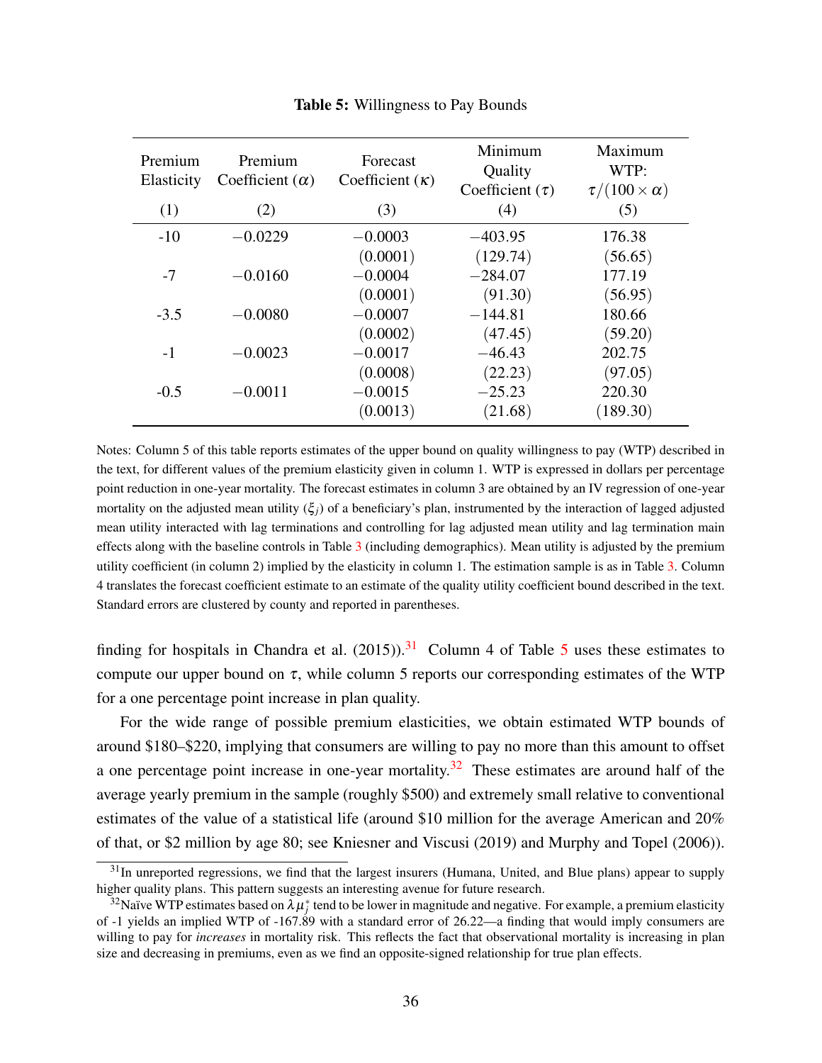**Table 5:** Willingness to Pay Bounds

| Premium Elasticity | Premium Coefficient ($\alpha$) | Forecast Coefficient ($\kappa$) | Minimum Quality Coefficient ($\tau$) | Maximum WTP: $\tau/(100\times\alpha)$ |
|---|---|---|---|---|
| (1) | (2) | (3) | (4) | (5) |
| -10 | $-0.0229$ | $-0.0003$ | $-403.95$ | 176.38 |
| | | (0.0001) | (129.74) | (56.65) |
| -7 | $-0.0160$ | $-0.0004$ | $-284.07$ | 177.19 |
| | | (0.0001) | (91.30) | (56.95) |
| -3.5 | $-0.0080$ | $-0.0007$ | $-144.81$ | 180.66 |
| | | (0.0002) | (47.45) | (59.20) |
| -1 | $-0.0023$ | $-0.0017$ | $-46.43$ | 202.75 |
| | | (0.0008) | (22.23) | (97.05) |
| -0.5 | $-0.0011$ | $-0.0015$ | $-25.23$ | 220.30 |
| | | (0.0013) | (21.68) | (189.30) |

Notes: Column 5 of this table reports estimates of the upper bound on quality willingness to pay (WTP) described in the text, for different values of the premium elasticity given in column 1. WTP is expressed in dollars per percentage point reduction in one-year mortality. The forecast estimates in column 3 are obtained by an IV regression of one-year mortality on the adjusted mean utility ($\xi_j$) of a beneficiary's plan, instrumented by the interaction of lagged adjusted mean utility interacted with lag terminations and controlling for lag adjusted mean utility and lag termination main effects along with the baseline controls in Table 3 (including demographics). Mean utility is adjusted by the premium utility coefficient (in column 2) implied by the elasticity in column 1. The estimation sample is as in Table 3. Column 4 translates the forecast coefficient estimate to an estimate of the quality utility coefficient bound described in the text. Standard errors are clustered by county and reported in parentheses.

finding for hospitals in Chandra et al. (2015)).[31] Column 4 of Table 5 uses these estimates to compute our upper bound on $\tau$, while column 5 reports our corresponding estimates of the WTP for a one percentage point increase in plan quality.

For the wide range of possible premium elasticities, we obtain estimated WTP bounds of around \$180–\$220, implying that consumers are willing to pay no more than this amount to offset a one percentage point increase in one-year mortality.[32] These estimates are around half of the average yearly premium in the sample (roughly \$500) and extremely small relative to conventional estimates of the value of a statistical life (around \$10 million for the average American and 20% of that, or \$2 million by age 80; see Kniesner and Viscusi (2019) and Murphy and Topel (2006)).

[31] In unreported regressions, we find that the largest insurers (Humana, United, and Blue plans) appear to supply higher quality plans. This pattern suggests an interesting avenue for future research.

[32] Naïve WTP estimates based on $\lambda\mu_j^*$ tend to be lower in magnitude and negative. For example, a premium elasticity of -1 yields an implied WTP of -167.89 with a standard error of 26.22—a finding that would imply consumers are willing to pay for *increases* in mortality risk. This reflects the fact that observational mortality is increasing in plan size and decreasing in premiums, even as we find an opposite-signed relationship for true plan effects.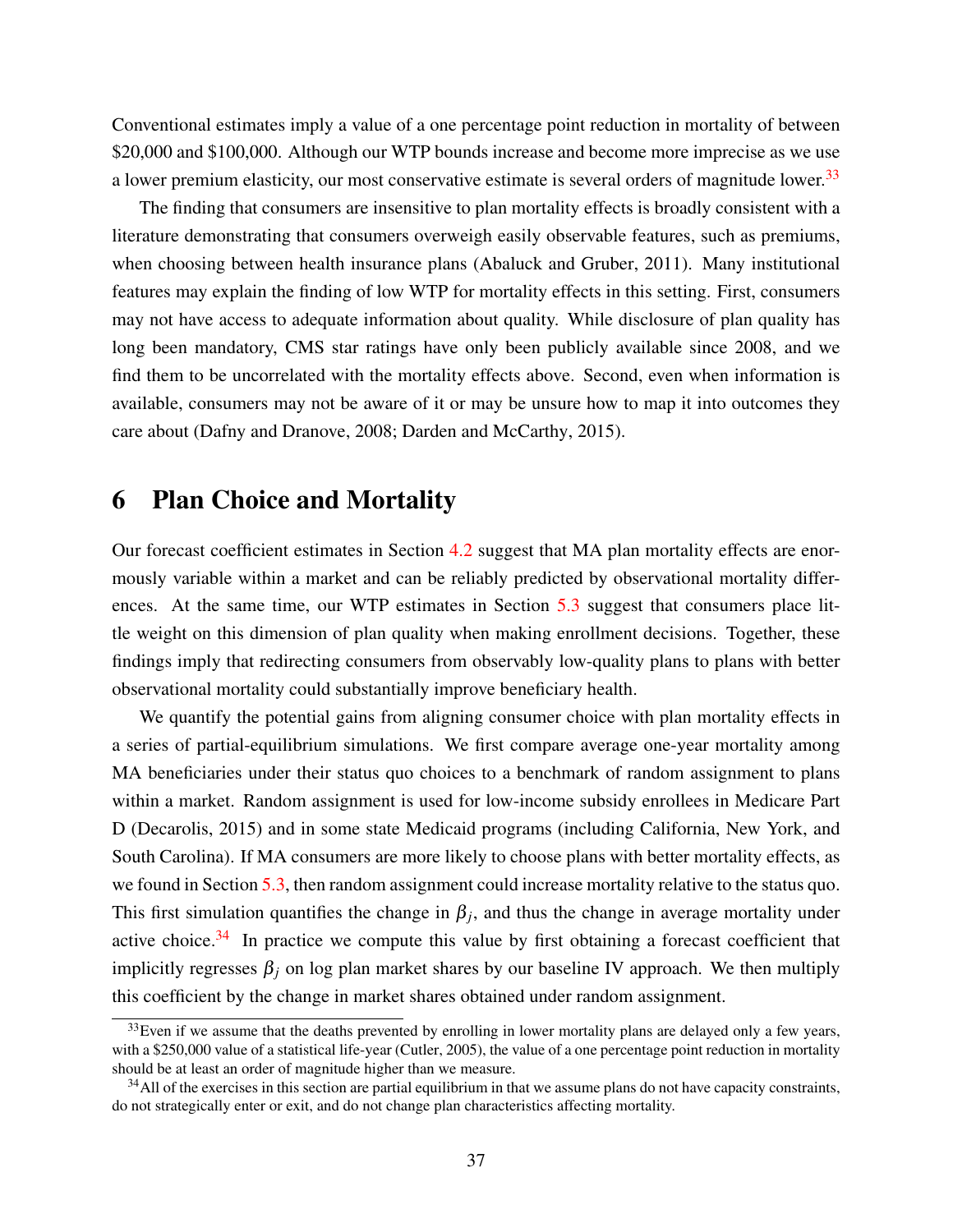Conventional estimates imply a value of a one percentage point reduction in mortality of between \$20,000 and \$100,000. Although our WTP bounds increase and become more imprecise as we use a lower premium elasticity, our most conservative estimate is several orders of magnitude lower.[33]

The finding that consumers are insensitive to plan mortality effects is broadly consistent with a literature demonstrating that consumers overweigh easily observable features, such as premiums, when choosing between health insurance plans (Abaluck and Gruber, 2011). Many institutional features may explain the finding of low WTP for mortality effects in this setting. First, consumers may not have access to adequate information about quality. While disclosure of plan quality has long been mandatory, CMS star ratings have only been publicly available since 2008, and we find them to be uncorrelated with the mortality effects above. Second, even when information is available, consumers may not be aware of it or may be unsure how to map it into outcomes they care about (Dafny and Dranove, 2008; Darden and McCarthy, 2015).

# 6 Plan Choice and Mortality

Our forecast coefficient estimates in Section 4.2 suggest that MA plan mortality effects are enormously variable within a market and can be reliably predicted by observational mortality differences. At the same time, our WTP estimates in Section 5.3 suggest that consumers place little weight on this dimension of plan quality when making enrollment decisions. Together, these findings imply that redirecting consumers from observably low-quality plans to plans with better observational mortality could substantially improve beneficiary health.

We quantify the potential gains from aligning consumer choice with plan mortality effects in a series of partial-equilibrium simulations. We first compare average one-year mortality among MA beneficiaries under their status quo choices to a benchmark of random assignment to plans within a market. Random assignment is used for low-income subsidy enrollees in Medicare Part D (Decarolis, 2015) and in some state Medicaid programs (including California, New York, and South Carolina). If MA consumers are more likely to choose plans with better mortality effects, as we found in Section 5.3, then random assignment could increase mortality relative to the status quo. This first simulation quantifies the change in $\beta_j$, and thus the change in average mortality under active choice.[34] In practice we compute this value by first obtaining a forecast coefficient that implicitly regresses $\beta_j$ on log plan market shares by our baseline IV approach. We then multiply this coefficient by the change in market shares obtained under random assignment.

[33] Even if we assume that the deaths prevented by enrolling in lower mortality plans are delayed only a few years, with a \$250,000 value of a statistical life-year (Cutler, 2005), the value of a one percentage point reduction in mortality should be at least an order of magnitude higher than we measure.

[34] All of the exercises in this section are partial equilibrium in that we assume plans do not have capacity constraints, do not strategically enter or exit, and do not change plan characteristics affecting mortality.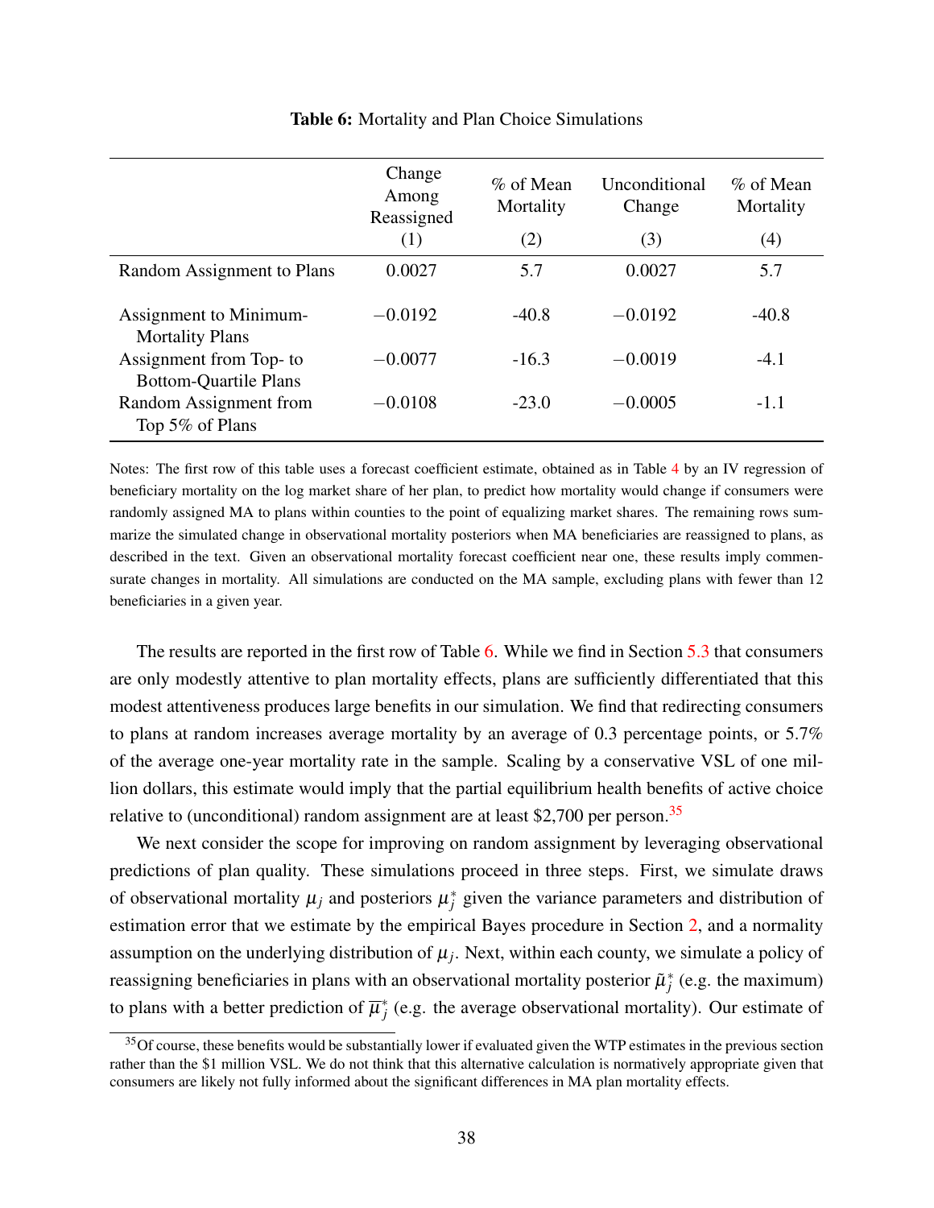**Table 6:** Mortality and Plan Choice Simulations

| | Change Among Reassigned (1) | % of Mean Mortality (2) | Unconditional Change (3) | % of Mean Mortality (4) |
|---|---|---|---|---|
| Random Assignment to Plans | 0.0027 | 5.7 | 0.0027 | 5.7 |
| Assignment to Minimum-Mortality Plans | −0.0192 | -40.8 | −0.0192 | -40.8 |
| Assignment from Top- to Bottom-Quartile Plans | −0.0077 | -16.3 | −0.0019 | -4.1 |
| Random Assignment from Top 5% of Plans | −0.0108 | -23.0 | −0.0005 | -1.1 |

Notes: The first row of this table uses a forecast coefficient estimate, obtained as in Table 4 by an IV regression of beneficiary mortality on the log market share of her plan, to predict how mortality would change if consumers were randomly assigned MA to plans within counties to the point of equalizing market shares. The remaining rows summarize the simulated change in observational mortality posteriors when MA beneficiaries are reassigned to plans, as described in the text. Given an observational mortality forecast coefficient near one, these results imply commensurate changes in mortality. All simulations are conducted on the MA sample, excluding plans with fewer than 12 beneficiaries in a given year.

The results are reported in the first row of Table 6. While we find in Section 5.3 that consumers are only modestly attentive to plan mortality effects, plans are sufficiently differentiated that this modest attentiveness produces large benefits in our simulation. We find that redirecting consumers to plans at random increases average mortality by an average of 0.3 percentage points, or 5.7% of the average one-year mortality rate in the sample. Scaling by a conservative VSL of one million dollars, this estimate would imply that the partial equilibrium health benefits of active choice relative to (unconditional) random assignment are at least $2,700 per person.[35]

We next consider the scope for improving on random assignment by leveraging observational predictions of plan quality. These simulations proceed in three steps. First, we simulate draws of observational mortality $\mu_j$ and posteriors $\mu_j^*$ given the variance parameters and distribution of estimation error that we estimate by the empirical Bayes procedure in Section 2, and a normality assumption on the underlying distribution of $\mu_j$. Next, within each county, we simulate a policy of reassigning beneficiaries in plans with an observational mortality posterior $\tilde{\mu}_j^*$ (e.g. the maximum) to plans with a better prediction of $\overline{\mu}_j^*$ (e.g. the average observational mortality). Our estimate of

[35] Of course, these benefits would be substantially lower if evaluated given the WTP estimates in the previous section rather than the $1 million VSL. We do not think that this alternative calculation is normatively appropriate given that consumers are likely not fully informed about the significant differences in MA plan mortality effects.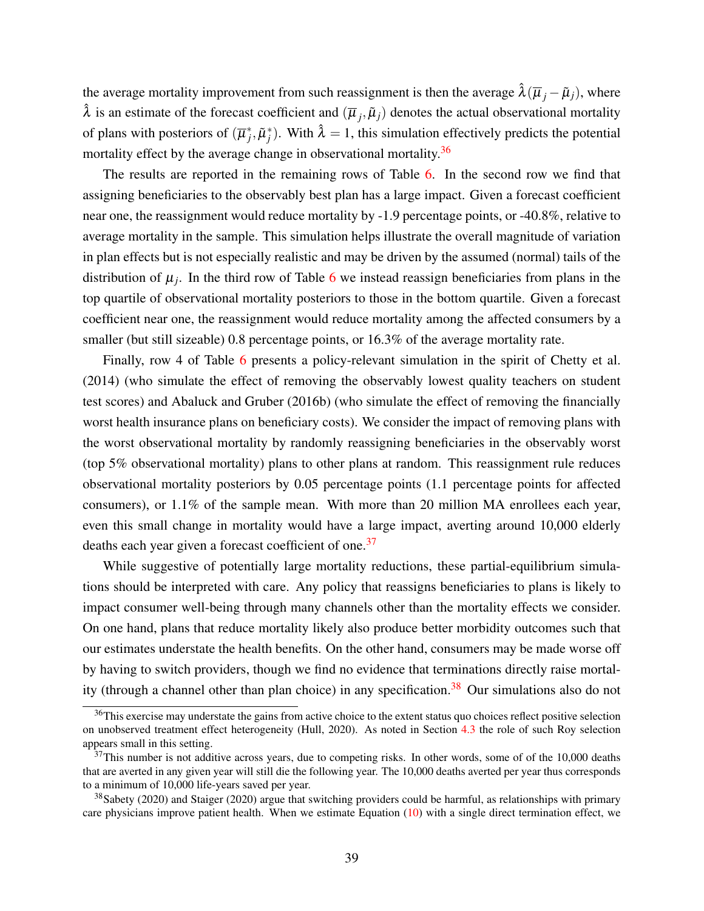the average mortality improvement from such reassignment is then the average $\hat{\lambda}(\overline{\mu}_j - \tilde{\mu}_j)$, where $\hat{\lambda}$ is an estimate of the forecast coefficient and $(\overline{\mu}_j, \tilde{\mu}_j)$ denotes the actual observational mortality of plans with posteriors of $(\overline{\mu}_j^*, \tilde{\mu}_j^*)$. With $\hat{\lambda} = 1$, this simulation effectively predicts the potential mortality effect by the average change in observational mortality.[36]

The results are reported in the remaining rows of Table 6. In the second row we find that assigning beneficiaries to the observably best plan has a large impact. Given a forecast coefficient near one, the reassignment would reduce mortality by -1.9 percentage points, or -40.8%, relative to average mortality in the sample. This simulation helps illustrate the overall magnitude of variation in plan effects but is not especially realistic and may be driven by the assumed (normal) tails of the distribution of $\mu_j$. In the third row of Table 6 we instead reassign beneficiaries from plans in the top quartile of observational mortality posteriors to those in the bottom quartile. Given a forecast coefficient near one, the reassignment would reduce mortality among the affected consumers by a smaller (but still sizeable) 0.8 percentage points, or 16.3% of the average mortality rate.

Finally, row 4 of Table 6 presents a policy-relevant simulation in the spirit of Chetty et al. (2014) (who simulate the effect of removing the observably lowest quality teachers on student test scores) and Abaluck and Gruber (2016b) (who simulate the effect of removing the financially worst health insurance plans on beneficiary costs). We consider the impact of removing plans with the worst observational mortality by randomly reassigning beneficiaries in the observably worst (top 5% observational mortality) plans to other plans at random. This reassignment rule reduces observational mortality posteriors by 0.05 percentage points (1.1 percentage points for affected consumers), or 1.1% of the sample mean. With more than 20 million MA enrollees each year, even this small change in mortality would have a large impact, averting around 10,000 elderly deaths each year given a forecast coefficient of one.[37]

While suggestive of potentially large mortality reductions, these partial-equilibrium simulations should be interpreted with care. Any policy that reassigns beneficiaries to plans is likely to impact consumer well-being through many channels other than the mortality effects we consider. On one hand, plans that reduce mortality likely also produce better morbidity outcomes such that our estimates understate the health benefits. On the other hand, consumers may be made worse off by having to switch providers, though we find no evidence that terminations directly raise mortality (through a channel other than plan choice) in any specification.[38] Our simulations also do not

[36]This exercise may understate the gains from active choice to the extent status quo choices reflect positive selection on unobserved treatment effect heterogeneity (Hull, 2020). As noted in Section 4.3 the role of such Roy selection appears small in this setting.

[37]This number is not additive across years, due to competing risks. In other words, some of of the 10,000 deaths that are averted in any given year will still die the following year. The 10,000 deaths averted per year thus corresponds to a minimum of 10,000 life-years saved per year.

[38]Sabety (2020) and Staiger (2020) argue that switching providers could be harmful, as relationships with primary care physicians improve patient health. When we estimate Equation (10) with a single direct termination effect, we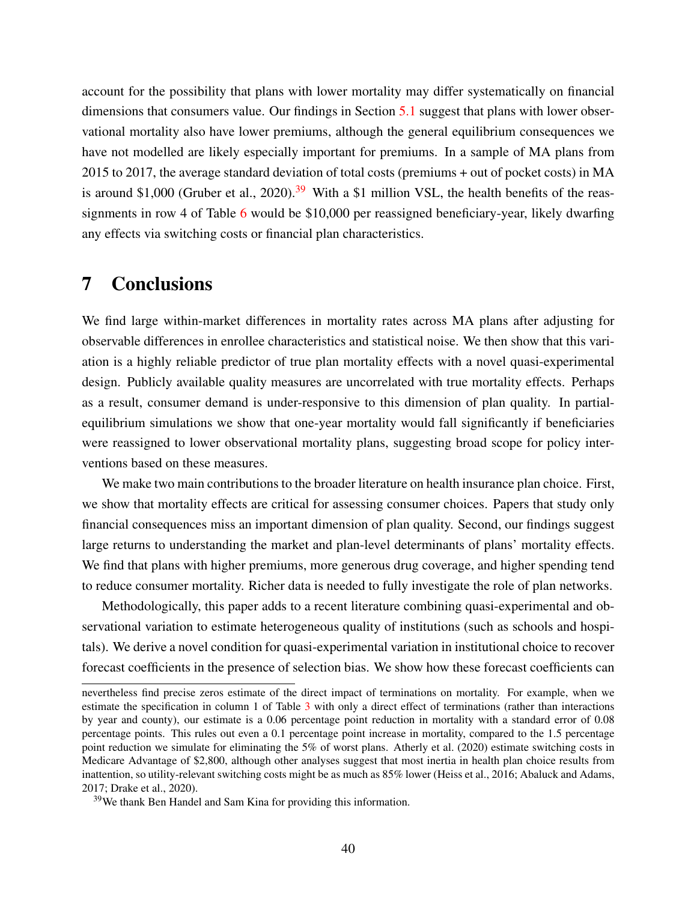account for the possibility that plans with lower mortality may differ systematically on financial dimensions that consumers value. Our findings in Section 5.1 suggest that plans with lower observational mortality also have lower premiums, although the general equilibrium consequences we have not modelled are likely especially important for premiums. In a sample of MA plans from 2015 to 2017, the average standard deviation of total costs (premiums + out of pocket costs) in MA is around $1,000 (Gruber et al., 2020).[39] With a $1 million VSL, the health benefits of the reassignments in row 4 of Table 6 would be $10,000 per reassigned beneficiary-year, likely dwarfing any effects via switching costs or financial plan characteristics.

# 7 Conclusions

We find large within-market differences in mortality rates across MA plans after adjusting for observable differences in enrollee characteristics and statistical noise. We then show that this variation is a highly reliable predictor of true plan mortality effects with a novel quasi-experimental design. Publicly available quality measures are uncorrelated with true mortality effects. Perhaps as a result, consumer demand is under-responsive to this dimension of plan quality. In partial-equilibrium simulations we show that one-year mortality would fall significantly if beneficiaries were reassigned to lower observational mortality plans, suggesting broad scope for policy interventions based on these measures.

We make two main contributions to the broader literature on health insurance plan choice. First, we show that mortality effects are critical for assessing consumer choices. Papers that study only financial consequences miss an important dimension of plan quality. Second, our findings suggest large returns to understanding the market and plan-level determinants of plans' mortality effects. We find that plans with higher premiums, more generous drug coverage, and higher spending tend to reduce consumer mortality. Richer data is needed to fully investigate the role of plan networks.

Methodologically, this paper adds to a recent literature combining quasi-experimental and observational variation to estimate heterogeneous quality of institutions (such as schools and hospitals). We derive a novel condition for quasi-experimental variation in institutional choice to recover forecast coefficients in the presence of selection bias. We show how these forecast coefficients can

---

nevertheless find precise zeros estimate of the direct impact of terminations on mortality. For example, when we estimate the specification in column 1 of Table 3 with only a direct effect of terminations (rather than interactions by year and county), our estimate is a 0.06 percentage point reduction in mortality with a standard error of 0.08 percentage points. This rules out even a 0.1 percentage point increase in mortality, compared to the 1.5 percentage point reduction we simulate for eliminating the 5% of worst plans. Atherly et al. (2020) estimate switching costs in Medicare Advantage of $2,800, although other analyses suggest that most inertia in health plan choice results from inattention, so utility-relevant switching costs might be as much as 85% lower (Heiss et al., 2016; Abaluck and Adams, 2017; Drake et al., 2020).

[39] We thank Ben Handel and Sam Kina for providing this information.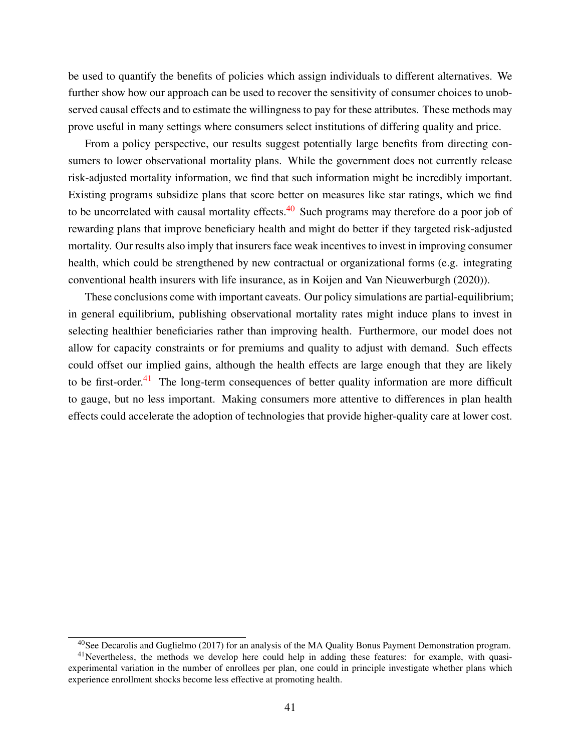be used to quantify the benefits of policies which assign individuals to different alternatives. We further show how our approach can be used to recover the sensitivity of consumer choices to unobserved causal effects and to estimate the willingness to pay for these attributes. These methods may prove useful in many settings where consumers select institutions of differing quality and price.

From a policy perspective, our results suggest potentially large benefits from directing consumers to lower observational mortality plans. While the government does not currently release risk-adjusted mortality information, we find that such information might be incredibly important. Existing programs subsidize plans that score better on measures like star ratings, which we find to be uncorrelated with causal mortality effects.[40] Such programs may therefore do a poor job of rewarding plans that improve beneficiary health and might do better if they targeted risk-adjusted mortality. Our results also imply that insurers face weak incentives to invest in improving consumer health, which could be strengthened by new contractual or organizational forms (e.g. integrating conventional health insurers with life insurance, as in Koijen and Van Nieuwerburgh (2020)).

These conclusions come with important caveats. Our policy simulations are partial-equilibrium; in general equilibrium, publishing observational mortality rates might induce plans to invest in selecting healthier beneficiaries rather than improving health. Furthermore, our model does not allow for capacity constraints or for premiums and quality to adjust with demand. Such effects could offset our implied gains, although the health effects are large enough that they are likely to be first-order.[41] The long-term consequences of better quality information are more difficult to gauge, but no less important. Making consumers more attentive to differences in plan health effects could accelerate the adoption of technologies that provide higher-quality care at lower cost.

---

[40] See Decarolis and Guglielmo (2017) for an analysis of the MA Quality Bonus Payment Demonstration program.

[41] Nevertheless, the methods we develop here could help in adding these features: for example, with quasi-experimental variation in the number of enrollees per plan, one could in principle investigate whether plans which experience enrollment shocks become less effective at promoting health.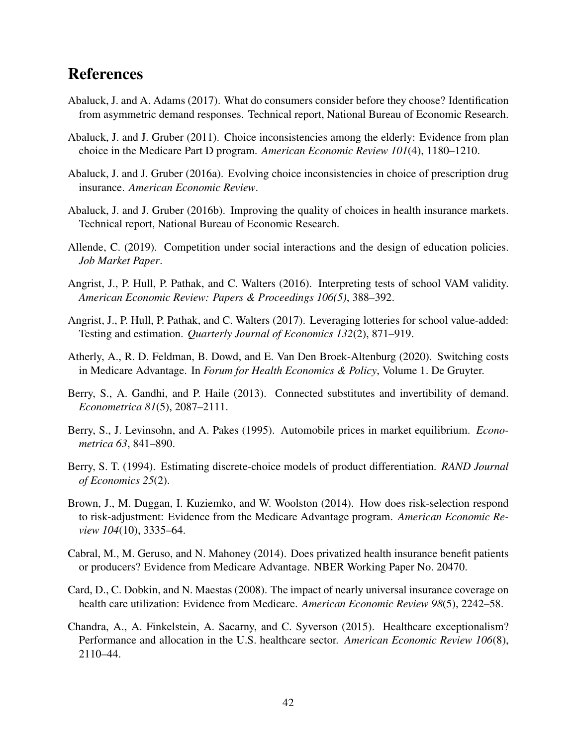## References

Abaluck, J. and A. Adams (2017). What do consumers consider before they choose? Identification from asymmetric demand responses. Technical report, National Bureau of Economic Research.

Abaluck, J. and J. Gruber (2011). Choice inconsistencies among the elderly: Evidence from plan choice in the Medicare Part D program. *American Economic Review 101*(4), 1180–1210.

Abaluck, J. and J. Gruber (2016a). Evolving choice inconsistencies in choice of prescription drug insurance. *American Economic Review*.

Abaluck, J. and J. Gruber (2016b). Improving the quality of choices in health insurance markets. Technical report, National Bureau of Economic Research.

Allende, C. (2019). Competition under social interactions and the design of education policies. *Job Market Paper*.

Angrist, J., P. Hull, P. Pathak, and C. Walters (2016). Interpreting tests of school VAM validity. *American Economic Review: Papers & Proceedings 106(5)*, 388–392.

Angrist, J., P. Hull, P. Pathak, and C. Walters (2017). Leveraging lotteries for school value-added: Testing and estimation. *Quarterly Journal of Economics 132*(2), 871–919.

Atherly, A., R. D. Feldman, B. Dowd, and E. Van Den Broek-Altenburg (2020). Switching costs in Medicare Advantage. In *Forum for Health Economics & Policy*, Volume 1. De Gruyter.

Berry, S., A. Gandhi, and P. Haile (2013). Connected substitutes and invertibility of demand. *Econometrica 81*(5), 2087–2111.

Berry, S., J. Levinsohn, and A. Pakes (1995). Automobile prices in market equilibrium. *Econometrica 63*, 841–890.

Berry, S. T. (1994). Estimating discrete-choice models of product differentiation. *RAND Journal of Economics 25*(2).

Brown, J., M. Duggan, I. Kuziemko, and W. Woolston (2014). How does risk-selection respond to risk-adjustment: Evidence from the Medicare Advantage program. *American Economic Review 104*(10), 3335–64.

Cabral, M., M. Geruso, and N. Mahoney (2014). Does privatized health insurance benefit patients or producers? Evidence from Medicare Advantage. NBER Working Paper No. 20470.

Card, D., C. Dobkin, and N. Maestas (2008). The impact of nearly universal insurance coverage on health care utilization: Evidence from Medicare. *American Economic Review 98*(5), 2242–58.

Chandra, A., A. Finkelstein, A. Sacarny, and C. Syverson (2015). Healthcare exceptionalism? Performance and allocation in the U.S. healthcare sector. *American Economic Review 106*(8), 2110–44.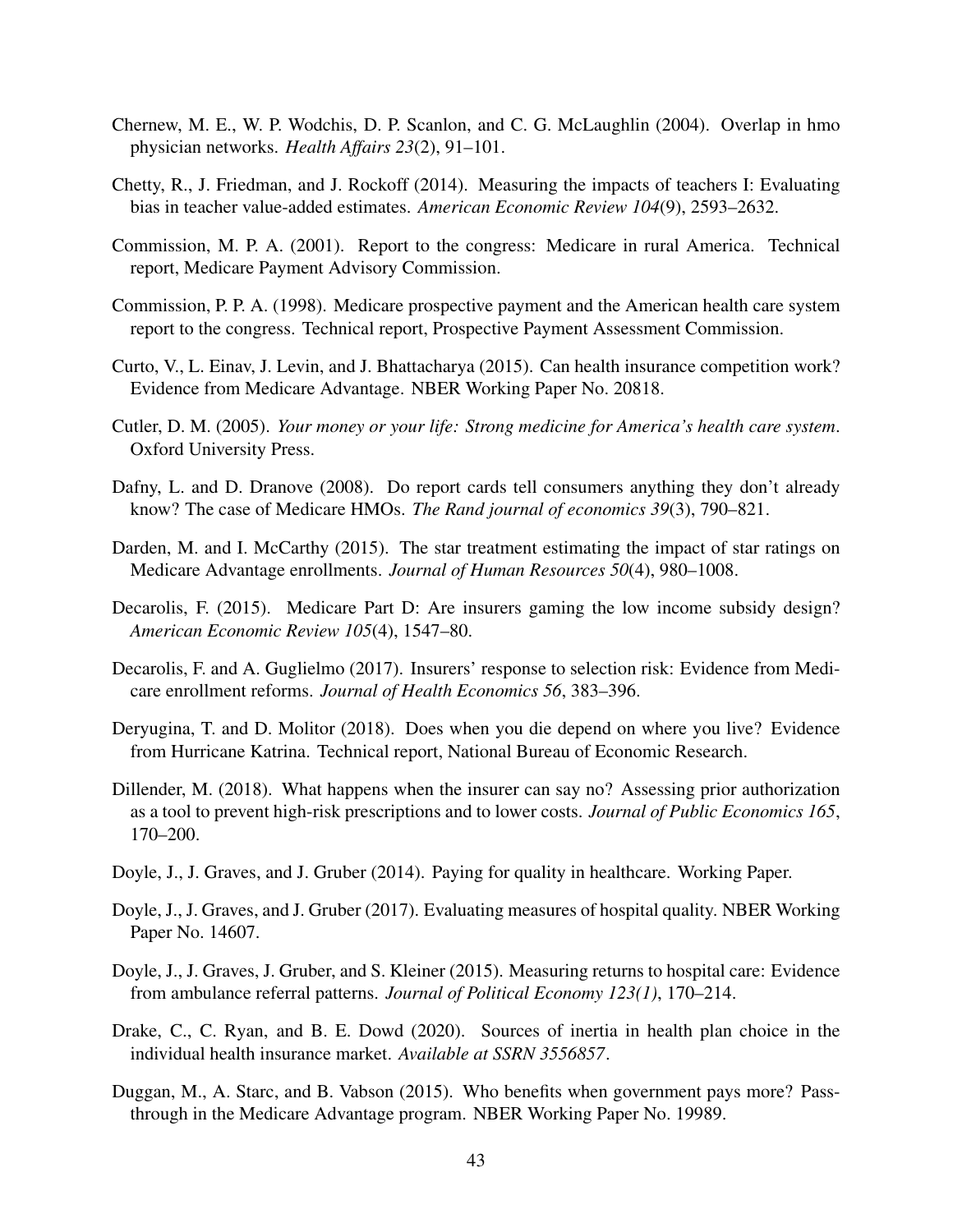Chernew, M. E., W. P. Wodchis, D. P. Scanlon, and C. G. McLaughlin (2004). Overlap in hmo physician networks. *Health Affairs 23*(2), 91–101.

Chetty, R., J. Friedman, and J. Rockoff (2014). Measuring the impacts of teachers I: Evaluating bias in teacher value-added estimates. *American Economic Review 104*(9), 2593–2632.

Commission, M. P. A. (2001). Report to the congress: Medicare in rural America. Technical report, Medicare Payment Advisory Commission.

Commission, P. P. A. (1998). Medicare prospective payment and the American health care system report to the congress. Technical report, Prospective Payment Assessment Commission.

Curto, V., L. Einav, J. Levin, and J. Bhattacharya (2015). Can health insurance competition work? Evidence from Medicare Advantage. NBER Working Paper No. 20818.

Cutler, D. M. (2005). *Your money or your life: Strong medicine for America's health care system*. Oxford University Press.

Dafny, L. and D. Dranove (2008). Do report cards tell consumers anything they don't already know? The case of Medicare HMOs. *The Rand journal of economics 39*(3), 790–821.

Darden, M. and I. McCarthy (2015). The star treatment estimating the impact of star ratings on Medicare Advantage enrollments. *Journal of Human Resources 50*(4), 980–1008.

Decarolis, F. (2015). Medicare Part D: Are insurers gaming the low income subsidy design? *American Economic Review 105*(4), 1547–80.

Decarolis, F. and A. Guglielmo (2017). Insurers' response to selection risk: Evidence from Medicare enrollment reforms. *Journal of Health Economics 56*, 383–396.

Deryugina, T. and D. Molitor (2018). Does when you die depend on where you live? Evidence from Hurricane Katrina. Technical report, National Bureau of Economic Research.

Dillender, M. (2018). What happens when the insurer can say no? Assessing prior authorization as a tool to prevent high-risk prescriptions and to lower costs. *Journal of Public Economics 165*, 170–200.

Doyle, J., J. Graves, and J. Gruber (2014). Paying for quality in healthcare. Working Paper.

Doyle, J., J. Graves, and J. Gruber (2017). Evaluating measures of hospital quality. NBER Working Paper No. 14607.

Doyle, J., J. Graves, J. Gruber, and S. Kleiner (2015). Measuring returns to hospital care: Evidence from ambulance referral patterns. *Journal of Political Economy 123(1)*, 170–214.

Drake, C., C. Ryan, and B. E. Dowd (2020). Sources of inertia in health plan choice in the individual health insurance market. *Available at SSRN 3556857*.

Duggan, M., A. Starc, and B. Vabson (2015). Who benefits when government pays more? Pass-through in the Medicare Advantage program. NBER Working Paper No. 19989.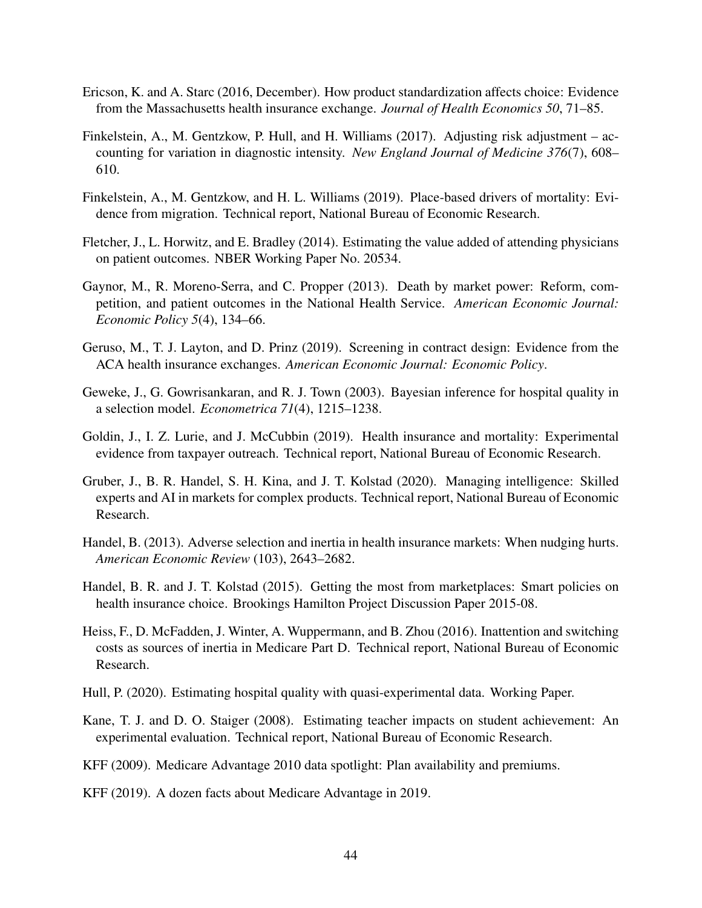Ericson, K. and A. Starc (2016, December). How product standardization affects choice: Evidence from the Massachusetts health insurance exchange. *Journal of Health Economics 50*, 71–85.

Finkelstein, A., M. Gentzkow, P. Hull, and H. Williams (2017). Adjusting risk adjustment – accounting for variation in diagnostic intensity. *New England Journal of Medicine 376*(7), 608–610.

Finkelstein, A., M. Gentzkow, and H. L. Williams (2019). Place-based drivers of mortality: Evidence from migration. Technical report, National Bureau of Economic Research.

Fletcher, J., L. Horwitz, and E. Bradley (2014). Estimating the value added of attending physicians on patient outcomes. NBER Working Paper No. 20534.

Gaynor, M., R. Moreno-Serra, and C. Propper (2013). Death by market power: Reform, competition, and patient outcomes in the National Health Service. *American Economic Journal: Economic Policy 5*(4), 134–66.

Geruso, M., T. J. Layton, and D. Prinz (2019). Screening in contract design: Evidence from the ACA health insurance exchanges. *American Economic Journal: Economic Policy*.

Geweke, J., G. Gowrisankaran, and R. J. Town (2003). Bayesian inference for hospital quality in a selection model. *Econometrica 71*(4), 1215–1238.

Goldin, J., I. Z. Lurie, and J. McCubbin (2019). Health insurance and mortality: Experimental evidence from taxpayer outreach. Technical report, National Bureau of Economic Research.

Gruber, J., B. R. Handel, S. H. Kina, and J. T. Kolstad (2020). Managing intelligence: Skilled experts and AI in markets for complex products. Technical report, National Bureau of Economic Research.

Handel, B. (2013). Adverse selection and inertia in health insurance markets: When nudging hurts. *American Economic Review* (103), 2643–2682.

Handel, B. R. and J. T. Kolstad (2015). Getting the most from marketplaces: Smart policies on health insurance choice. Brookings Hamilton Project Discussion Paper 2015-08.

Heiss, F., D. McFadden, J. Winter, A. Wuppermann, and B. Zhou (2016). Inattention and switching costs as sources of inertia in Medicare Part D. Technical report, National Bureau of Economic Research.

Hull, P. (2020). Estimating hospital quality with quasi-experimental data. Working Paper.

Kane, T. J. and D. O. Staiger (2008). Estimating teacher impacts on student achievement: An experimental evaluation. Technical report, National Bureau of Economic Research.

KFF (2009). Medicare Advantage 2010 data spotlight: Plan availability and premiums.

KFF (2019). A dozen facts about Medicare Advantage in 2019.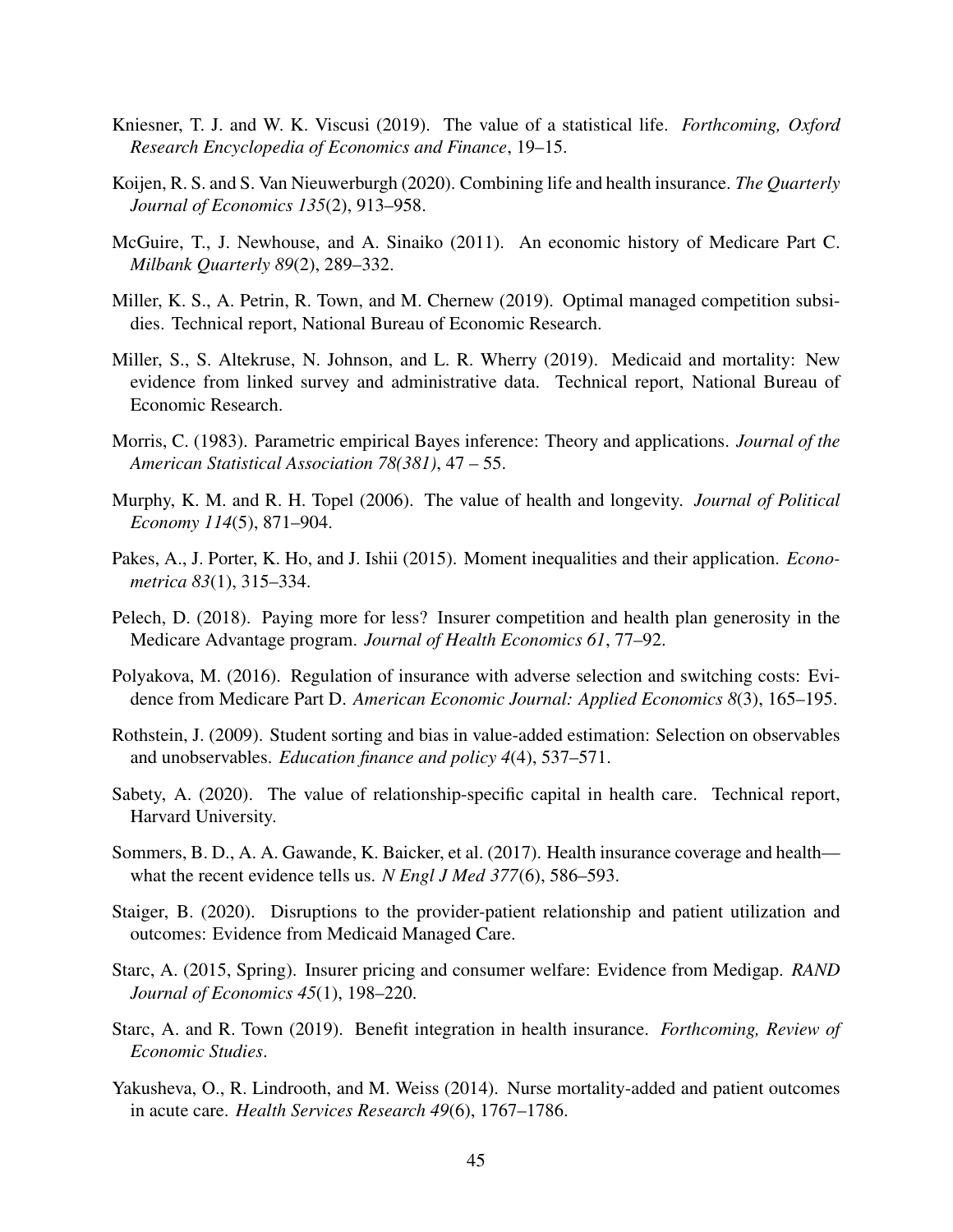Kniesner, T. J. and W. K. Viscusi (2019). The value of a statistical life. *Forthcoming, Oxford Research Encyclopedia of Economics and Finance*, 19–15.

Koijen, R. S. and S. Van Nieuwerburgh (2020). Combining life and health insurance. *The Quarterly Journal of Economics 135*(2), 913–958.

McGuire, T., J. Newhouse, and A. Sinaiko (2011). An economic history of Medicare Part C. *Milbank Quarterly 89*(2), 289–332.

Miller, K. S., A. Petrin, R. Town, and M. Chernew (2019). Optimal managed competition subsidies. Technical report, National Bureau of Economic Research.

Miller, S., S. Altekruse, N. Johnson, and L. R. Wherry (2019). Medicaid and mortality: New evidence from linked survey and administrative data. Technical report, National Bureau of Economic Research.

Morris, C. (1983). Parametric empirical Bayes inference: Theory and applications. *Journal of the American Statistical Association 78(381)*, 47 – 55.

Murphy, K. M. and R. H. Topel (2006). The value of health and longevity. *Journal of Political Economy 114*(5), 871–904.

Pakes, A., J. Porter, K. Ho, and J. Ishii (2015). Moment inequalities and their application. *Econometrica 83*(1), 315–334.

Pelech, D. (2018). Paying more for less? Insurer competition and health plan generosity in the Medicare Advantage program. *Journal of Health Economics 61*, 77–92.

Polyakova, M. (2016). Regulation of insurance with adverse selection and switching costs: Evidence from Medicare Part D. *American Economic Journal: Applied Economics 8*(3), 165–195.

Rothstein, J. (2009). Student sorting and bias in value-added estimation: Selection on observables and unobservables. *Education finance and policy 4*(4), 537–571.

Sabety, A. (2020). The value of relationship-specific capital in health care. Technical report, Harvard University.

Sommers, B. D., A. A. Gawande, K. Baicker, et al. (2017). Health insurance coverage and health—what the recent evidence tells us. *N Engl J Med 377*(6), 586–593.

Staiger, B. (2020). Disruptions to the provider-patient relationship and patient utilization and outcomes: Evidence from Medicaid Managed Care.

Starc, A. (2015, Spring). Insurer pricing and consumer welfare: Evidence from Medigap. *RAND Journal of Economics 45*(1), 198–220.

Starc, A. and R. Town (2019). Benefit integration in health insurance. *Forthcoming, Review of Economic Studies*.

Yakusheva, O., R. Lindrooth, and M. Weiss (2014). Nurse mortality-added and patient outcomes in acute care. *Health Services Research 49*(6), 1767–1786.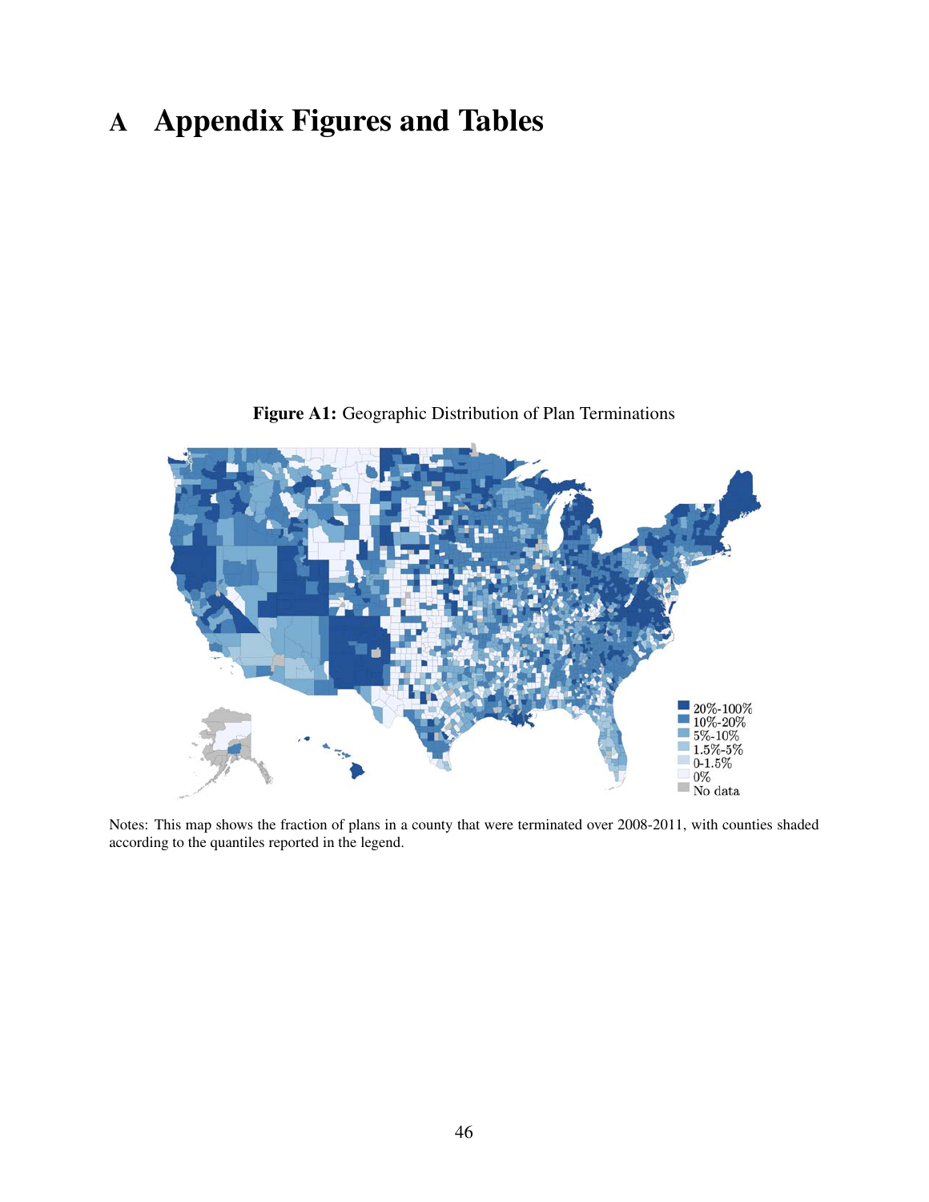# A Appendix Figures and Tables

**Figure A1:** Geographic Distribution of Plan Terminations

Notes: This map shows the fraction of plans in a county that were terminated over 2008-2011, with counties shaded according to the quantiles reported in the legend.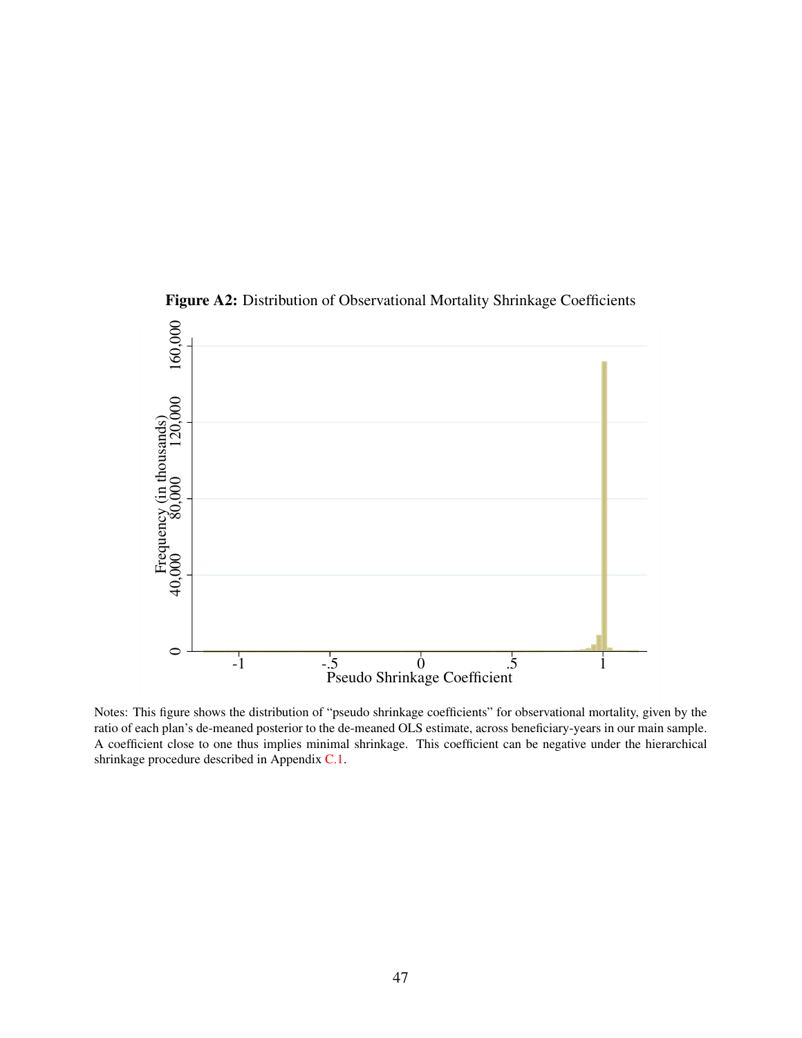**Figure A2:** Distribution of Observational Mortality Shrinkage Coefficients

Notes: This figure shows the distribution of "pseudo shrinkage coefficients" for observational mortality, given by the ratio of each plan's de-meaned posterior to the de-meaned OLS estimate, across beneficiary-years in our main sample. A coefficient close to one thus implies minimal shrinkage. This coefficient can be negative under the hierarchical shrinkage procedure described in Appendix C.1.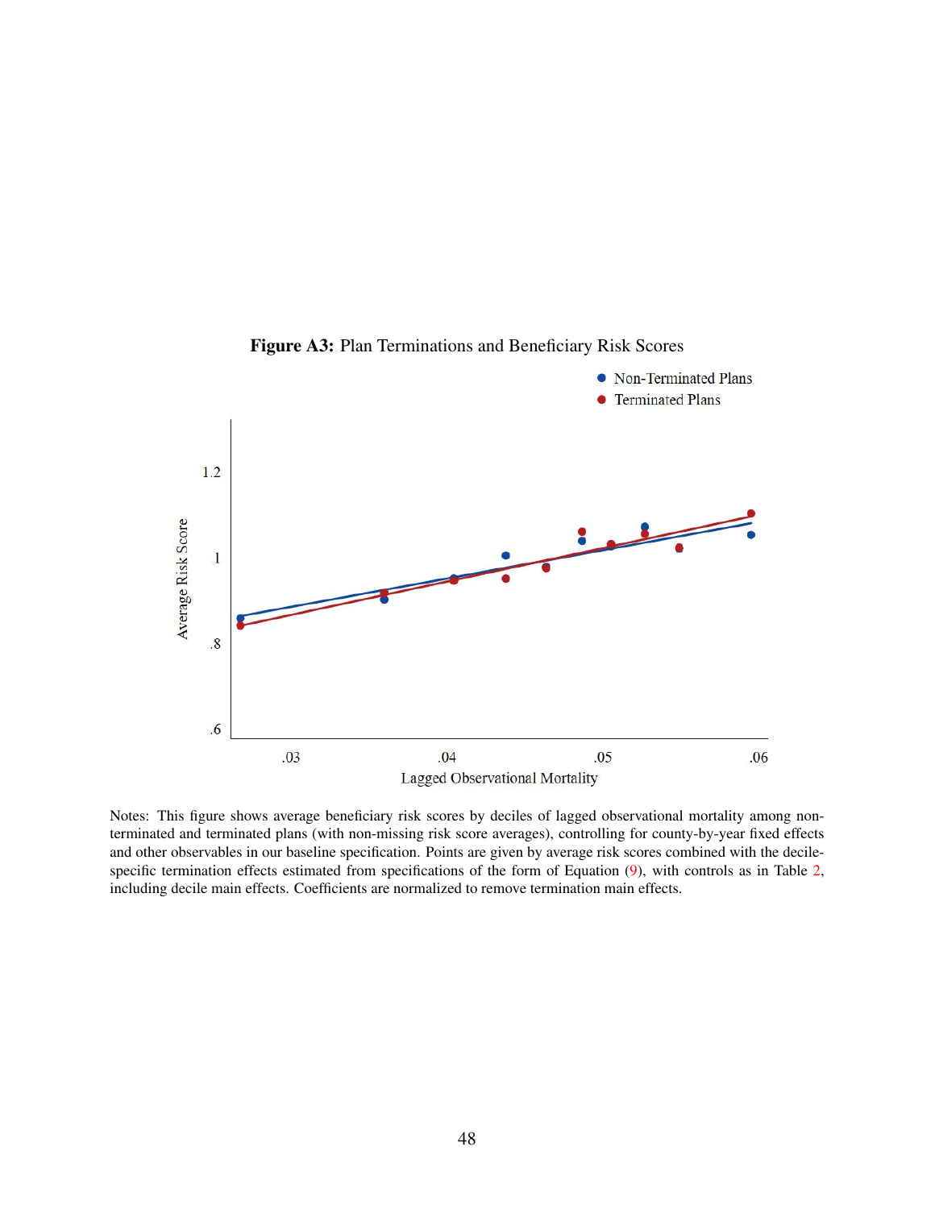**Figure A3:** Plan Terminations and Beneficiary Risk Scores

Notes: This figure shows average beneficiary risk scores by deciles of lagged observational mortality among non-terminated and terminated plans (with non-missing risk score averages), controlling for county-by-year fixed effects and other observables in our baseline specification. Points are given by average risk scores combined with the decile-specific termination effects estimated from specifications of the form of Equation (9), with controls as in Table 2, including decile main effects. Coefficients are normalized to remove termination main effects.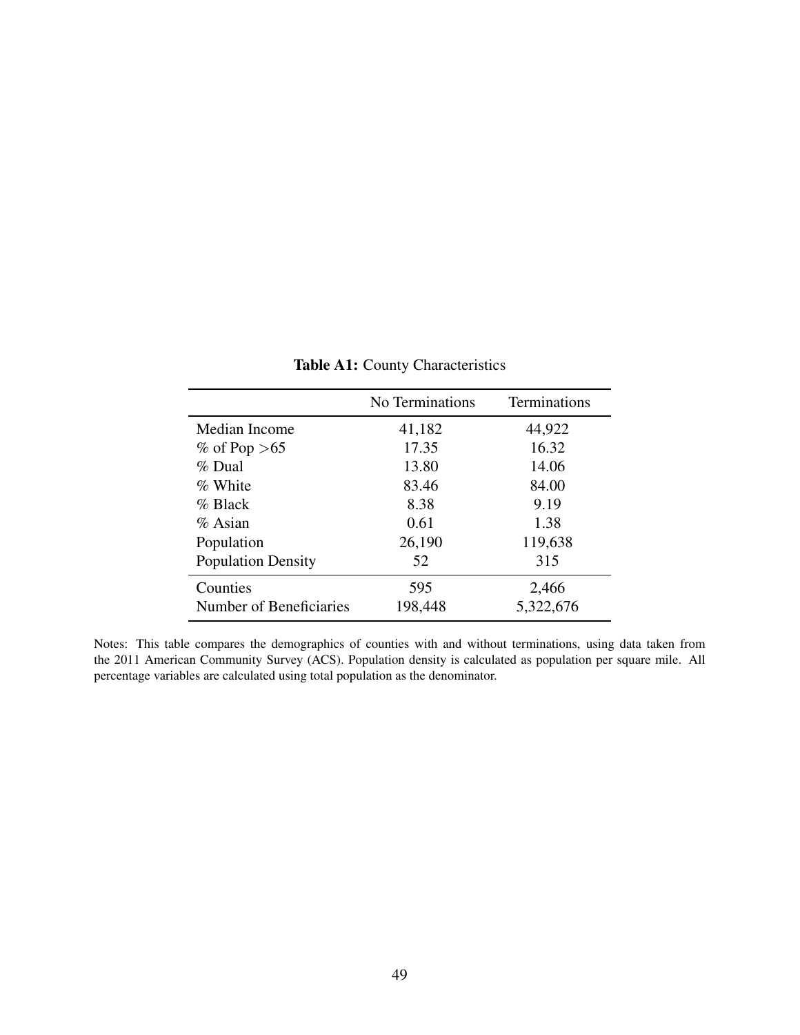**Table A1:** County Characteristics

| | No Terminations | Terminations |
|---|---|---|
| Median Income | 41,182 | 44,922 |
| % of Pop >65 | 17.35 | 16.32 |
| % Dual | 13.80 | 14.06 |
| % White | 83.46 | 84.00 |
| % Black | 8.38 | 9.19 |
| % Asian | 0.61 | 1.38 |
| Population | 26,190 | 119,638 |
| Population Density | 52 | 315 |
| Counties | 595 | 2,466 |
| Number of Beneficiaries | 198,448 | 5,322,676 |

Notes: This table compares the demographics of counties with and without terminations, using data taken from the 2011 American Community Survey (ACS). Population density is calculated as population per square mile. All percentage variables are calculated using total population as the denominator.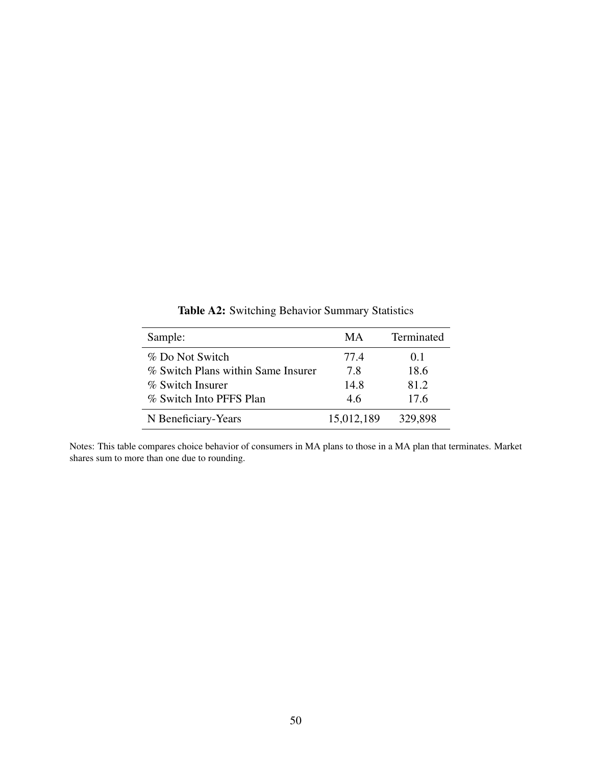**Table A2:** Switching Behavior Summary Statistics

| Sample: | MA | Terminated |
|---|---|---|
| % Do Not Switch | 77.4 | 0.1 |
| % Switch Plans within Same Insurer | 7.8 | 18.6 |
| % Switch Insurer | 14.8 | 81.2 |
| % Switch Into PFFS Plan | 4.6 | 17.6 |
| N Beneficiary-Years | 15,012,189 | 329,898 |

Notes: This table compares choice behavior of consumers in MA plans to those in a MA plan that terminates. Market shares sum to more than one due to rounding.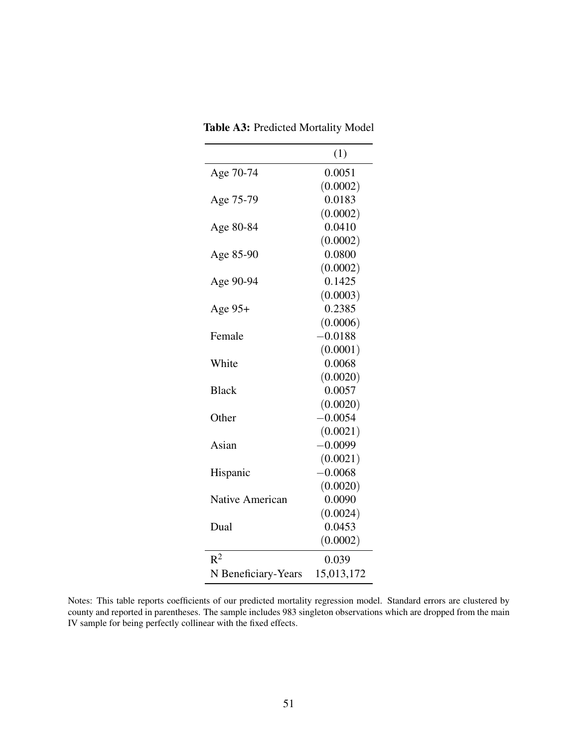**Table A3:** Predicted Mortality Model

| | (1) |
|---|---|
| Age 70-74 | 0.0051 |
| | (0.0002) |
| Age 75-79 | 0.0183 |
| | (0.0002) |
| Age 80-84 | 0.0410 |
| | (0.0002) |
| Age 85-90 | 0.0800 |
| | (0.0002) |
| Age 90-94 | 0.1425 |
| | (0.0003) |
| Age 95+ | 0.2385 |
| | (0.0006) |
| Female | −0.0188 |
| | (0.0001) |
| White | 0.0068 |
| | (0.0020) |
| Black | 0.0057 |
| | (0.0020) |
| Other | −0.0054 |
| | (0.0021) |
| Asian | −0.0099 |
| | (0.0021) |
| Hispanic | −0.0068 |
| | (0.0020) |
| Native American | 0.0090 |
| | (0.0024) |
| Dual | 0.0453 |
| | (0.0002) |
| $R^2$ | 0.039 |
| N Beneficiary-Years | 15,013,172 |

Notes: This table reports coefficients of our predicted mortality regression model. Standard errors are clustered by county and reported in parentheses. The sample includes 983 singleton observations which are dropped from the main IV sample for being perfectly collinear with the fixed effects.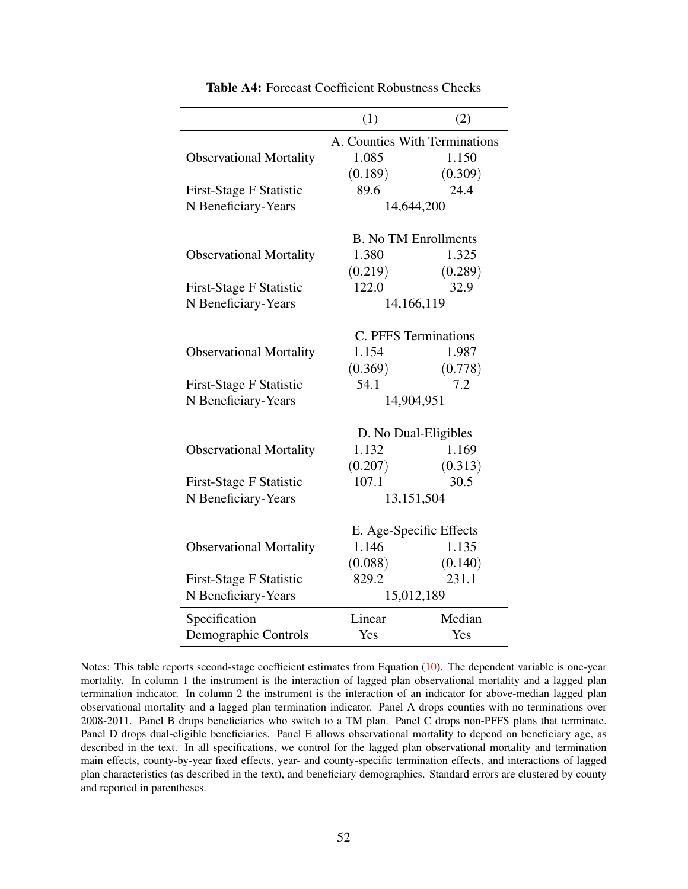**Table A4:** Forecast Coefficient Robustness Checks

| | (1) | (2) |
|---|---|---|
| | A. Counties With Terminations | |
| Observational Mortality | 1.085 | 1.150 |
| | (0.189) | (0.309) |
| First-Stage F Statistic | 89.6 | 24.4 |
| N Beneficiary-Years | 14,644,200 | |
| | B. No TM Enrollments | |
| Observational Mortality | 1.380 | 1.325 |
| | (0.219) | (0.289) |
| First-Stage F Statistic | 122.0 | 32.9 |
| N Beneficiary-Years | 14,166,119 | |
| | C. PFFS Terminations | |
| Observational Mortality | 1.154 | 1.987 |
| | (0.369) | (0.778) |
| First-Stage F Statistic | 54.1 | 7.2 |
| N Beneficiary-Years | 14,904,951 | |
| | D. No Dual-Eligibles | |
| Observational Mortality | 1.132 | 1.169 |
| | (0.207) | (0.313) |
| First-Stage F Statistic | 107.1 | 30.5 |
| N Beneficiary-Years | 13,151,504 | |
| | E. Age-Specific Effects | |
| Observational Mortality | 1.146 | 1.135 |
| | (0.088) | (0.140) |
| First-Stage F Statistic | 829.2 | 231.1 |
| N Beneficiary-Years | 15,012,189 | |
| Specification | Linear | Median |
| Demographic Controls | Yes | Yes |

Notes: This table reports second-stage coefficient estimates from Equation (10). The dependent variable is one-year mortality. In column 1 the instrument is the interaction of lagged plan observational mortality and a lagged plan termination indicator. In column 2 the instrument is the interaction of an indicator for above-median lagged plan observational mortality and a lagged plan termination indicator. Panel A drops counties with no terminations over 2008-2011. Panel B drops beneficiaries who switch to a TM plan. Panel C drops non-PFFS plans that terminate. Panel D drops dual-eligible beneficiaries. Panel E allows observational mortality to depend on beneficiary age, as described in the text. In all specifications, we control for the lagged plan observational mortality and termination main effects, county-by-year fixed effects, year- and county-specific termination effects, and interactions of lagged plan characteristics (as described in the text), and beneficiary demographics. Standard errors are clustered by county and reported in parentheses.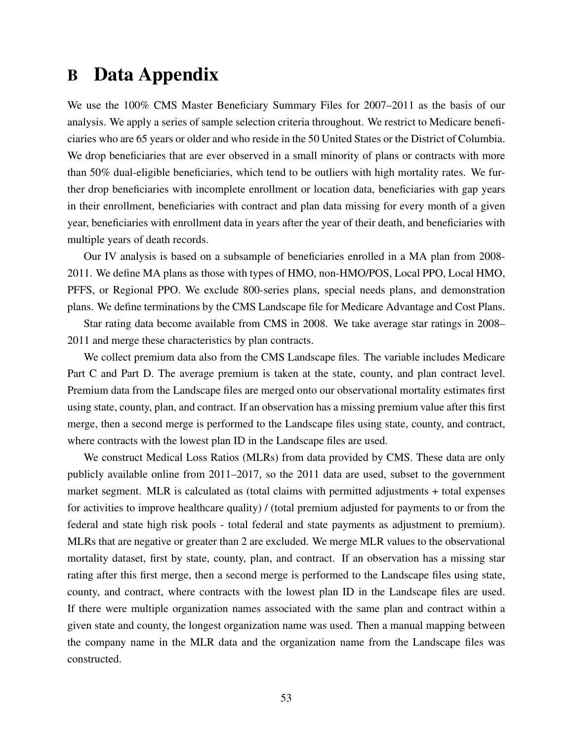# B Data Appendix

We use the 100% CMS Master Beneficiary Summary Files for 2007–2011 as the basis of our analysis. We apply a series of sample selection criteria throughout. We restrict to Medicare beneficiaries who are 65 years or older and who reside in the 50 United States or the District of Columbia. We drop beneficiaries that are ever observed in a small minority of plans or contracts with more than 50% dual-eligible beneficiaries, which tend to be outliers with high mortality rates. We further drop beneficiaries with incomplete enrollment or location data, beneficiaries with gap years in their enrollment, beneficiaries with contract and plan data missing for every month of a given year, beneficiaries with enrollment data in years after the year of their death, and beneficiaries with multiple years of death records.

Our IV analysis is based on a subsample of beneficiaries enrolled in a MA plan from 2008-2011. We define MA plans as those with types of HMO, non-HMO/POS, Local PPO, Local HMO, PFFS, or Regional PPO. We exclude 800-series plans, special needs plans, and demonstration plans. We define terminations by the CMS Landscape file for Medicare Advantage and Cost Plans.

Star rating data become available from CMS in 2008. We take average star ratings in 2008–2011 and merge these characteristics by plan contracts.

We collect premium data also from the CMS Landscape files. The variable includes Medicare Part C and Part D. The average premium is taken at the state, county, and plan contract level. Premium data from the Landscape files are merged onto our observational mortality estimates first using state, county, plan, and contract. If an observation has a missing premium value after this first merge, then a second merge is performed to the Landscape files using state, county, and contract, where contracts with the lowest plan ID in the Landscape files are used.

We construct Medical Loss Ratios (MLRs) from data provided by CMS. These data are only publicly available online from 2011–2017, so the 2011 data are used, subset to the government market segment. MLR is calculated as (total claims with permitted adjustments + total expenses for activities to improve healthcare quality) / (total premium adjusted for payments to or from the federal and state high risk pools - total federal and state payments as adjustment to premium). MLRs that are negative or greater than 2 are excluded. We merge MLR values to the observational mortality dataset, first by state, county, plan, and contract. If an observation has a missing star rating after this first merge, then a second merge is performed to the Landscape files using state, county, and contract, where contracts with the lowest plan ID in the Landscape files are used. If there were multiple organization names associated with the same plan and contract within a given state and county, the longest organization name was used. Then a manual mapping between the company name in the MLR data and the organization name from the Landscape files was constructed.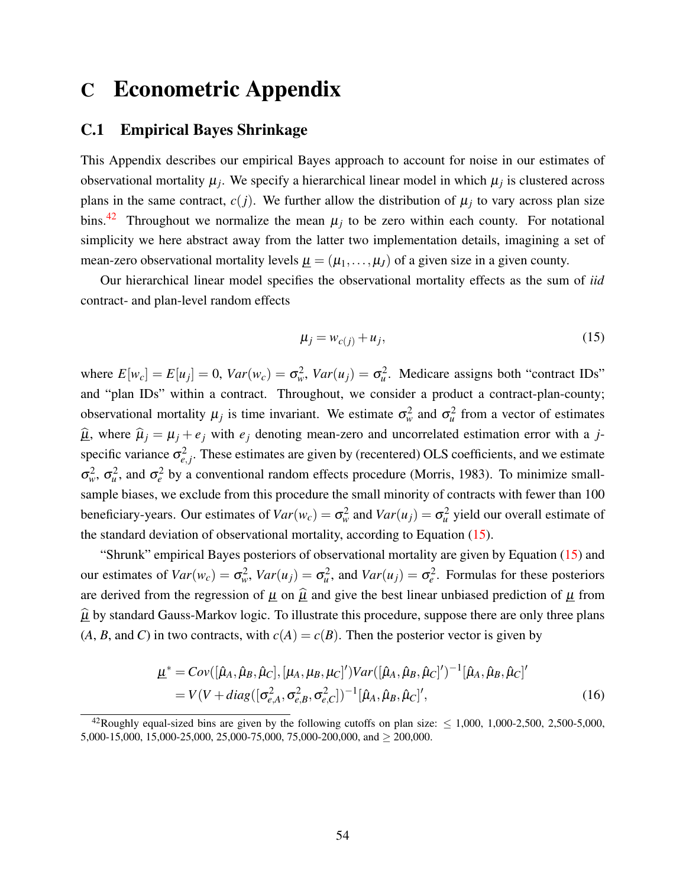# C Econometric Appendix

## C.1 Empirical Bayes Shrinkage

This Appendix describes our empirical Bayes approach to account for noise in our estimates of observational mortality $\mu_j$. We specify a hierarchical linear model in which $\mu_j$ is clustered across plans in the same contract, $c(j)$. We further allow the distribution of $\mu_j$ to vary across plan size bins.[42] Throughout we normalize the mean $\mu_j$ to be zero within each county. For notational simplicity we here abstract away from the latter two implementation details, imagining a set of mean-zero observational mortality levels $\underline{\mu} = (\mu_1, \ldots, \mu_J)$ of a given size in a given county.

Our hierarchical linear model specifies the observational mortality effects as the sum of *iid* contract- and plan-level random effects

$$\mu_j = w_{c(j)} + u_j, \tag{15}$$

where $E[w_c] = E[u_j] = 0$, $Var(w_c) = \sigma_w^2$, $Var(u_j) = \sigma_u^2$. Medicare assigns both "contract IDs" and "plan IDs" within a contract. Throughout, we consider a product a contract-plan-county; observational mortality $\mu_j$ is time invariant. We estimate $\sigma_w^2$ and $\sigma_u^2$ from a vector of estimates $\widehat{\underline{\mu}}$, where $\widehat{\mu}_j = \mu_j + e_j$ with $e_j$ denoting mean-zero and uncorrelated estimation error with a $j$-specific variance $\sigma_{e,j}^2$. These estimates are given by (recentered) OLS coefficients, and we estimate $\sigma_w^2$, $\sigma_u^2$, and $\sigma_e^2$ by a conventional random effects procedure (Morris, 1983). To minimize small-sample biases, we exclude from this procedure the small minority of contracts with fewer than 100 beneficiary-years. Our estimates of $Var(w_c) = \sigma_w^2$ and $Var(u_j) = \sigma_u^2$ yield our overall estimate of the standard deviation of observational mortality, according to Equation (15).

"Shrunk" empirical Bayes posteriors of observational mortality are given by Equation (15) and our estimates of $Var(w_c) = \sigma_w^2$, $Var(u_j) = \sigma_u^2$, and $Var(u_j) = \sigma_e^2$. Formulas for these posteriors are derived from the regression of $\underline{\mu}$ on $\widehat{\underline{\mu}}$ and give the best linear unbiased prediction of $\underline{\mu}$ from $\widehat{\underline{\mu}}$ by standard Gauss-Markov logic. To illustrate this procedure, suppose there are only three plans ($A$, $B$, and $C$) in two contracts, with $c(A) = c(B)$. Then the posterior vector is given by

$$\begin{aligned}
\underline{\mu}^* &= Cov([\hat{\mu}_A, \hat{\mu}_B, \hat{\mu}_C], [\mu_A, \mu_B, \mu_C]')Var([\hat{\mu}_A, \hat{\mu}_B, \hat{\mu}_C]')^{-1}[\hat{\mu}_A, \hat{\mu}_B, \hat{\mu}_C]' \\
&= V(V + diag([\sigma_{e,A}^2, \sigma_{e,B}^2, \sigma_{e,C}^2])^{-1}[\hat{\mu}_A, \hat{\mu}_B, \hat{\mu}_C]',
\end{aligned} \tag{16}$$

[42] Roughly equal-sized bins are given by the following cutoffs on plan size: $\leq$ 1,000, 1,000-2,500, 2,500-5,000, 5,000-15,000, 15,000-25,000, 25,000-75,000, 75,000-200,000, and $\geq$ 200,000.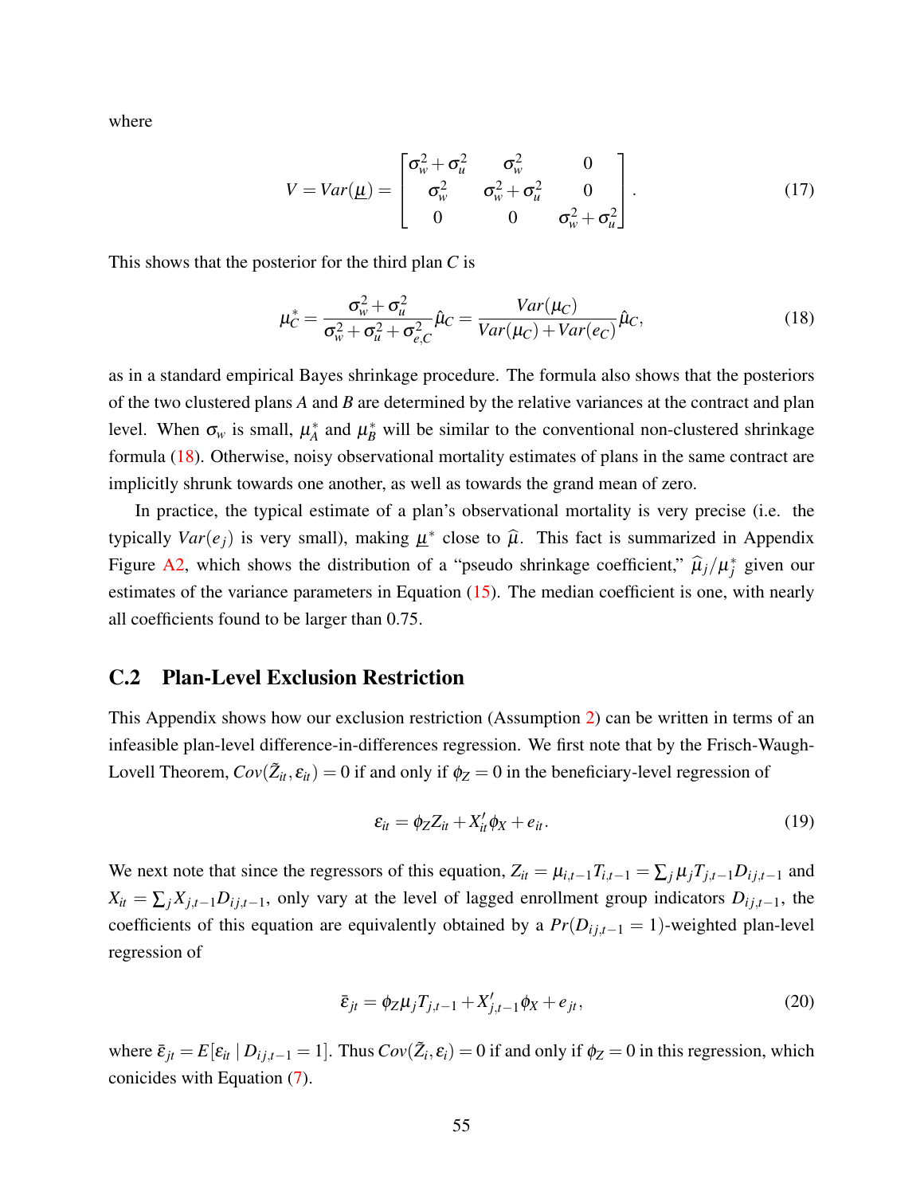where

$$V = Var(\underline{\mu}) = \begin{bmatrix} \sigma_w^2 + \sigma_u^2 & \sigma_w^2 & 0 \\ \sigma_w^2 & \sigma_w^2 + \sigma_u^2 & 0 \\ 0 & 0 & \sigma_w^2 + \sigma_u^2 \end{bmatrix}. \tag{17}$$

This shows that the posterior for the third plan $C$ is

$$\mu_C^* = \frac{\sigma_w^2 + \sigma_u^2}{\sigma_w^2 + \sigma_u^2 + \sigma_{e,C}^2} \hat{\mu}_C = \frac{Var(\mu_C)}{Var(\mu_C) + Var(e_C)} \hat{\mu}_C, \tag{18}$$

as in a standard empirical Bayes shrinkage procedure. The formula also shows that the posteriors of the two clustered plans $A$ and $B$ are determined by the relative variances at the contract and plan level. When $\sigma_w$ is small, $\mu_A^*$ and $\mu_B^*$ will be similar to the conventional non-clustered shrinkage formula (18). Otherwise, noisy observational mortality estimates of plans in the same contract are implicitly shrunk towards one another, as well as towards the grand mean of zero.

In practice, the typical estimate of a plan's observational mortality is very precise (i.e. the typically $Var(e_j)$ is very small), making $\underline{\mu}^*$ close to $\widehat{\mu}$. This fact is summarized in Appendix Figure A2, which shows the distribution of a "pseudo shrinkage coefficient," $\widehat{\mu}_j/\mu_j^*$ given our estimates of the variance parameters in Equation (15). The median coefficient is one, with nearly all coefficients found to be larger than 0.75.

## C.2 Plan-Level Exclusion Restriction

This Appendix shows how our exclusion restriction (Assumption 2) can be written in terms of an infeasible plan-level difference-in-differences regression. We first note that by the Frisch-Waugh-Lovell Theorem, $Cov(\tilde{Z}_{it}, \varepsilon_{it}) = 0$ if and only if $\phi_Z = 0$ in the beneficiary-level regression of

$$\varepsilon_{it} = \phi_Z Z_{it} + X_{it}' \phi_X + e_{it}. \tag{19}$$

We next note that since the regressors of this equation, $Z_{it} = \mu_{i,t-1} T_{i,t-1} = \sum_j \mu_j T_{j,t-1} D_{ij,t-1}$ and $X_{it} = \sum_j X_{j,t-1} D_{ij,t-1}$, only vary at the level of lagged enrollment group indicators $D_{ij,t-1}$, the coefficients of this equation are equivalently obtained by a $Pr(D_{ij,t-1} = 1)$-weighted plan-level regression of

$$\bar{\varepsilon}_{jt} = \phi_Z \mu_j T_{j,t-1} + X_{j,t-1}' \phi_X + e_{jt}, \tag{20}$$

where $\bar{\varepsilon}_{jt} = E[\varepsilon_{it} \mid D_{ij,t-1} = 1]$. Thus $Cov(\tilde{Z}_i, \varepsilon_i) = 0$ if and only if $\phi_Z = 0$ in this regression, which conicides with Equation (7).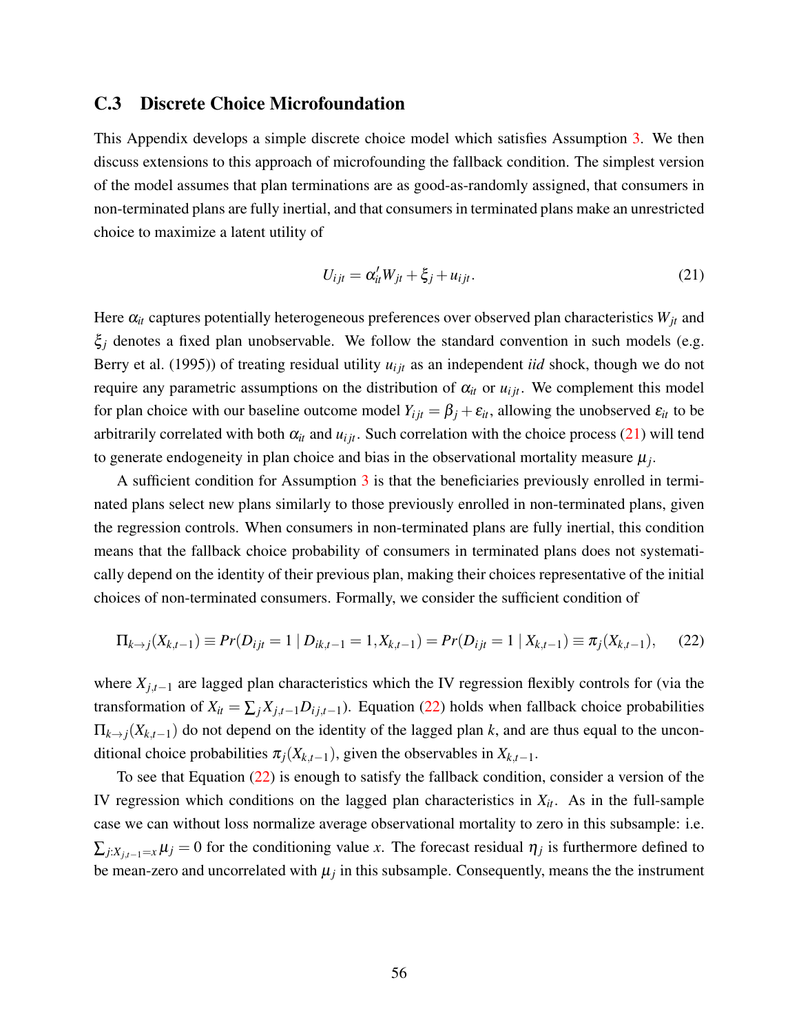### C.3 Discrete Choice Microfoundation

This Appendix develops a simple discrete choice model which satisfies Assumption 3. We then discuss extensions to this approach of microfounding the fallback condition. The simplest version of the model assumes that plan terminations are as good-as-randomly assigned, that consumers in non-terminated plans are fully inertial, and that consumers in terminated plans make an unrestricted choice to maximize a latent utility of

$$U_{ijt} = \alpha_{it}' W_{jt} + \xi_j + u_{ijt}. \tag{21}$$

Here $\alpha_{it}$ captures potentially heterogeneous preferences over observed plan characteristics $W_{jt}$ and $\xi_j$ denotes a fixed plan unobservable. We follow the standard convention in such models (e.g. Berry et al. (1995)) of treating residual utility $u_{ijt}$ as an independent *iid* shock, though we do not require any parametric assumptions on the distribution of $\alpha_{it}$ or $u_{ijt}$. We complement this model for plan choice with our baseline outcome model $Y_{ijt} = \beta_j + \varepsilon_{it}$, allowing the unobserved $\varepsilon_{it}$ to be arbitrarily correlated with both $\alpha_{it}$ and $u_{ijt}$. Such correlation with the choice process (21) will tend to generate endogeneity in plan choice and bias in the observational mortality measure $\mu_j$.

A sufficient condition for Assumption 3 is that the beneficiaries previously enrolled in terminated plans select new plans similarly to those previously enrolled in non-terminated plans, given the regression controls. When consumers in non-terminated plans are fully inertial, this condition means that the fallback choice probability of consumers in terminated plans does not systematically depend on the identity of their previous plan, making their choices representative of the initial choices of non-terminated consumers. Formally, we consider the sufficient condition of

$$\Pi_{k \to j}(X_{k,t-1}) \equiv Pr(D_{ijt} = 1 \mid D_{ik,t-1} = 1, X_{k,t-1}) = Pr(D_{ijt} = 1 \mid X_{k,t-1}) \equiv \pi_j(X_{k,t-1}), \tag{22}$$

where $X_{j,t-1}$ are lagged plan characteristics which the IV regression flexibly controls for (via the transformation of $X_{it} = \sum_j X_{j,t-1} D_{ij,t-1}$). Equation (22) holds when fallback choice probabilities $\Pi_{k \to j}(X_{k,t-1})$ do not depend on the identity of the lagged plan $k$, and are thus equal to the unconditional choice probabilities $\pi_j(X_{k,t-1})$, given the observables in $X_{k,t-1}$.

To see that Equation (22) is enough to satisfy the fallback condition, consider a version of the IV regression which conditions on the lagged plan characteristics in $X_{it}$. As in the full-sample case we can without loss normalize average observational mortality to zero in this subsample: i.e. $\sum_{j:X_{j,t-1}=x} \mu_j = 0$ for the conditioning value $x$. The forecast residual $\eta_j$ is furthermore defined to be mean-zero and uncorrelated with $\mu_j$ in this subsample. Consequently, means the the instrument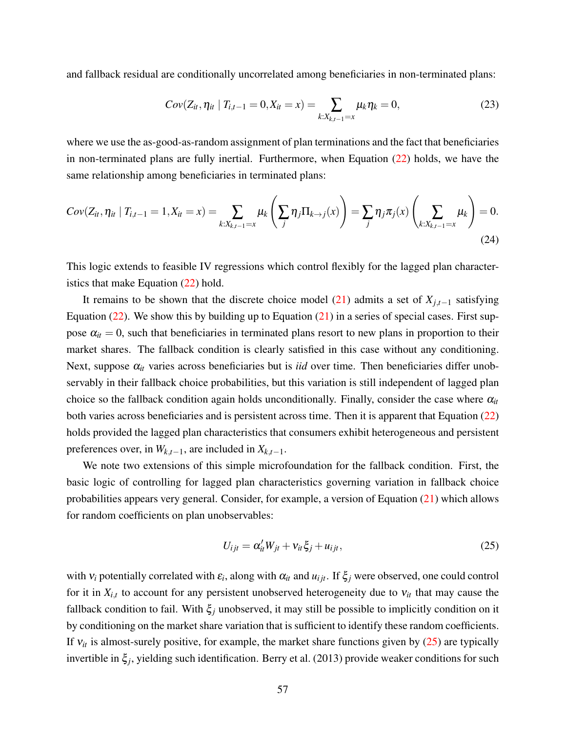and fallback residual are conditionally uncorrelated among beneficiaries in non-terminated plans:

$$Cov(Z_{it}, \eta_{it} \mid T_{i,t-1} = 0, X_{it} = x) = \sum_{k: X_{k,t-1} = x} \mu_k \eta_k = 0, \tag{23}$$

where we use the as-good-as-random assignment of plan terminations and the fact that beneficiaries in non-terminated plans are fully inertial. Furthermore, when Equation (22) holds, we have the same relationship among beneficiaries in terminated plans:

$$Cov(Z_{it}, \eta_{it} \mid T_{i,t-1} = 1, X_{it} = x) = \sum_{k: X_{k,t-1} = x} \mu_k \left( \sum_j \eta_j \Pi_{k \to j}(x) \right) = \sum_j \eta_j \pi_j(x) \left( \sum_{k: X_{k,t-1} = x} \mu_k \right) = 0. \tag{24}$$

This logic extends to feasible IV regressions which control flexibly for the lagged plan characteristics that make Equation (22) hold.

It remains to be shown that the discrete choice model (21) admits a set of $X_{j,t-1}$ satisfying Equation (22). We show this by building up to Equation (21) in a series of special cases. First suppose $\alpha_{it} = 0$, such that beneficiaries in terminated plans resort to new plans in proportion to their market shares. The fallback condition is clearly satisfied in this case without any conditioning. Next, suppose $\alpha_{it}$ varies across beneficiaries but is *iid* over time. Then beneficiaries differ unobservably in their fallback choice probabilities, but this variation is still independent of lagged plan choice so the fallback condition again holds unconditionally. Finally, consider the case where $\alpha_{it}$ both varies across beneficiaries and is persistent across time. Then it is apparent that Equation (22) holds provided the lagged plan characteristics that consumers exhibit heterogeneous and persistent preferences over, in $W_{k,t-1}$, are included in $X_{k,t-1}$.

We note two extensions of this simple microfoundation for the fallback condition. First, the basic logic of controlling for lagged plan characteristics governing variation in fallback choice probabilities appears very general. Consider, for example, a version of Equation (21) which allows for random coefficients on plan unobservables:

$$U_{ijt} = \alpha_{it}' W_{jt} + \nu_{it} \xi_j + u_{ijt}, \tag{25}$$

with $\nu_i$ potentially correlated with $\varepsilon_i$, along with $\alpha_{it}$ and $u_{ijt}$. If $\xi_j$ were observed, one could control for it in $X_{i,t}$ to account for any persistent unobserved heterogeneity due to $\nu_{it}$ that may cause the fallback condition to fail. With $\xi_j$ unobserved, it may still be possible to implicitly condition on it by conditioning on the market share variation that is sufficient to identify these random coefficients. If $\nu_{it}$ is almost-surely positive, for example, the market share functions given by (25) are typically invertible in $\xi_j$, yielding such identification. Berry et al. (2013) provide weaker conditions for such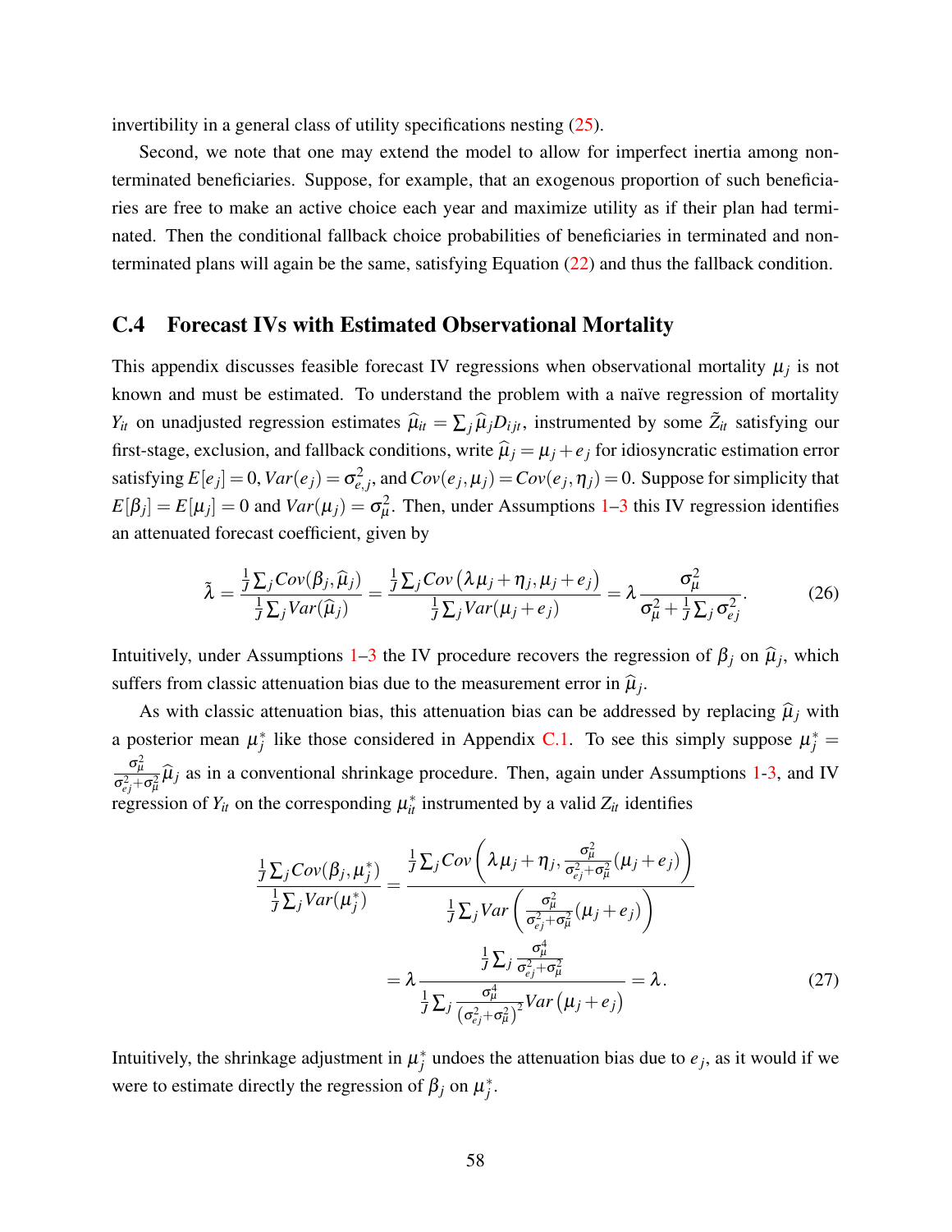invertibility in a general class of utility specifications nesting (25).

Second, we note that one may extend the model to allow for imperfect inertia among non-terminated beneficiaries. Suppose, for example, that an exogenous proportion of such beneficiaries are free to make an active choice each year and maximize utility as if their plan had terminated. Then the conditional fallback choice probabilities of beneficiaries in terminated and non-terminated plans will again be the same, satisfying Equation (22) and thus the fallback condition.

## C.4 Forecast IVs with Estimated Observational Mortality

This appendix discusses feasible forecast IV regressions when observational mortality $\mu_j$ is not known and must be estimated. To understand the problem with a naïve regression of mortality $Y_{it}$ on unadjusted regression estimates $\widehat{\mu}_{it} = \sum_j \widehat{\mu}_j D_{ijt}$, instrumented by some $\tilde{Z}_{it}$ satisfying our first-stage, exclusion, and fallback conditions, write $\widehat{\mu}_j = \mu_j + e_j$ for idiosyncratic estimation error satisfying $E[e_j] = 0$, $Var(e_j) = \sigma^2_{e,j}$, and $Cov(e_j, \mu_j) = Cov(e_j, \eta_j) = 0$. Suppose for simplicity that $E[\beta_j] = E[\mu_j] = 0$ and $Var(\mu_j) = \sigma^2_\mu$. Then, under Assumptions 1–3 this IV regression identifies an attenuated forecast coefficient, given by

$$\tilde{\lambda} = \frac{\frac{1}{J}\sum_j Cov(\beta_j, \widehat{\mu}_j)}{\frac{1}{J}\sum_j Var(\widehat{\mu}_j)} = \frac{\frac{1}{J}\sum_j Cov\left(\lambda \mu_j + \eta_j, \mu_j + e_j\right)}{\frac{1}{J}\sum_j Var(\mu_j + e_j)} = \lambda \frac{\sigma^2_\mu}{\sigma^2_\mu + \frac{1}{J}\sum_j \sigma^2_{ej}}. \tag{26}$$

Intuitively, under Assumptions 1–3 the IV procedure recovers the regression of $\beta_j$ on $\widehat{\mu}_j$, which suffers from classic attenuation bias due to the measurement error in $\widehat{\mu}_j$.

As with classic attenuation bias, this attenuation bias can be addressed by replacing $\widehat{\mu}_j$ with a posterior mean $\mu^*_j$ like those considered in Appendix C.1. To see this simply suppose $\mu^*_j = \frac{\sigma^2_\mu}{\sigma^2_{ej} + \sigma^2_\mu}\widehat{\mu}_j$ as in a conventional shrinkage procedure. Then, again under Assumptions 1-3, and IV regression of $Y_{it}$ on the corresponding $\mu^*_{it}$ instrumented by a valid $Z_{it}$ identifies

$$\begin{aligned}
\frac{\frac{1}{J}\sum_j Cov(\beta_j, \mu^*_j)}{\frac{1}{J}\sum_j Var(\mu^*_j)} &= \frac{\frac{1}{J}\sum_j Cov\left(\lambda \mu_j + \eta_j, \frac{\sigma^2_\mu}{\sigma^2_{ej} + \sigma^2_\mu}(\mu_j + e_j)\right)}{\frac{1}{J}\sum_j Var\left(\frac{\sigma^2_\mu}{\sigma^2_{ej} + \sigma^2_\mu}(\mu_j + e_j)\right)} \\
&= \lambda \frac{\frac{1}{J}\sum_j \frac{\sigma^4_\mu}{\sigma^2_{ej} + \sigma^2_\mu}}{\frac{1}{J}\sum_j \frac{\sigma^4_\mu}{(\sigma^2_{ej} + \sigma^2_\mu)^2} Var\left(\mu_j + e_j\right)} = \lambda.
\end{aligned} \tag{27}$$

Intuitively, the shrinkage adjustment in $\mu^*_j$ undoes the attenuation bias due to $e_j$, as it would if we were to estimate directly the regression of $\beta_j$ on $\mu^*_j$.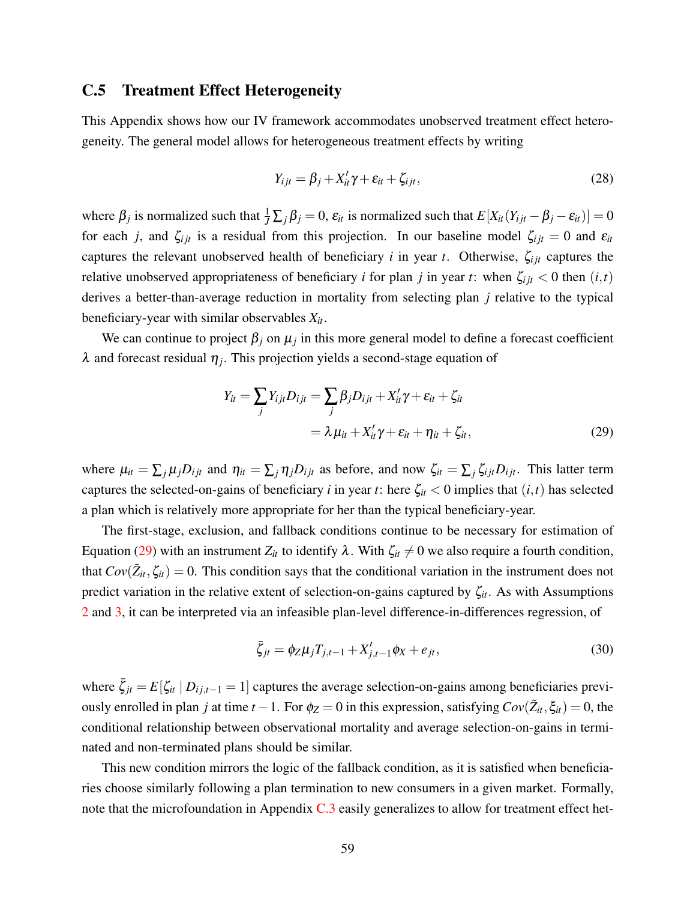## C.5 Treatment Effect Heterogeneity

This Appendix shows how our IV framework accommodates unobserved treatment effect heterogeneity. The general model allows for heterogeneous treatment effects by writing

$$Y_{ijt} = \beta_j + X_{it}'\gamma + \varepsilon_{it} + \zeta_{ijt}, \tag{28}$$

where $\beta_j$ is normalized such that $\frac{1}{J}\sum_j \beta_j = 0$, $\varepsilon_{it}$ is normalized such that $E[X_{it}(Y_{ijt} - \beta_j - \varepsilon_{it})] = 0$ for each $j$, and $\zeta_{ijt}$ is a residual from this projection. In our baseline model $\zeta_{ijt} = 0$ and $\varepsilon_{it}$ captures the relevant unobserved health of beneficiary $i$ in year $t$. Otherwise, $\zeta_{ijt}$ captures the relative unobserved appropriateness of beneficiary $i$ for plan $j$ in year $t$: when $\zeta_{ijt} < 0$ then $(i,t)$ derives a better-than-average reduction in mortality from selecting plan $j$ relative to the typical beneficiary-year with similar observables $X_{it}$.

We can continue to project $\beta_j$ on $\mu_j$ in this more general model to define a forecast coefficient $\lambda$ and forecast residual $\eta_j$. This projection yields a second-stage equation of

$$\begin{aligned} Y_{it} = \sum_j Y_{ijt} D_{ijt} &= \sum_j \beta_j D_{ijt} + X_{it}'\gamma + \varepsilon_{it} + \zeta_{it} \\ &= \lambda \mu_{it} + X_{it}'\gamma + \varepsilon_{it} + \eta_{it} + \zeta_{it}, \end{aligned} \tag{29}$$

where $\mu_{it} = \sum_j \mu_j D_{ijt}$ and $\eta_{it} = \sum_j \eta_j D_{ijt}$ as before, and now $\zeta_{it} = \sum_j \zeta_{ijt} D_{ijt}$. This latter term captures the selected-on-gains of beneficiary $i$ in year $t$: here $\zeta_{it} < 0$ implies that $(i,t)$ has selected a plan which is relatively more appropriate for her than the typical beneficiary-year.

The first-stage, exclusion, and fallback conditions continue to be necessary for estimation of Equation (29) with an instrument $Z_{it}$ to identify $\lambda$. With $\zeta_{it} \neq 0$ we also require a fourth condition, that $Cov(\tilde{Z}_{it}, \zeta_{it}) = 0$. This condition says that the conditional variation in the instrument does not predict variation in the relative extent of selection-on-gains captured by $\zeta_{it}$. As with Assumptions 2 and 3, it can be interpreted via an infeasible plan-level difference-in-differences regression, of

$$\bar{\zeta}_{jt} = \phi_Z \mu_j T_{j,t-1} + X_{j,t-1}'\phi_X + e_{jt}, \tag{30}$$

where $\bar{\zeta}_{jt} = E[\zeta_{it} \mid D_{ij,t-1} = 1]$ captures the average selection-on-gains among beneficiaries previously enrolled in plan $j$ at time $t-1$. For $\phi_Z = 0$ in this expression, satisfying $Cov(\tilde{Z}_{it}, \xi_{it}) = 0$, the conditional relationship between observational mortality and average selection-on-gains in terminated and non-terminated plans should be similar.

This new condition mirrors the logic of the fallback condition, as it is satisfied when beneficiaries choose similarly following a plan termination to new consumers in a given market. Formally, note that the microfoundation in Appendix C.3 easily generalizes to allow for treatment effect het-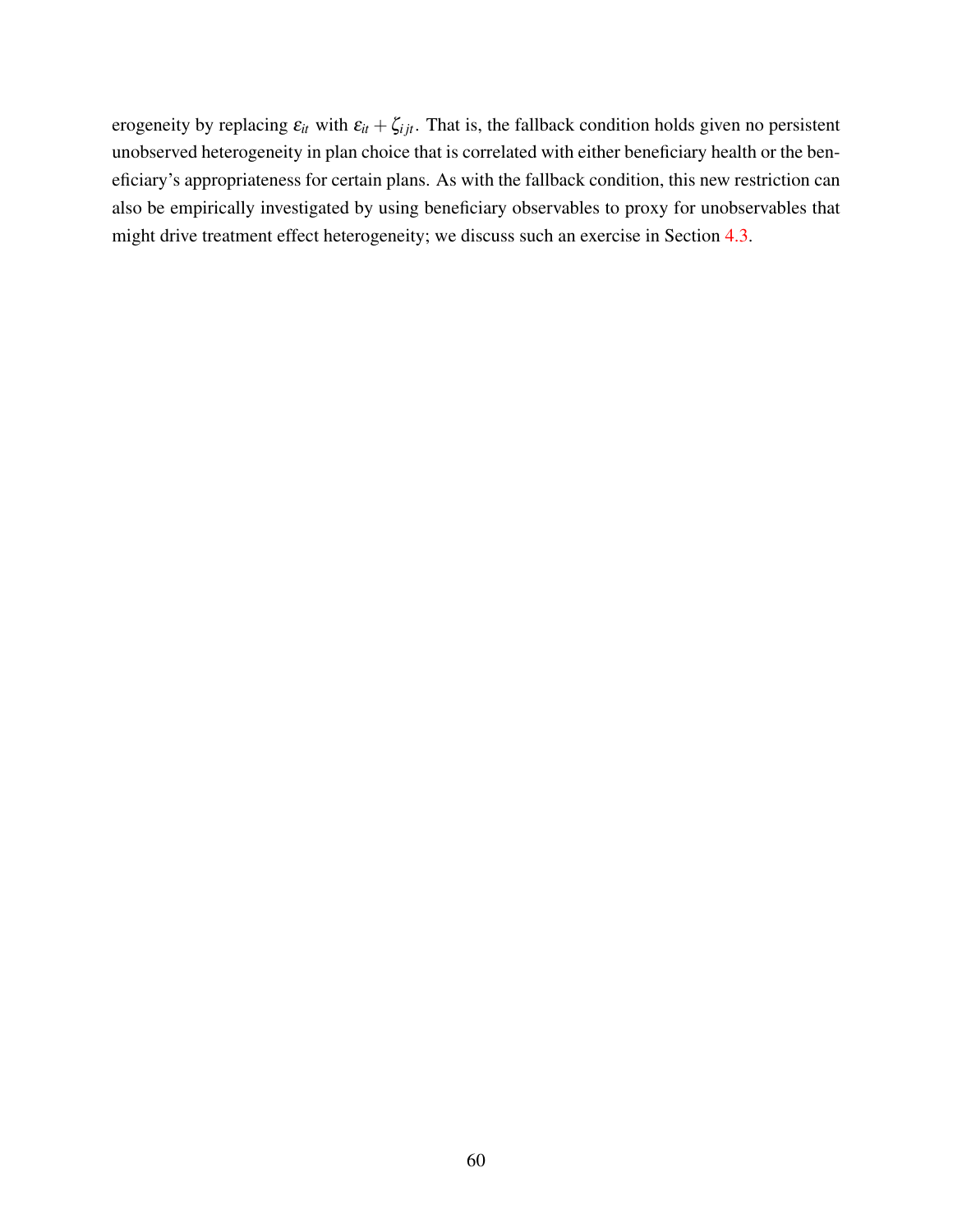erogeneity by replacing $\varepsilon_{it}$ with $\varepsilon_{it} + \zeta_{ijt}$. That is, the fallback condition holds given no persistent unobserved heterogeneity in plan choice that is correlated with either beneficiary health or the beneficiary's appropriateness for certain plans. As with the fallback condition, this new restriction can also be empirically investigated by using beneficiary observables to proxy for unobservables that might drive treatment effect heterogeneity; we discuss such an exercise in Section 4.3.